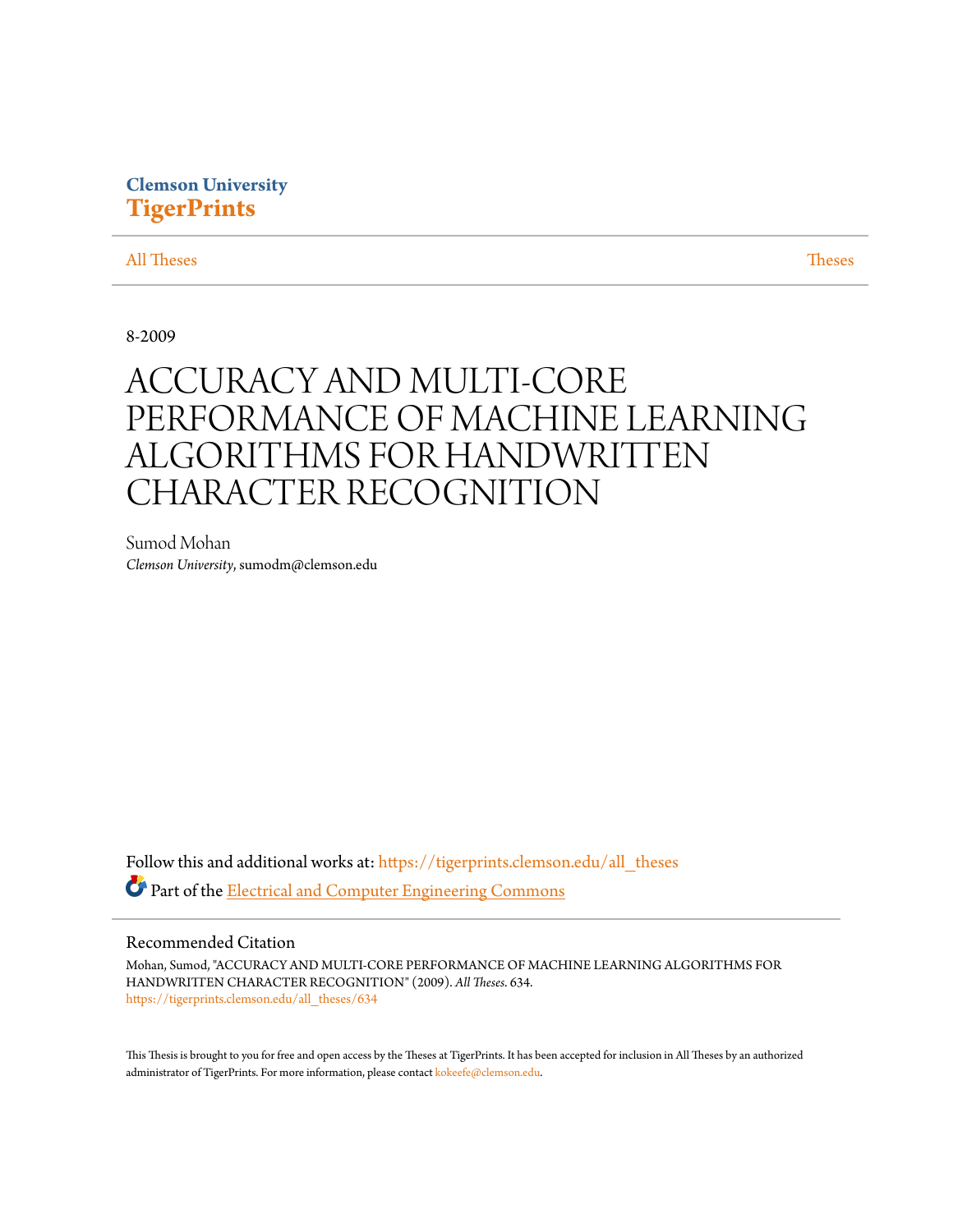Clemson University
**TigerPrints**

All Theses | Theses

8-2009

# ACCURACY AND MULTI-CORE PERFORMANCE OF MACHINE LEARNING ALGORITHMS FOR HANDWRITTEN CHARACTER RECOGNITION

Sumod Mohan
*Clemson University*, sumodm@clemson.edu

Follow this and additional works at: https://tigerprints.clemson.edu/all_theses

Part of the Electrical and Computer Engineering Commons

## Recommended Citation

Mohan, Sumod, "ACCURACY AND MULTI-CORE PERFORMANCE OF MACHINE LEARNING ALGORITHMS FOR HANDWRITTEN CHARACTER RECOGNITION" (2009). *All Theses*. 634.
https://tigerprints.clemson.edu/all_theses/634

This Thesis is brought to you for free and open access by the Theses at TigerPrints. It has been accepted for inclusion in All Theses by an authorized administrator of TigerPrints. For more information, please contact kokeefe@clemson.edu.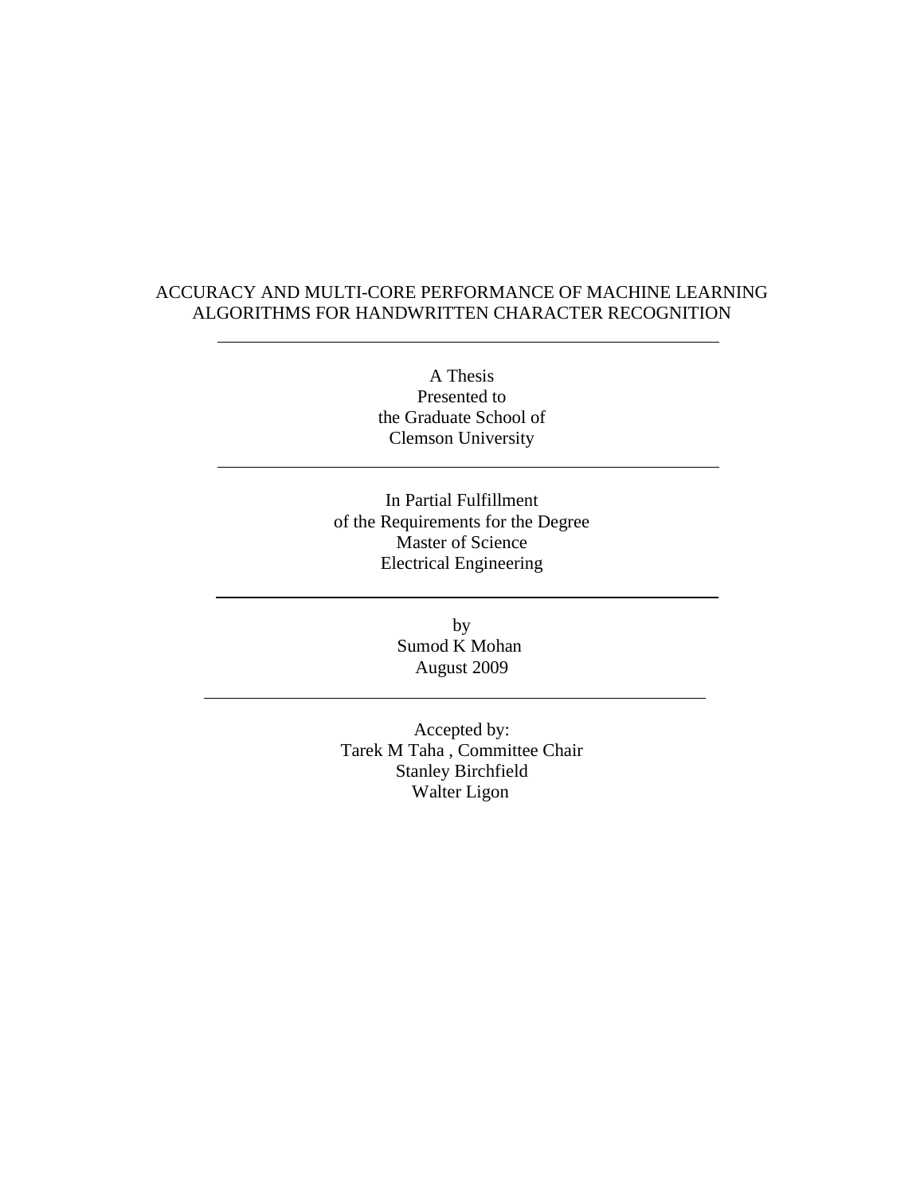# ACCURACY AND MULTI-CORE PERFORMANCE OF MACHINE LEARNING ALGORITHMS FOR HANDWRITTEN CHARACTER RECOGNITION

---

A Thesis
Presented to
the Graduate School of
Clemson University

---

In Partial Fulfillment
of the Requirements for the Degree
Master of Science
Electrical Engineering

---

by
Sumod K Mohan
August 2009

---

Accepted by:
Tarek M Taha , Committee Chair
Stanley Birchfield
Walter Ligon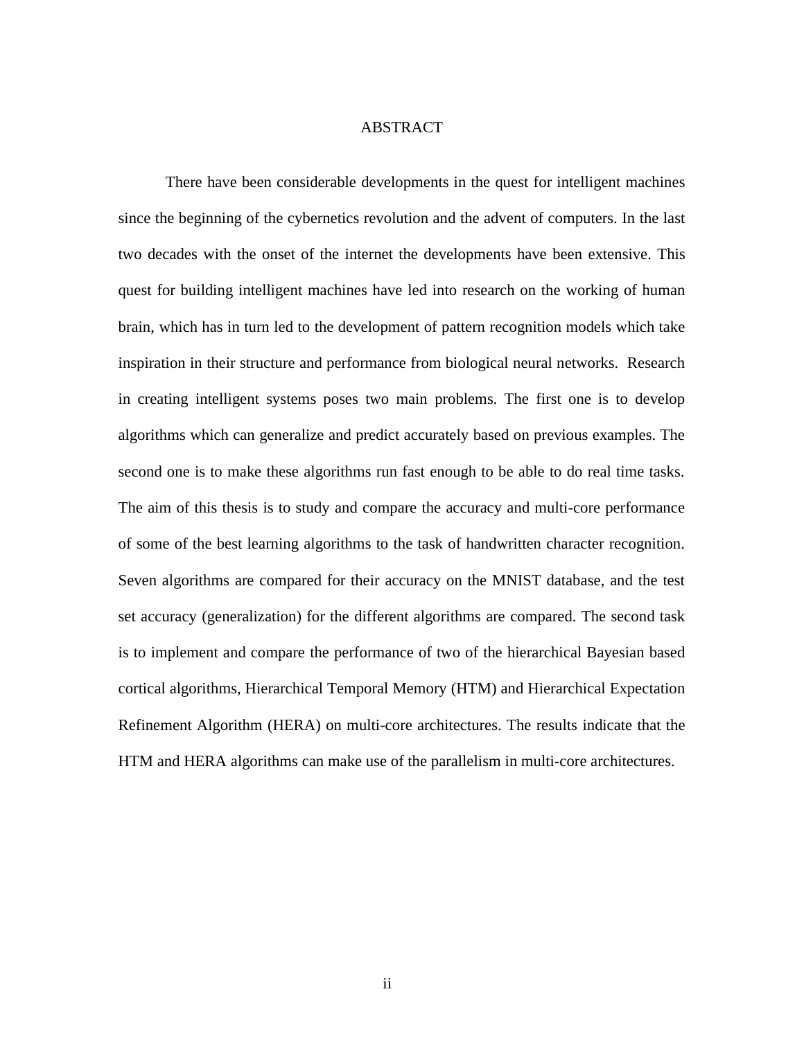# ABSTRACT

There have been considerable developments in the quest for intelligent machines since the beginning of the cybernetics revolution and the advent of computers. In the last two decades with the onset of the internet the developments have been extensive. This quest for building intelligent machines have led into research on the working of human brain, which has in turn led to the development of pattern recognition models which take inspiration in their structure and performance from biological neural networks. Research in creating intelligent systems poses two main problems. The first one is to develop algorithms which can generalize and predict accurately based on previous examples. The second one is to make these algorithms run fast enough to be able to do real time tasks. The aim of this thesis is to study and compare the accuracy and multi-core performance of some of the best learning algorithms to the task of handwritten character recognition. Seven algorithms are compared for their accuracy on the MNIST database, and the test set accuracy (generalization) for the different algorithms are compared. The second task is to implement and compare the performance of two of the hierarchical Bayesian based cortical algorithms, Hierarchical Temporal Memory (HTM) and Hierarchical Expectation Refinement Algorithm (HERA) on multi-core architectures. The results indicate that the HTM and HERA algorithms can make use of the parallelism in multi-core architectures.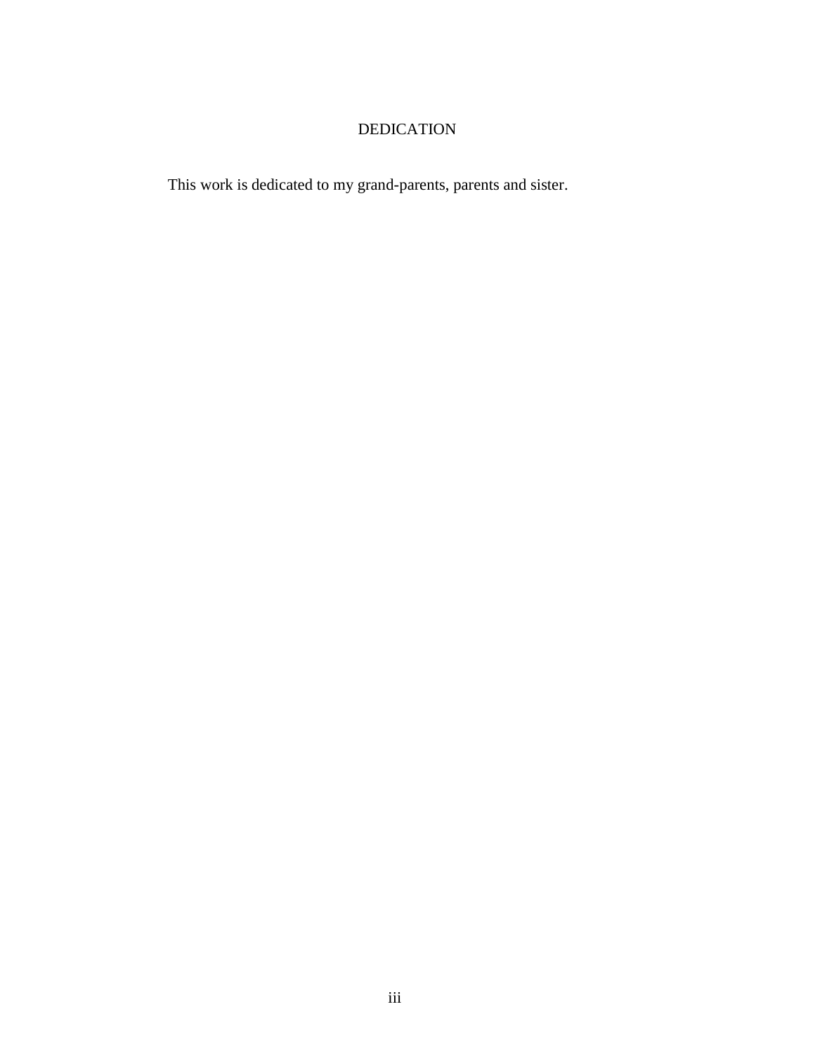# DEDICATION

This work is dedicated to my grand-parents, parents and sister.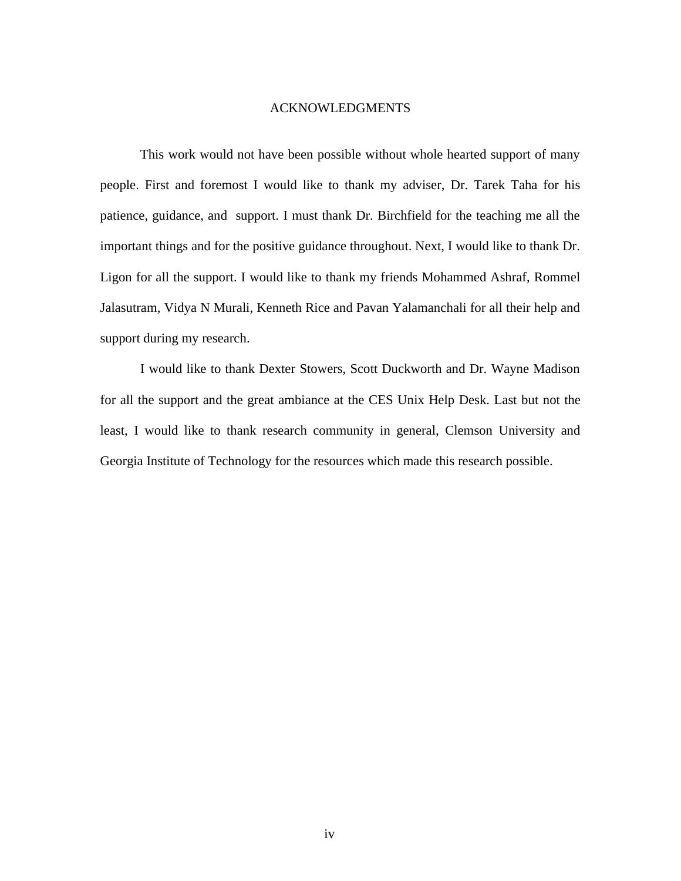# ACKNOWLEDGMENTS

This work would not have been possible without whole hearted support of many people. First and foremost I would like to thank my adviser, Dr. Tarek Taha for his patience, guidance, and support. I must thank Dr. Birchfield for the teaching me all the important things and for the positive guidance throughout. Next, I would like to thank Dr. Ligon for all the support. I would like to thank my friends Mohammed Ashraf, Rommel Jalasutram, Vidya N Murali, Kenneth Rice and Pavan Yalamanchali for all their help and support during my research.

I would like to thank Dexter Stowers, Scott Duckworth and Dr. Wayne Madison for all the support and the great ambiance at the CES Unix Help Desk. Last but not the least, I would like to thank research community in general, Clemson University and Georgia Institute of Technology for the resources which made this research possible.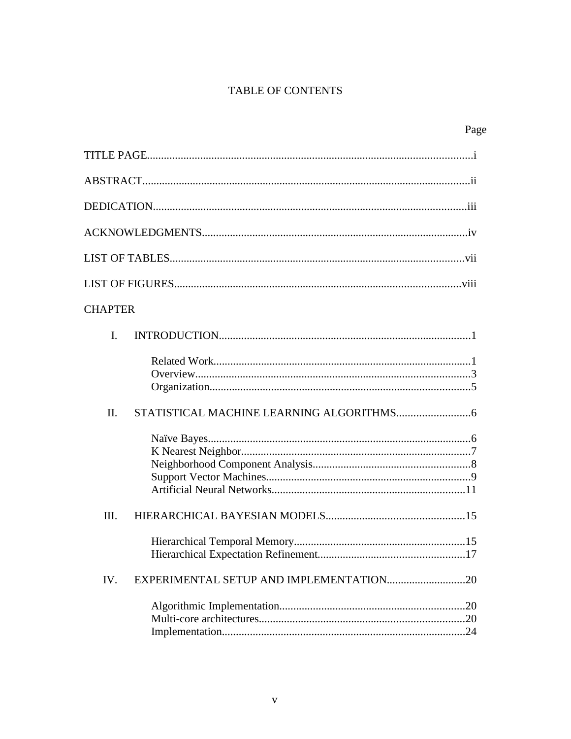# TABLE OF CONTENTS

Page

TITLE PAGE....................................................................................................................i

ABSTRACT....................................................................................................................ii

DEDICATION................................................................................................................iii

ACKNOWLEDGMENTS..............................................................................................iv

LIST OF TABLES.........................................................................................................vii

LIST OF FIGURES......................................................................................................viii

CHAPTER

I. INTRODUCTION..........................................................................................1

- Related Work...........................................................................................1
- Overview..................................................................................................3
- Organization............................................................................................5

II. STATISTICAL MACHINE LEARNING ALGORITHMS..........................6

- Naïve Bayes.............................................................................................6
- K Nearest Neighbor.................................................................................7
- Neighborhood Component Analysis........................................................8
- Support Vector Machines.........................................................................9
- Artificial Neural Networks.....................................................................11

III. HIERARCHICAL BAYESIAN MODELS.................................................15

- Hierarchical Temporal Memory.............................................................15
- Hierarchical Expectation Refinement....................................................17

IV. EXPERIMENTAL SETUP AND IMPLEMENTATION............................20

- Algorithmic Implementation..................................................................20
- Multi-core architectures.........................................................................20
- Implementation......................................................................................24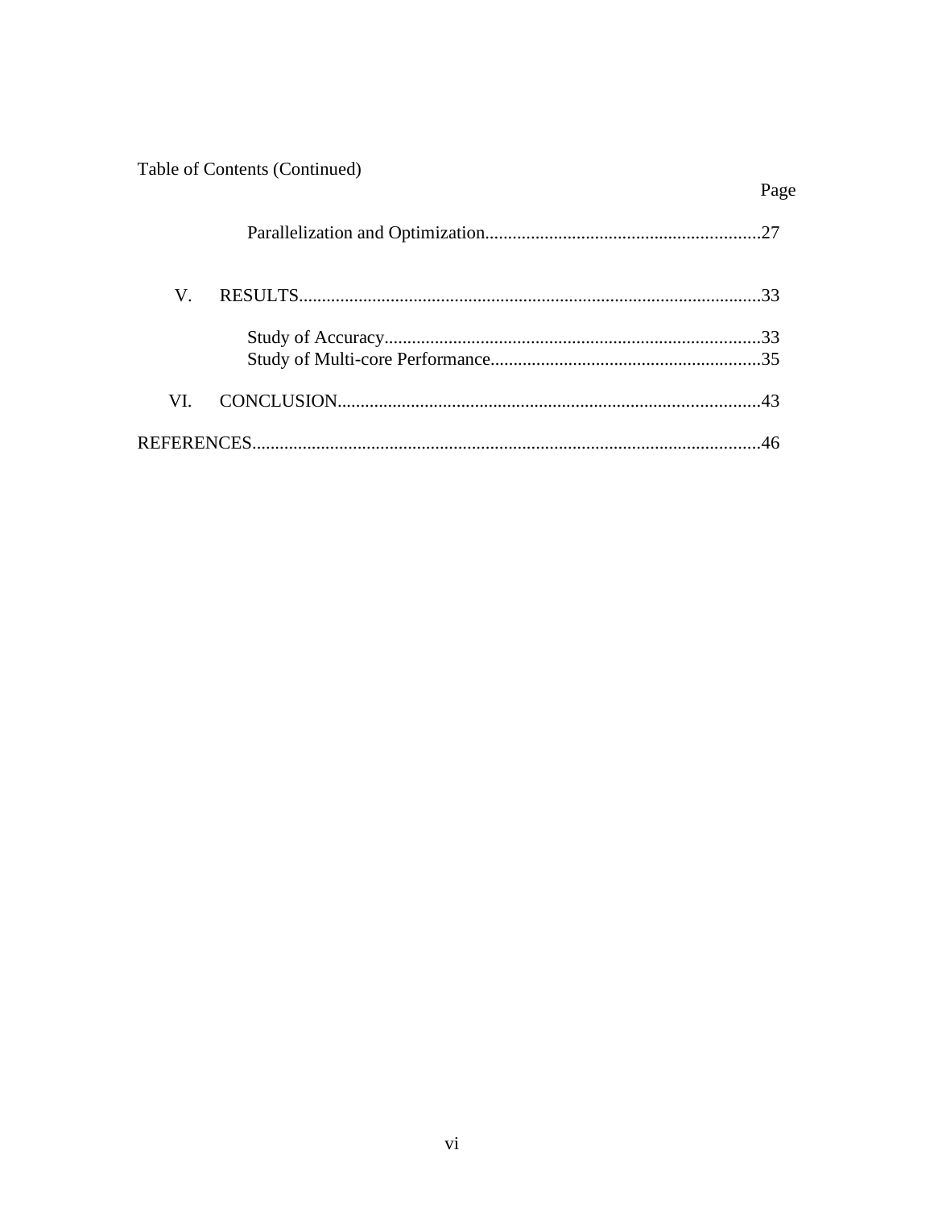Table of Contents (Continued)

| | | Page |
|---|---|---|
| | Parallelization and Optimization | 27 |
| V. | RESULTS | 33 |
| | Study of Accuracy | 33 |
| | Study of Multi-core Performance | 35 |
| VI. | CONCLUSION | 43 |
| REFERENCES | | 46 |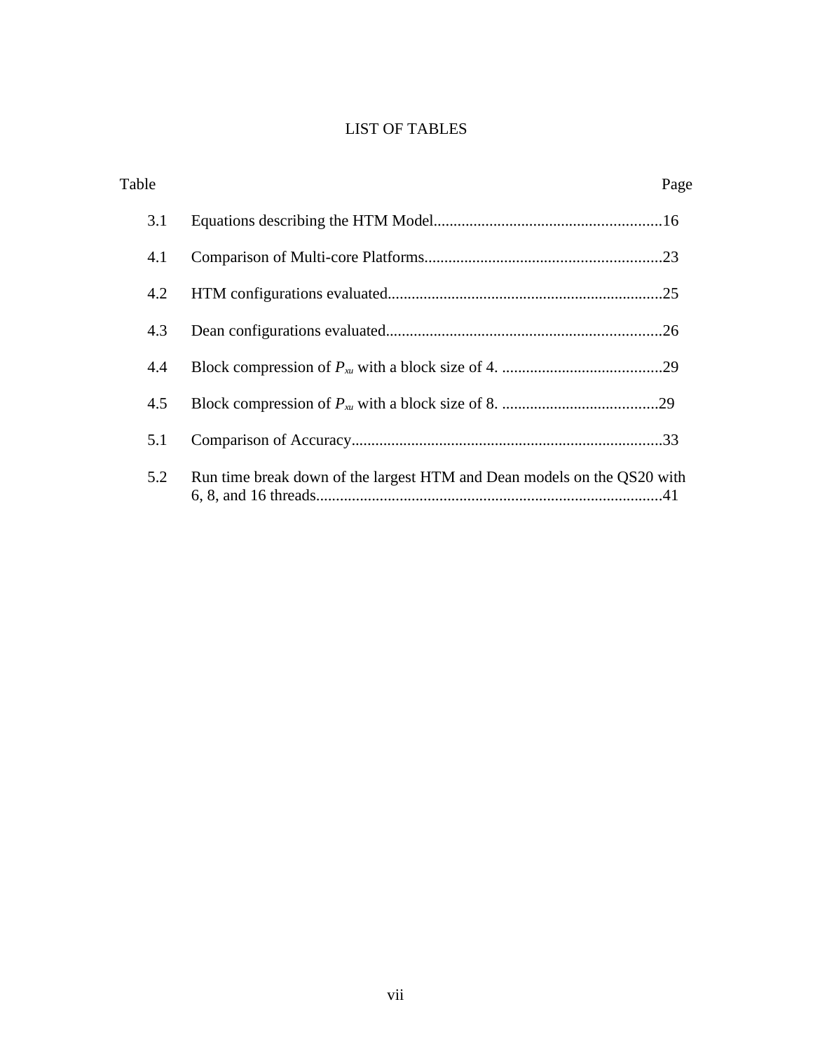# LIST OF TABLES

| Table | | Page |
|---|---|---|
| 3.1 | Equations describing the HTM Model | 16 |
| 4.1 | Comparison of Multi-core Platforms | 23 |
| 4.2 | HTM configurations evaluated | 25 |
| 4.3 | Dean configurations evaluated | 26 |
| 4.4 | Block compression of $P_{xu}$ with a block size of 4. | 29 |
| 4.5 | Block compression of $P_{xu}$ with a block size of 8. | 29 |
| 5.1 | Comparison of Accuracy | 33 |
| 5.2 | Run time break down of the largest HTM and Dean models on the QS20 with 6, 8, and 16 threads | 41 |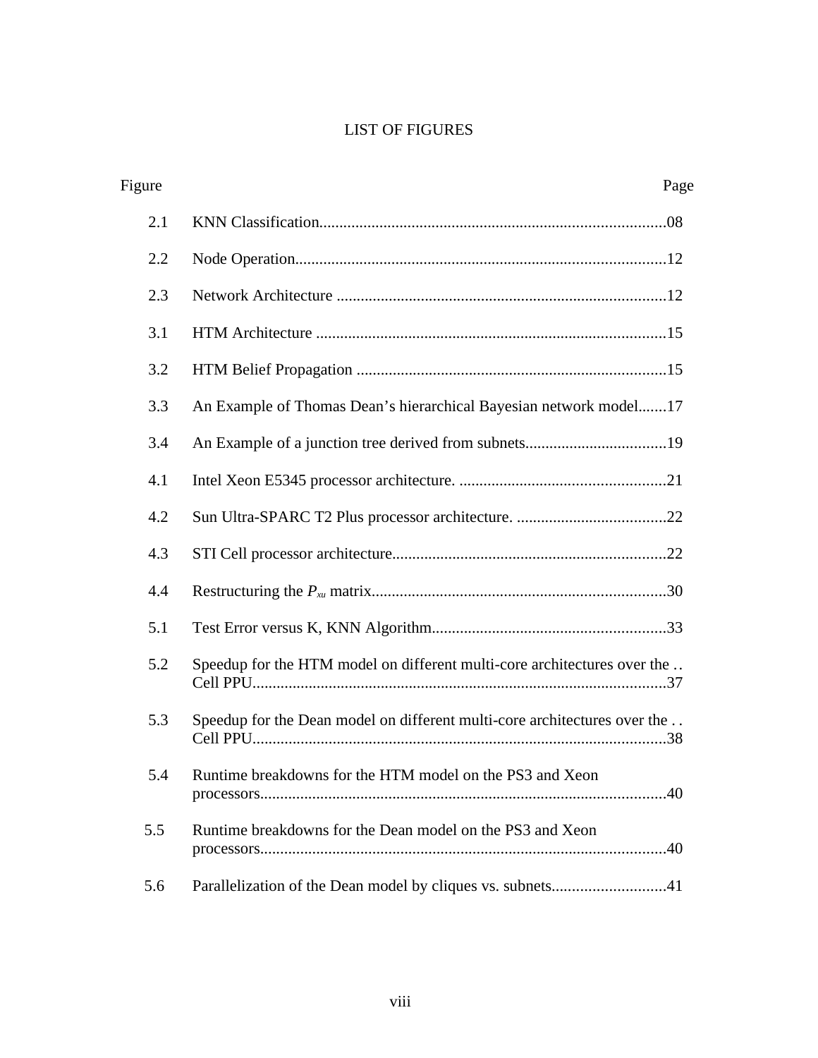# LIST OF FIGURES

| Figure | | Page |
|---|---|---|
| 2.1 | KNN Classification | 08 |
| 2.2 | Node Operation | 12 |
| 2.3 | Network Architecture | 12 |
| 3.1 | HTM Architecture | 15 |
| 3.2 | HTM Belief Propagation | 15 |
| 3.3 | An Example of Thomas Dean's hierarchical Bayesian network model | 17 |
| 3.4 | An Example of a junction tree derived from subnets | 19 |
| 4.1 | Intel Xeon E5345 processor architecture. | 21 |
| 4.2 | Sun Ultra-SPARC T2 Plus processor architecture. | 22 |
| 4.3 | STI Cell processor architecture | 22 |
| 4.4 | Restructuring the $P_{xu}$ matrix | 30 |
| 5.1 | Test Error versus K, KNN Algorithm | 33 |
| 5.2 | Speedup for the HTM model on different multi-core architectures over the Cell PPU | 37 |
| 5.3 | Speedup for the Dean model on different multi-core architectures over the Cell PPU | 38 |
| 5.4 | Runtime breakdowns for the HTM model on the PS3 and Xeon processors | 40 |
| 5.5 | Runtime breakdowns for the Dean model on the PS3 and Xeon processors | 40 |
| 5.6 | Parallelization of the Dean model by cliques vs. subnets | 41 |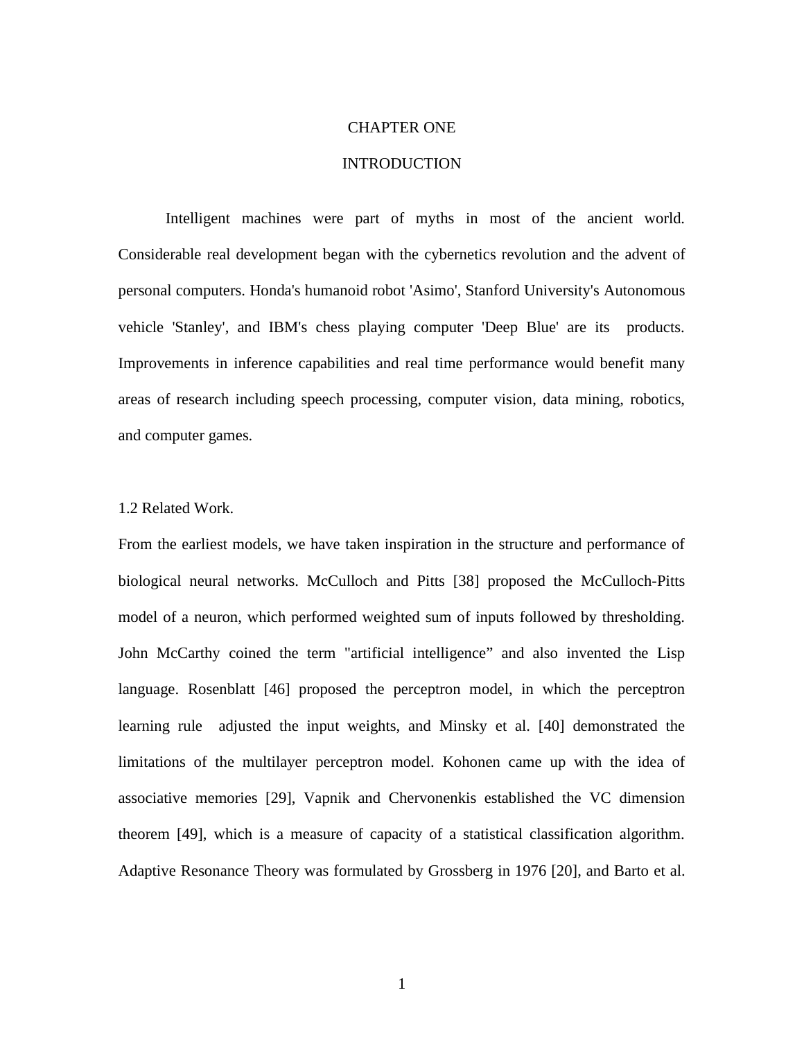# CHAPTER ONE

# INTRODUCTION

Intelligent machines were part of myths in most of the ancient world. Considerable real development began with the cybernetics revolution and the advent of personal computers. Honda's humanoid robot 'Asimo', Stanford University's Autonomous vehicle 'Stanley', and IBM's chess playing computer 'Deep Blue' are its products. Improvements in inference capabilities and real time performance would benefit many areas of research including speech processing, computer vision, data mining, robotics, and computer games.

## 1.2 Related Work.

From the earliest models, we have taken inspiration in the structure and performance of biological neural networks. McCulloch and Pitts [38] proposed the McCulloch-Pitts model of a neuron, which performed weighted sum of inputs followed by thresholding. John McCarthy coined the term "artificial intelligence" and also invented the Lisp language. Rosenblatt [46] proposed the perceptron model, in which the perceptron learning rule adjusted the input weights, and Minsky et al. [40] demonstrated the limitations of the multilayer perceptron model. Kohonen came up with the idea of associative memories [29], Vapnik and Chervonenkis established the VC dimension theorem [49], which is a measure of capacity of a statistical classification algorithm. Adaptive Resonance Theory was formulated by Grossberg in 1976 [20], and Barto et al.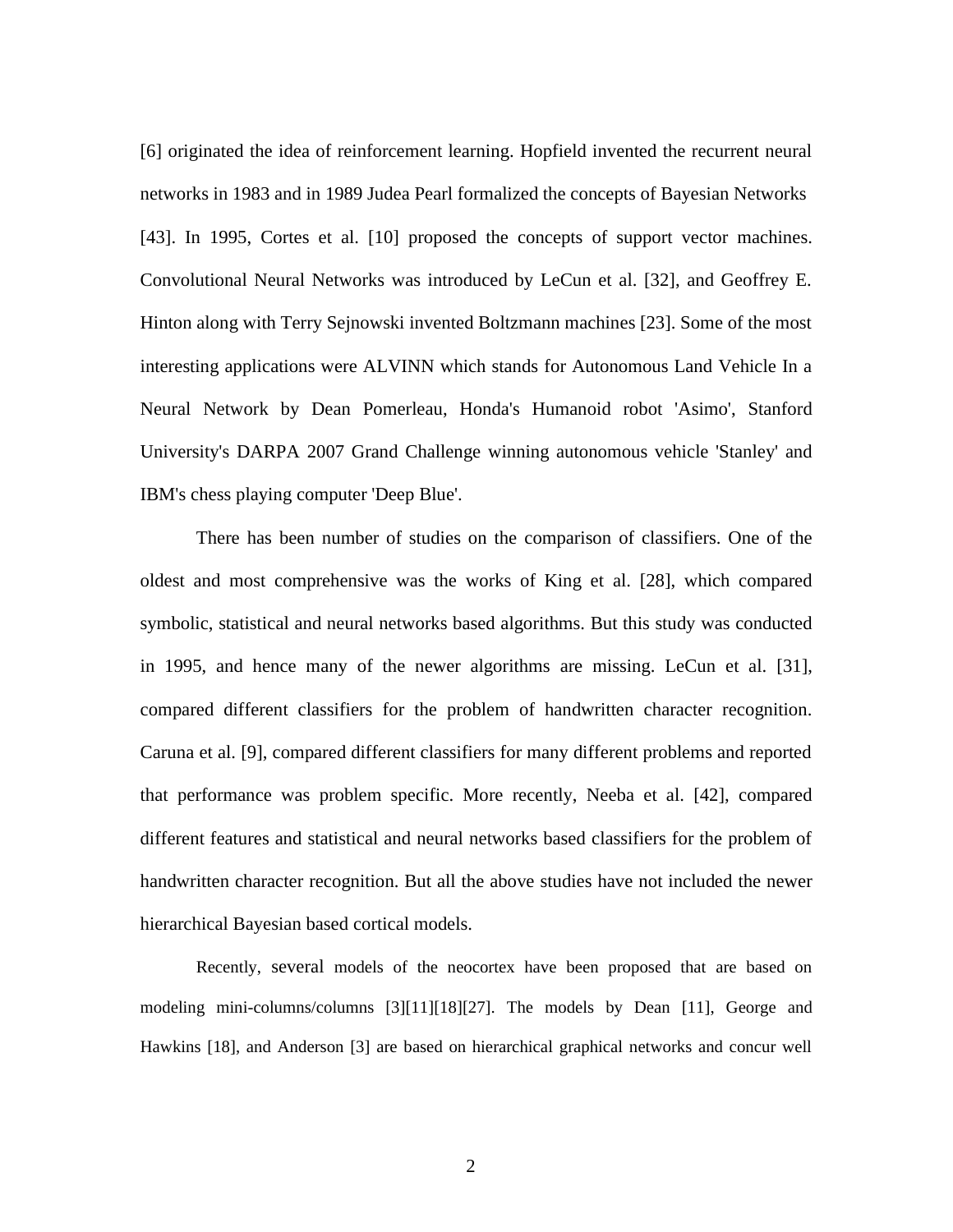[6] originated the idea of reinforcement learning. Hopfield invented the recurrent neural networks in 1983 and in 1989 Judea Pearl formalized the concepts of Bayesian Networks [43]. In 1995, Cortes et al. [10] proposed the concepts of support vector machines. Convolutional Neural Networks was introduced by LeCun et al. [32], and Geoffrey E. Hinton along with Terry Sejnowski invented Boltzmann machines [23]. Some of the most interesting applications were ALVINN which stands for Autonomous Land Vehicle In a Neural Network by Dean Pomerleau, Honda's Humanoid robot 'Asimo', Stanford University's DARPA 2007 Grand Challenge winning autonomous vehicle 'Stanley' and IBM's chess playing computer 'Deep Blue'.

There has been number of studies on the comparison of classifiers. One of the oldest and most comprehensive was the works of King et al. [28], which compared symbolic, statistical and neural networks based algorithms. But this study was conducted in 1995, and hence many of the newer algorithms are missing. LeCun et al. [31], compared different classifiers for the problem of handwritten character recognition. Caruna et al. [9], compared different classifiers for many different problems and reported that performance was problem specific. More recently, Neeba et al. [42], compared different features and statistical and neural networks based classifiers for the problem of handwritten character recognition. But all the above studies have not included the newer hierarchical Bayesian based cortical models.

Recently, several models of the neocortex have been proposed that are based on modeling mini-columns/columns [3][11][18][27]. The models by Dean [11], George and Hawkins [18], and Anderson [3] are based on hierarchical graphical networks and concur well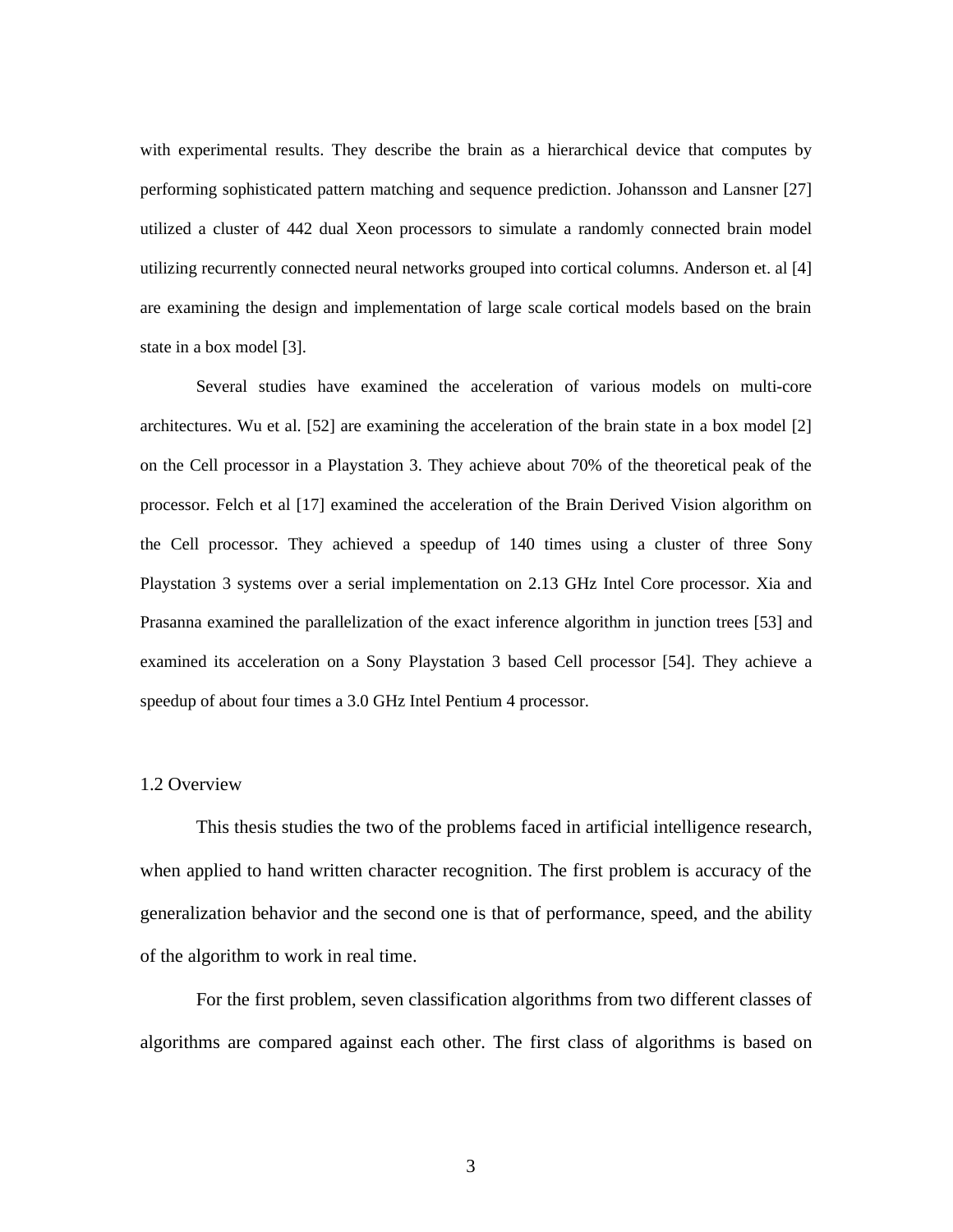with experimental results. They describe the brain as a hierarchical device that computes by performing sophisticated pattern matching and sequence prediction. Johansson and Lansner [27] utilized a cluster of 442 dual Xeon processors to simulate a randomly connected brain model utilizing recurrently connected neural networks grouped into cortical columns. Anderson et. al [4] are examining the design and implementation of large scale cortical models based on the brain state in a box model [3].

Several studies have examined the acceleration of various models on multi-core architectures. Wu et al. [52] are examining the acceleration of the brain state in a box model [2] on the Cell processor in a Playstation 3. They achieve about 70% of the theoretical peak of the processor. Felch et al [17] examined the acceleration of the Brain Derived Vision algorithm on the Cell processor. They achieved a speedup of 140 times using a cluster of three Sony Playstation 3 systems over a serial implementation on 2.13 GHz Intel Core processor. Xia and Prasanna examined the parallelization of the exact inference algorithm in junction trees [53] and examined its acceleration on a Sony Playstation 3 based Cell processor [54]. They achieve a speedup of about four times a 3.0 GHz Intel Pentium 4 processor.

## 1.2 Overview

This thesis studies the two of the problems faced in artificial intelligence research, when applied to hand written character recognition. The first problem is accuracy of the generalization behavior and the second one is that of performance, speed, and the ability of the algorithm to work in real time.

For the first problem, seven classification algorithms from two different classes of algorithms are compared against each other. The first class of algorithms is based on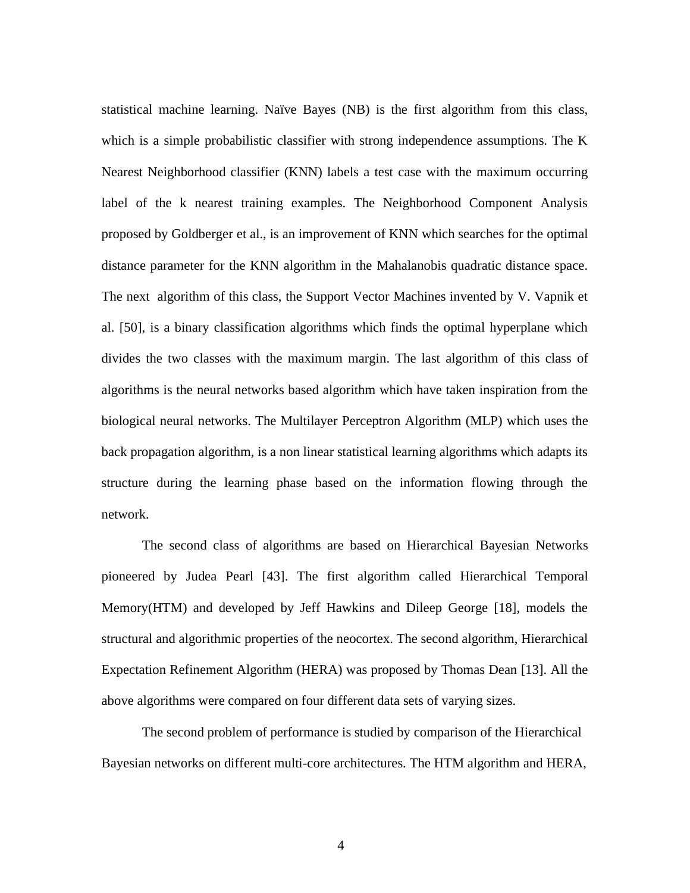statistical machine learning. Naïve Bayes (NB) is the first algorithm from this class, which is a simple probabilistic classifier with strong independence assumptions. The K Nearest Neighborhood classifier (KNN) labels a test case with the maximum occurring label of the k nearest training examples. The Neighborhood Component Analysis proposed by Goldberger et al., is an improvement of KNN which searches for the optimal distance parameter for the KNN algorithm in the Mahalanobis quadratic distance space. The next algorithm of this class, the Support Vector Machines invented by V. Vapnik et al. [50], is a binary classification algorithms which finds the optimal hyperplane which divides the two classes with the maximum margin. The last algorithm of this class of algorithms is the neural networks based algorithm which have taken inspiration from the biological neural networks. The Multilayer Perceptron Algorithm (MLP) which uses the back propagation algorithm, is a non linear statistical learning algorithms which adapts its structure during the learning phase based on the information flowing through the network.

The second class of algorithms are based on Hierarchical Bayesian Networks pioneered by Judea Pearl [43]. The first algorithm called Hierarchical Temporal Memory(HTM) and developed by Jeff Hawkins and Dileep George [18], models the structural and algorithmic properties of the neocortex. The second algorithm, Hierarchical Expectation Refinement Algorithm (HERA) was proposed by Thomas Dean [13]. All the above algorithms were compared on four different data sets of varying sizes.

The second problem of performance is studied by comparison of the Hierarchical Bayesian networks on different multi-core architectures. The HTM algorithm and HERA,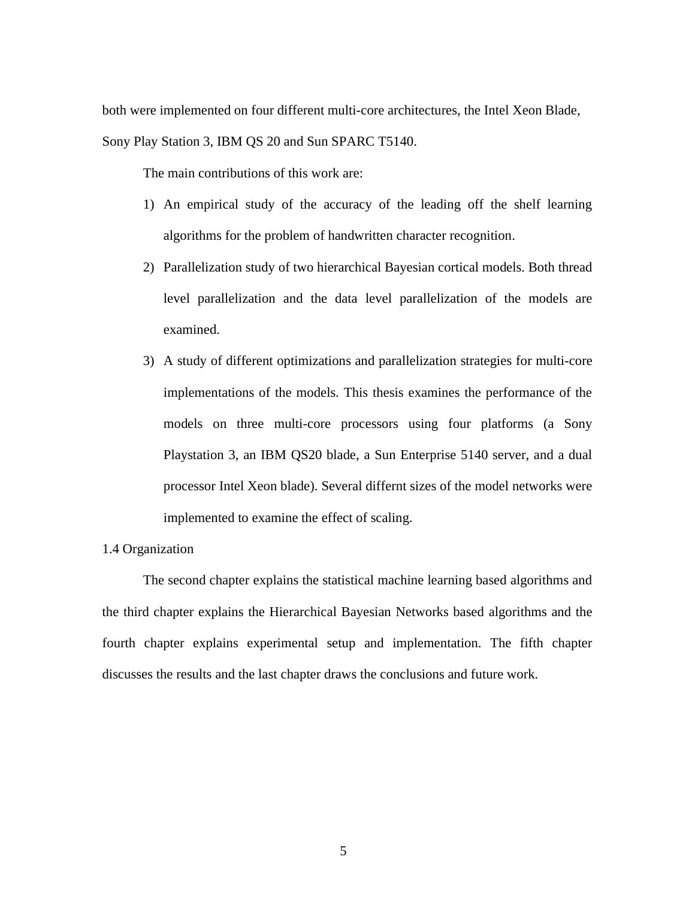both were implemented on four different multi-core architectures, the Intel Xeon Blade, Sony Play Station 3, IBM QS 20 and Sun SPARC T5140.

The main contributions of this work are:

1) An empirical study of the accuracy of the leading off the shelf learning algorithms for the problem of handwritten character recognition.
2) Parallelization study of two hierarchical Bayesian cortical models. Both thread level parallelization and the data level parallelization of the models are examined.
3) A study of different optimizations and parallelization strategies for multi-core implementations of the models. This thesis examines the performance of the models on three multi-core processors using four platforms (a Sony Playstation 3, an IBM QS20 blade, a Sun Enterprise 5140 server, and a dual processor Intel Xeon blade). Several differnt sizes of the model networks were implemented to examine the effect of scaling.

## 1.4 Organization

The second chapter explains the statistical machine learning based algorithms and the third chapter explains the Hierarchical Bayesian Networks based algorithms and the fourth chapter explains experimental setup and implementation. The fifth chapter discusses the results and the last chapter draws the conclusions and future work.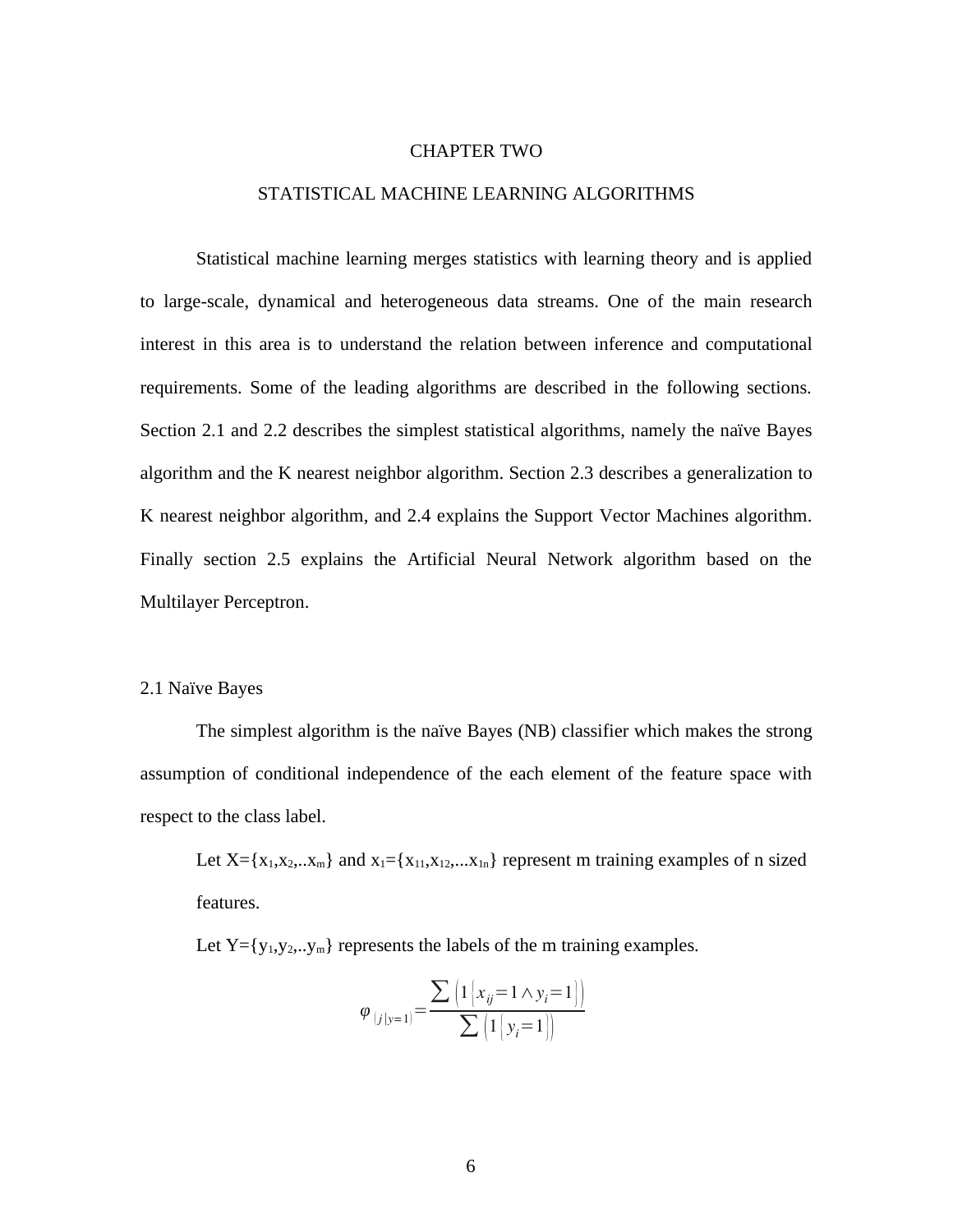# CHAPTER TWO

## STATISTICAL MACHINE LEARNING ALGORITHMS

Statistical machine learning merges statistics with learning theory and is applied to large-scale, dynamical and heterogeneous data streams. One of the main research interest in this area is to understand the relation between inference and computational requirements. Some of the leading algorithms are described in the following sections. Section 2.1 and 2.2 describes the simplest statistical algorithms, namely the naïve Bayes algorithm and the K nearest neighbor algorithm. Section 2.3 describes a generalization to K nearest neighbor algorithm, and 2.4 explains the Support Vector Machines algorithm. Finally section 2.5 explains the Artificial Neural Network algorithm based on the Multilayer Perceptron.

### 2.1 Naïve Bayes

The simplest algorithm is the naïve Bayes (NB) classifier which makes the strong assumption of conditional independence of the each element of the feature space with respect to the class label.

Let $X=\{x_1,x_2,..x_m\}$ and $x_1=\{x_{11},x_{12},...x_{1n}\}$ represent m training examples of n sized features.

Let $Y=\{y_1,y_2,..y_m\}$ represents the labels of the m training examples.

$$\varphi_{(j|y=1)} = \frac{\sum \left(1\left\{x_{ij}=1 \wedge y_i=1\right\}\right)}{\sum \left(1\left\{y_i=1\right\}\right)}$$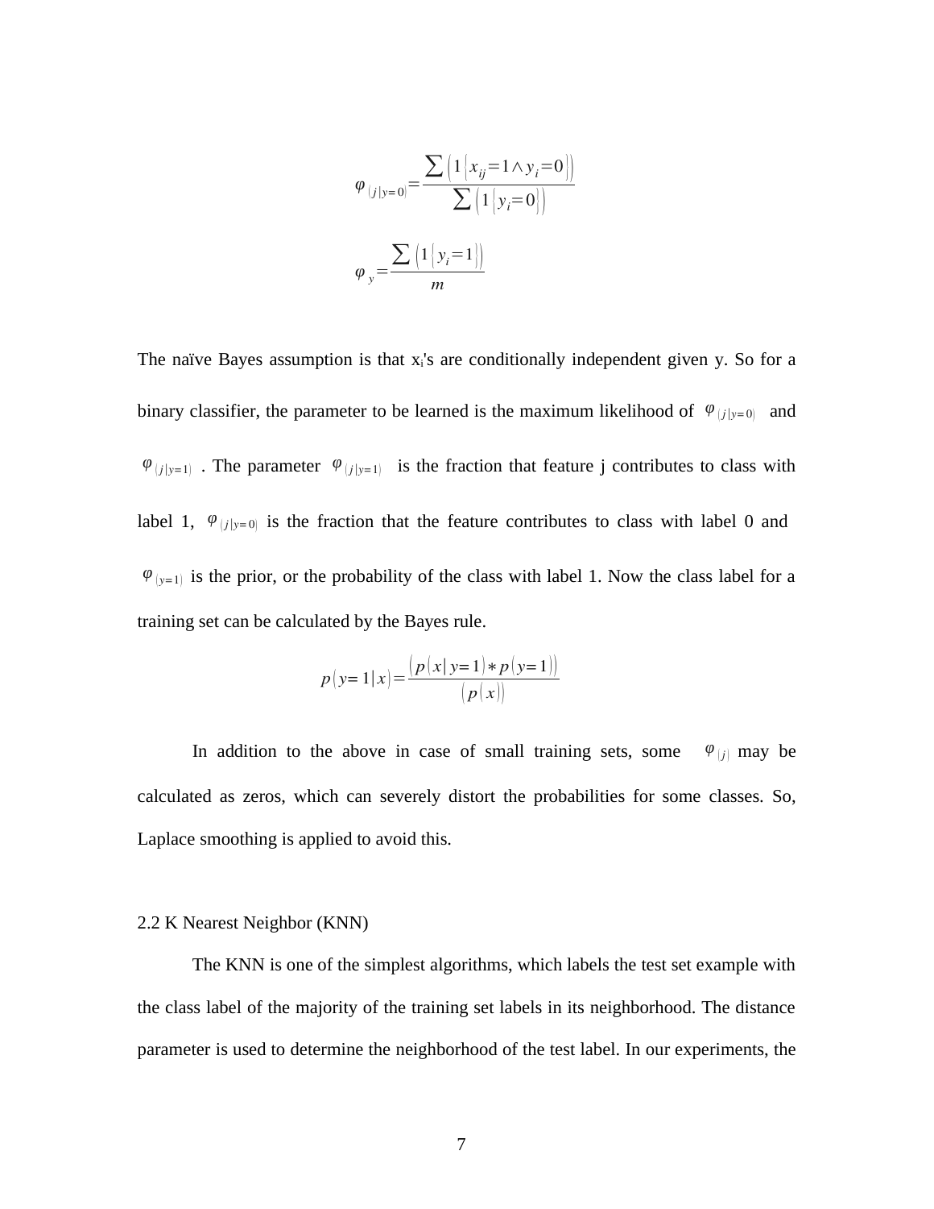$$\varphi_{(j|y=0)} = \frac{\sum \left(1\left\{x_{ij}=1 \wedge y_i=0\right\}\right)}{\sum \left(1\left\{y_i=0\right\}\right)}$$

$$\varphi_y = \frac{\sum \left(1\left\{y_i=1\right\}\right)}{m}$$

The naïve Bayes assumption is that $x_i$'s are conditionally independent given y. So for a binary classifier, the parameter to be learned is the maximum likelihood of $\varphi_{(j|y=0)}$ and $\varphi_{(j|y=1)}$. The parameter $\varphi_{(j|y=1)}$ is the fraction that feature j contributes to class with label 1, $\varphi_{(j|y=0)}$ is the fraction that the feature contributes to class with label 0 and $\varphi_{(y=1)}$ is the prior, or the probability of the class with label 1. Now the class label for a training set can be calculated by the Bayes rule.

$$p(y=1|x) = \frac{\left(p(x|y=1) * p(y=1)\right)}{\left(p(x)\right)}$$

In addition to the above in case of small training sets, some $\varphi_{(j)}$ may be calculated as zeros, which can severely distort the probabilities for some classes. So, Laplace smoothing is applied to avoid this.

2.2 K Nearest Neighbor (KNN)

The KNN is one of the simplest algorithms, which labels the test set example with the class label of the majority of the training set labels in its neighborhood. The distance parameter is used to determine the neighborhood of the test label. In our experiments, the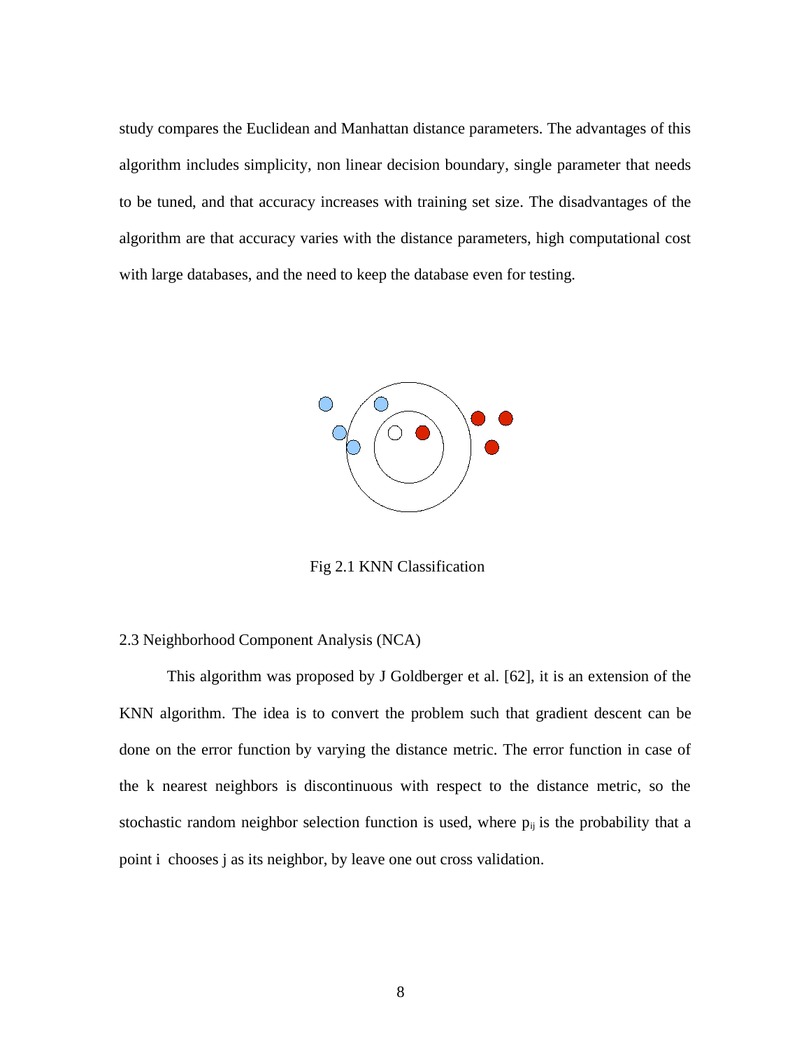study compares the Euclidean and Manhattan distance parameters. The advantages of this algorithm includes simplicity, non linear decision boundary, single parameter that needs to be tuned, and that accuracy increases with training set size. The disadvantages of the algorithm are that accuracy varies with the distance parameters, high computational cost with large databases, and the need to keep the database even for testing.

Fig 2.1 KNN Classification

## 2.3 Neighborhood Component Analysis (NCA)

This algorithm was proposed by J Goldberger et al. [62], it is an extension of the KNN algorithm. The idea is to convert the problem such that gradient descent can be done on the error function by varying the distance metric. The error function in case of the k nearest neighbors is discontinuous with respect to the distance metric, so the stochastic random neighbor selection function is used, where $p_{ij}$ is the probability that a point i chooses j as its neighbor, by leave one out cross validation.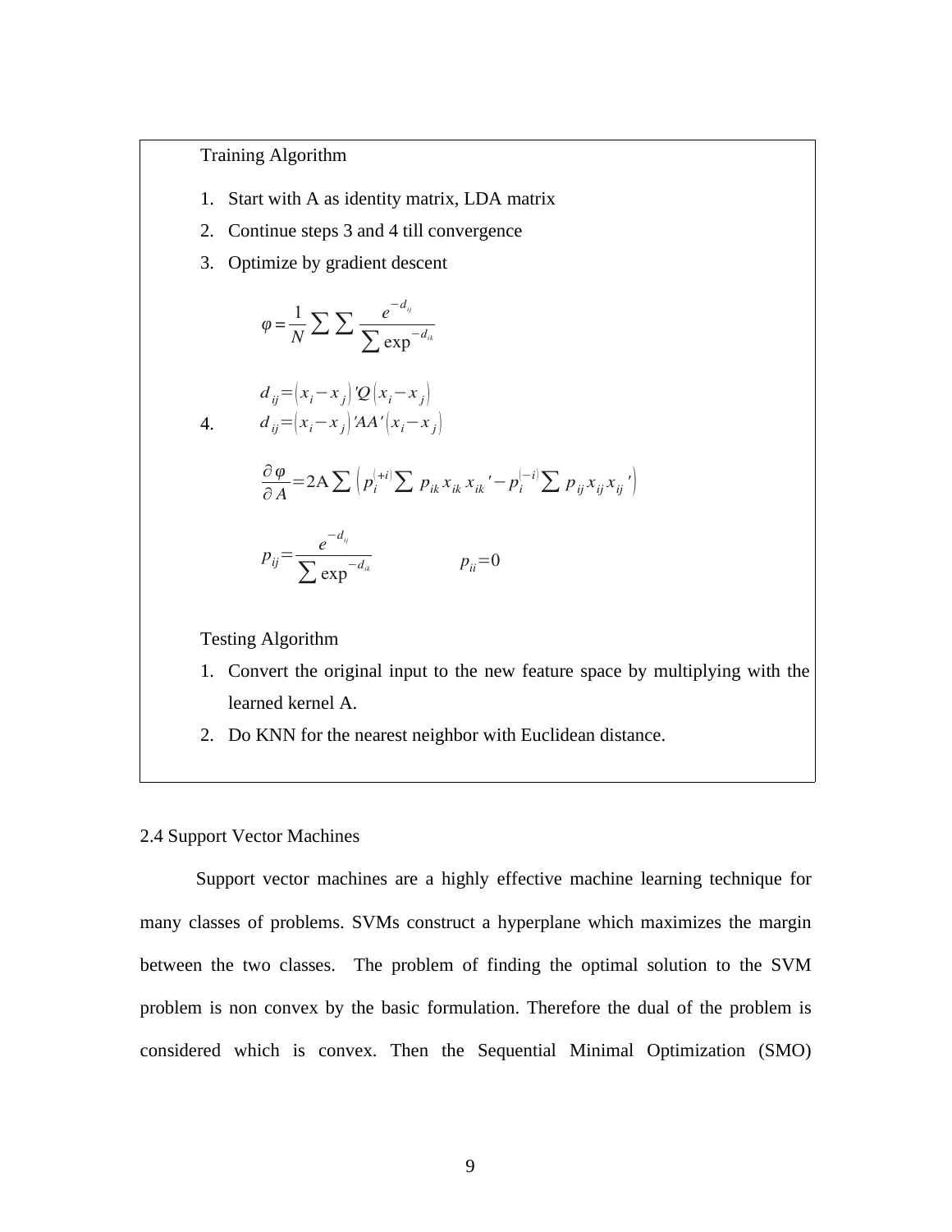Training Algorithm

1. Start with A as identity matrix, LDA matrix
2. Continue steps 3 and 4 till convergence
3. Optimize by gradient descent

$$\varphi = \frac{1}{N} \sum \sum \frac{e^{-d_{ij}}}{\sum \exp^{-d_{ik}}}$$

4. 

$$d_{ij} = \left(x_i - x_j\right)' Q \left(x_i - x_j\right)$$

$$d_{ij} = \left(x_i - x_j\right)' A A' \left(x_i - x_j\right)$$

$$\frac{\partial \varphi}{\partial A} = 2\mathrm{A} \sum \left( p_i^{(+i)} \sum p_{ik} x_{ik} x_{ik}' - p_i^{(-i)} \sum p_{ij} x_{ij} x_{ij}' \right)$$

$$p_{ij} = \frac{e^{-d_{ij}}}{\sum \exp^{-d_{ik}}} \qquad p_{ii} = 0$$

Testing Algorithm

1. Convert the original input to the new feature space by multiplying with the learned kernel A.
2. Do KNN for the nearest neighbor with Euclidean distance.

2.4 Support Vector Machines

Support vector machines are a highly effective machine learning technique for many classes of problems. SVMs construct a hyperplane which maximizes the margin between the two classes. The problem of finding the optimal solution to the SVM problem is non convex by the basic formulation. Therefore the dual of the problem is considered which is convex. Then the Sequential Minimal Optimization (SMO)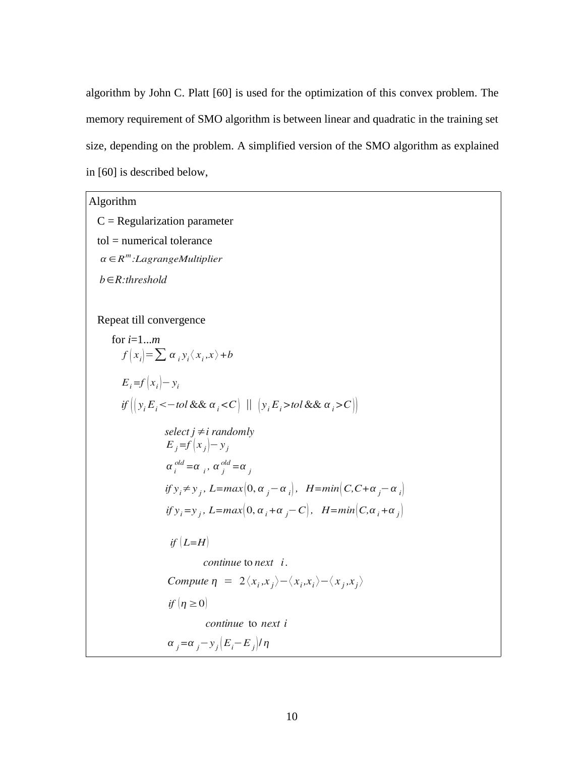algorithm by John C. Platt [60] is used for the optimization of this convex problem. The memory requirement of SMO algorithm is between linear and quadratic in the training set size, depending on the problem. A simplified version of the SMO algorithm as explained in [60] is described below,

Algorithm

C = Regularization parameter

tol = numerical tolerance

$\alpha \in R^m$ *:LagrangeMultiplier*

$b \in R$ *:threshold*

Repeat till convergence

for $i$=1...$m$

$$f(x_i) = \sum \alpha_i y_i \langle x_i, x \rangle + b$$

$$E_i = f(x_i) - y_i$$

$$if\left( \left( y_i E_i < -tol \ \&\& \ \alpha_i < C \right) \ || \ \left( y_i E_i > tol \ \&\& \ \alpha_i > C \right) \right)$$

*select* $j \neq i$ *randomly*

$$E_j = f(x_j) - y_j$$

$$\alpha_i^{old} = \alpha_i, \ \alpha_j^{old} = \alpha_j$$

$$if \ y_i \neq y_j, \ L = max(0, \alpha_j - \alpha_i), \quad H = min(C, C + \alpha_j - \alpha_i)$$

$$if \ y_i = y_j, \ L = max(0, \alpha_i + \alpha_j - C), \quad H = min(C, \alpha_i + \alpha_j)$$

$if \ (L = H)$

*continue* to *next* $i$.

*Compute* $\eta = 2\langle x_i, x_j \rangle - \langle x_i, x_i \rangle - \langle x_j, x_j \rangle$

$if \ (\eta \geq 0)$

*continue* to *next* $i$

$$\alpha_j = \alpha_j - y_j (E_i - E_j) / \eta$$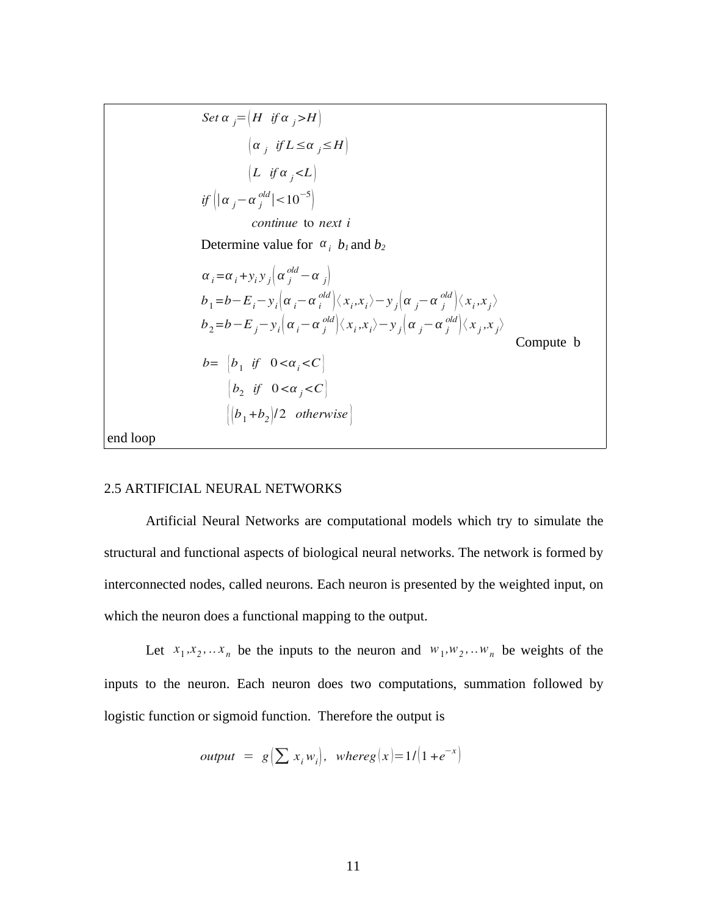$$Set\ \alpha_j = \left(H \quad if\ \alpha_j > H\right)$$

$$\left(\alpha_j \quad if\ L \le \alpha_j \le H\right)$$

$$\left(L \quad if\ \alpha_j < L\right)$$

$$if\ \left(|\alpha_j - \alpha_j^{old}| < 10^{-5}\right)$$

*continue* to *next i*

Determine value for $\alpha_i$ $b_1$ and $b_2$

$$\alpha_i = \alpha_i + y_i y_j \left(\alpha_j^{old} - \alpha_j\right)$$

$$b_1 = b - E_i - y_i\left(\alpha_i - \alpha_i^{old}\right)\langle x_i, x_i\rangle - y_j\left(\alpha_j - \alpha_j^{old}\right)\langle x_i, x_j\rangle$$

$$b_2 = b - E_j - y_i\left(\alpha_i - \alpha_j^{old}\right)\langle x_i, x_i\rangle - y_j\left(\alpha_j - \alpha_j^{old}\right)\langle x_j, x_j\rangle$$

Compute b

$$b = \left|b_1 \quad if \quad 0 < \alpha_i < C\right|$$

$$\left|b_2 \quad if \quad 0 < \alpha_j < C\right|$$

$$\left|\left(b_1 + b_2\right)/2 \quad otherwise\right|$$

end loop

## 2.5 ARTIFICIAL NEURAL NETWORKS

Artificial Neural Networks are computational models which try to simulate the structural and functional aspects of biological neural networks. The network is formed by interconnected nodes, called neurons. Each neuron is presented by the weighted input, on which the neuron does a functional mapping to the output.

Let $x_1, x_2, .. x_n$ be the inputs to the neuron and $w_1, w_2, .. w_n$ be weights of the inputs to the neuron. Each neuron does two computations, summation followed by logistic function or sigmoid function. Therefore the output is

$$output \;=\; g\left(\sum x_i w_i\right), \quad where g\left(x\right) = 1/\left(1 + e^{-x}\right)$$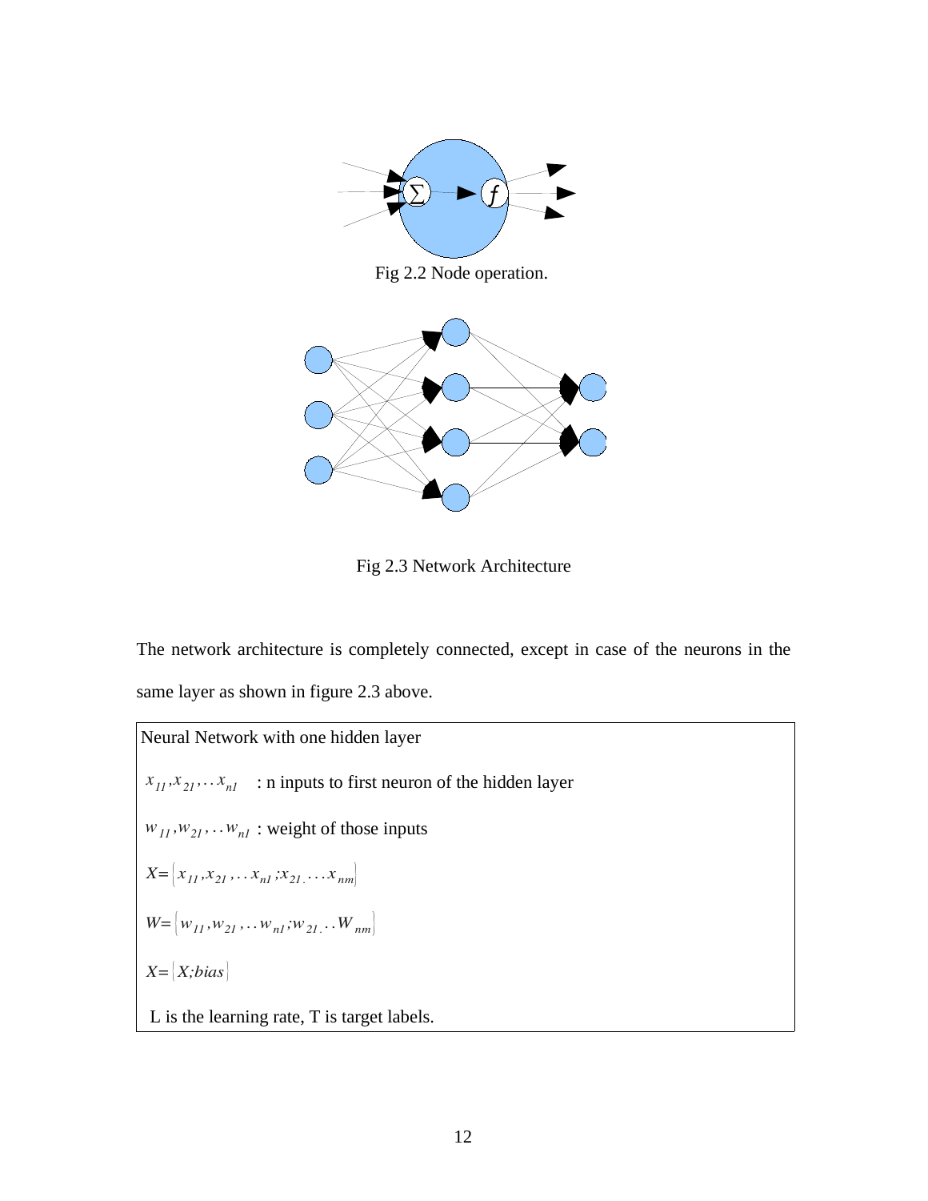Fig 2.2 Node operation.

Fig 2.3 Network Architecture

The network architecture is completely connected, except in case of the neurons in the same layer as shown in figure 2.3 above.

| Neural Network with one hidden layer |
|---|
| $x_{11}, x_{21}, \ldots x_{n1}$ : n inputs to first neuron of the hidden layer |
| $w_{11}, w_{21}, \ldots w_{n1}$ : weight of those inputs |
| $X = [x_{11}, x_{21}, \ldots x_{n1}; x_{21.} \ldots x_{nm}]$ |
| $W = [w_{11}, w_{21}, \ldots w_{n1}; w_{21.} \ldots W_{nm}]$ |
| $X = [X; bias]$ |
| L is the learning rate, T is target labels. |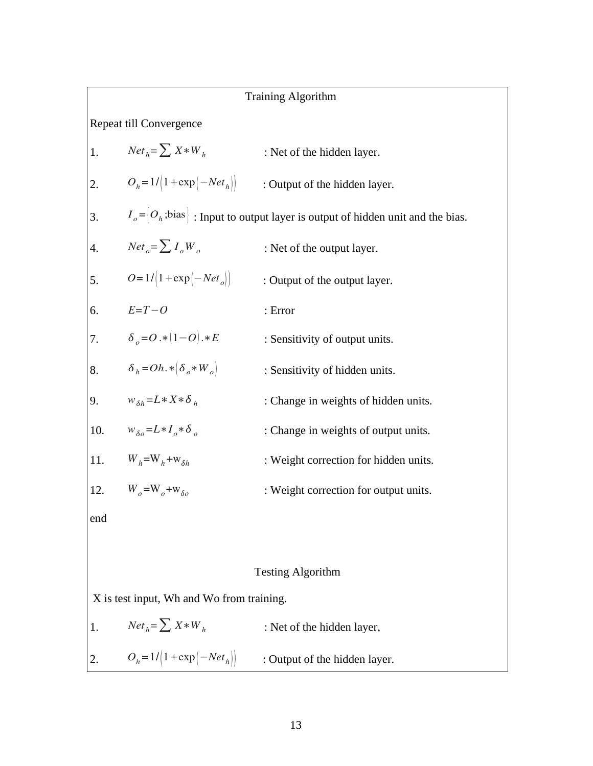### Training Algorithm

Repeat till Convergence

1. $Net_h = \sum X * W_h$ : Net of the hidden layer.
2. $O_h = 1/\left(1+\exp\left(-Net_h\right)\right)$ : Output of the hidden layer.
3. $I_o = \left[O_h ;\text{bias}\right]$ : Input to output layer is output of hidden unit and the bias.
4. $Net_o = \sum I_o W_o$ : Net of the output layer.
5. $O = 1/\left(1+\exp\left(-Net_o\right)\right)$ : Output of the output layer.
6. $E = T - O$ : Error
7. $\delta_o = O .* \left(1-O\right) .* E$ : Sensitivity of output units.
8. $\delta_h = Oh .* \left(\delta_o * W_o\right)$ : Sensitivity of hidden units.
9. $w_{\delta h} = L * X * \delta_h$ : Change in weights of hidden units.
10. $w_{\delta o} = L * I_o * \delta_o$ : Change in weights of output units.
11. $W_h = \text{W}_h + \text{w}_{\delta h}$ : Weight correction for hidden units.
12. $W_o = \text{W}_o + \text{w}_{\delta o}$ : Weight correction for output units.

end

### Testing Algorithm

X is test input, Wh and Wo from training.

1. $Net_h = \sum X * W_h$ : Net of the hidden layer,
2. $O_h = 1/\left(1+\exp\left(-Net_h\right)\right)$ : Output of the hidden layer.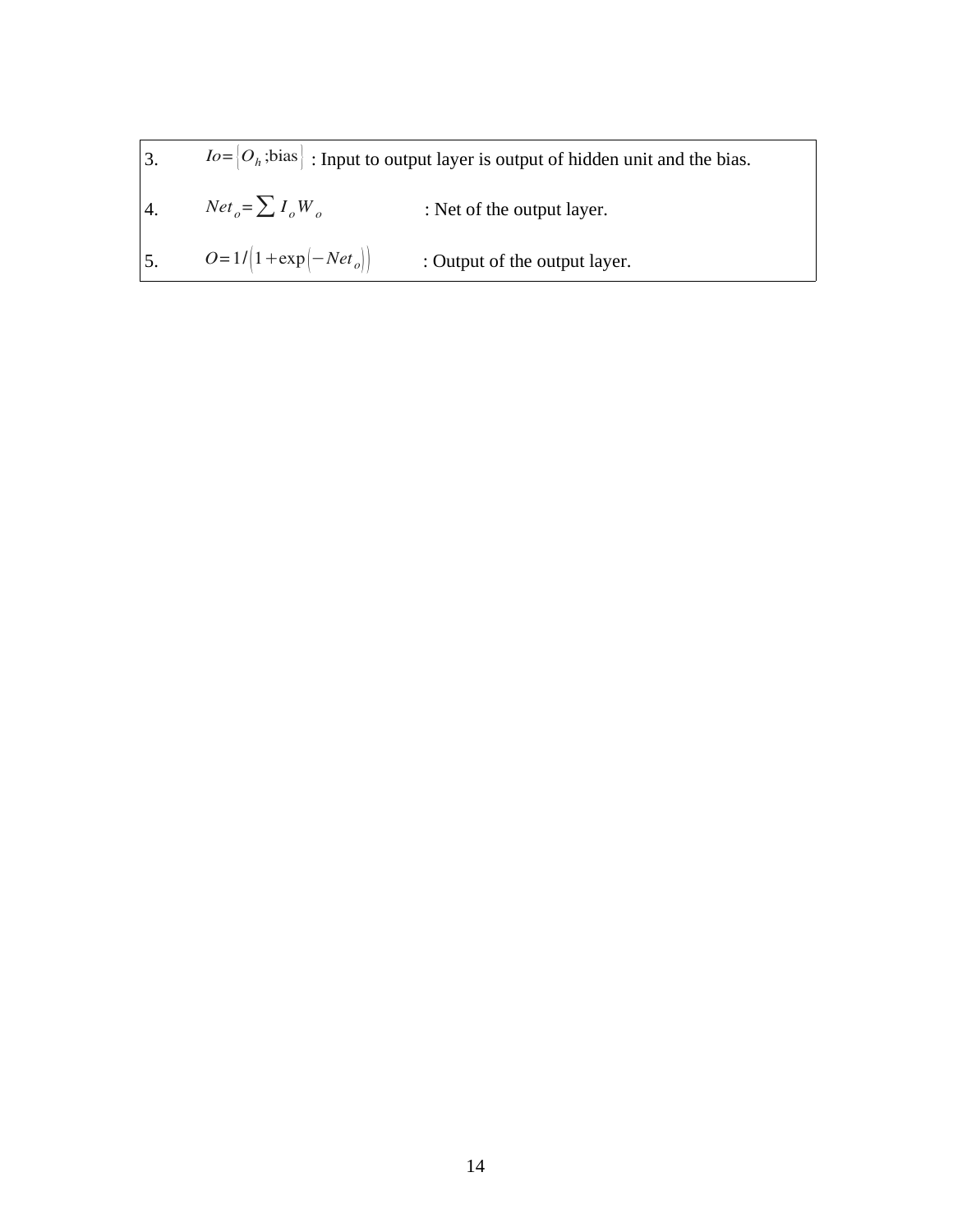| | | |
|---|---|---|
| 3. | $Io = \{O_h; \text{bias}\}$ | : Input to output layer is output of hidden unit and the bias. |
| 4. | $Net_o = \sum I_o W_o$ | : Net of the output layer. |
| 5. | $O = 1/\left(1 + \exp\left(-Net_o\right)\right)$ | : Output of the output layer. |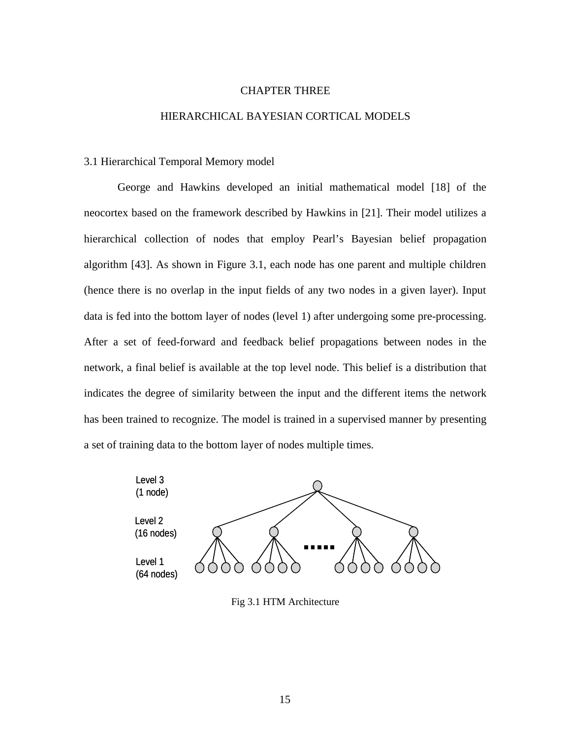# CHAPTER THREE

# HIERARCHICAL BAYESIAN CORTICAL MODELS

## 3.1 Hierarchical Temporal Memory model

George and Hawkins developed an initial mathematical model [18] of the neocortex based on the framework described by Hawkins in [21]. Their model utilizes a hierarchical collection of nodes that employ Pearl's Bayesian belief propagation algorithm [43]. As shown in Figure 3.1, each node has one parent and multiple children (hence there is no overlap in the input fields of any two nodes in a given layer). Input data is fed into the bottom layer of nodes (level 1) after undergoing some pre-processing. After a set of feed-forward and feedback belief propagations between nodes in the network, a final belief is available at the top level node. This belief is a distribution that indicates the degree of similarity between the input and the different items the network has been trained to recognize. The model is trained in a supervised manner by presenting a set of training data to the bottom layer of nodes multiple times.

Level 3 (1 node)

Level 2 (16 nodes)

Level 1 (64 nodes)

Fig 3.1 HTM Architecture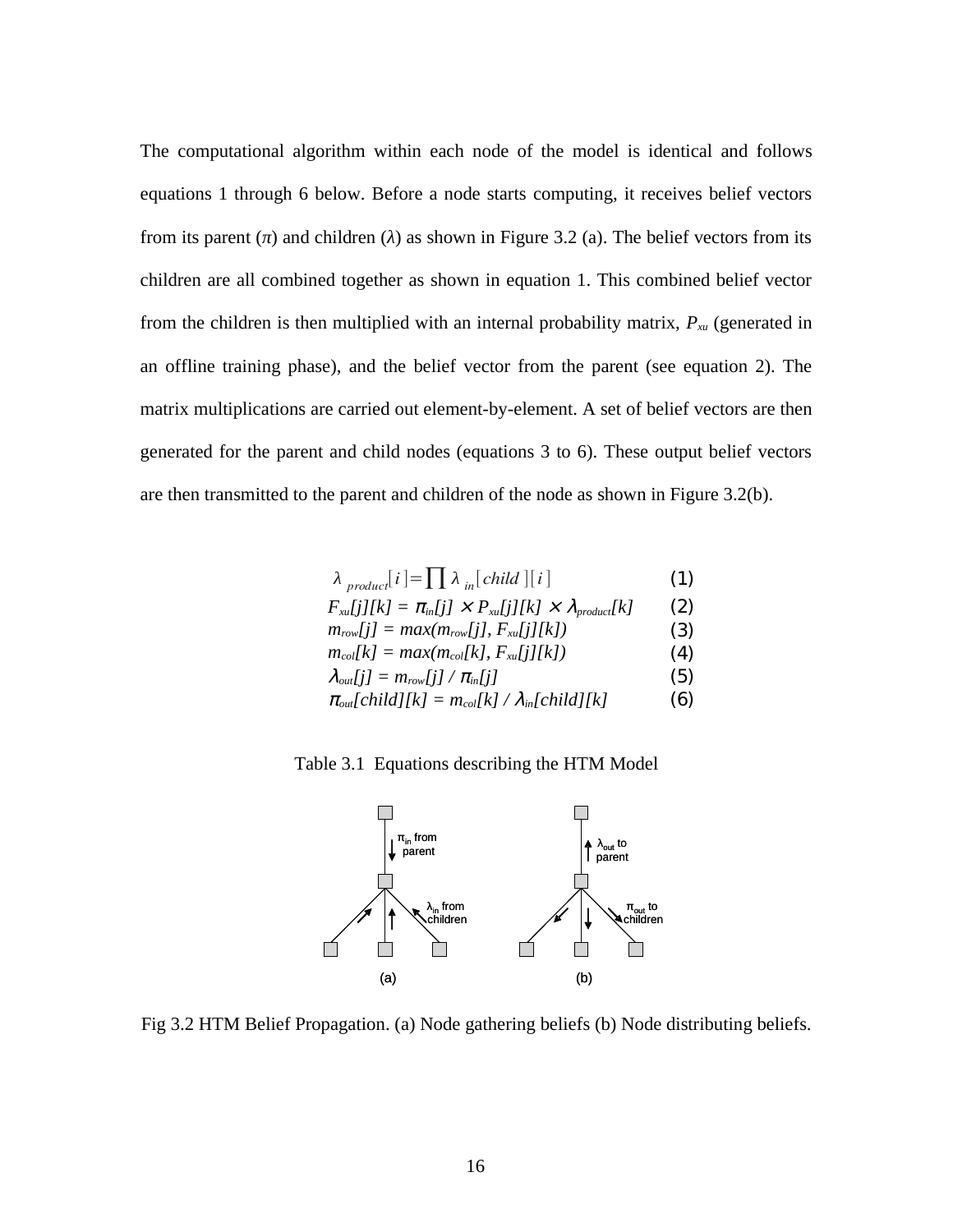The computational algorithm within each node of the model is identical and follows equations 1 through 6 below. Before a node starts computing, it receives belief vectors from its parent ($\pi$) and children ($\lambda$) as shown in Figure 3.2 (a). The belief vectors from its children are all combined together as shown in equation 1. This combined belief vector from the children is then multiplied with an internal probability matrix, $P_{xu}$ (generated in an offline training phase), and the belief vector from the parent (see equation 2). The matrix multiplications are carried out element-by-element. A set of belief vectors are then generated for the parent and child nodes (equations 3 to 6). These output belief vectors are then transmitted to the parent and children of the node as shown in Figure 3.2(b).

$$\lambda_{product}[i] = \prod \lambda_{in}[child][i] \qquad (1)$$

$$F_{xu}[j][k] = \pi_{in}[j] \times P_{xu}[j][k] \times \lambda_{product}[k] \qquad (2)$$

$$m_{row}[j] = max(m_{row}[j], F_{xu}[j][k]) \qquad (3)$$

$$m_{col}[k] = max(m_{col}[k], F_{xu}[j][k]) \qquad (4)$$

$$\lambda_{out}[j] = m_{row}[j] / \pi_{in}[j] \qquad (5)$$

$$\pi_{out}[child][k] = m_{col}[k] / \lambda_{in}[child][k] \qquad (6)$$

Table 3.1 Equations describing the HTM Model

$\pi_{in}$ from parent

$\lambda_{in}$ from children

$\lambda_{out}$ to parent

$\pi_{out}$ to children

(a) (b)

Fig 3.2 HTM Belief Propagation. (a) Node gathering beliefs (b) Node distributing beliefs.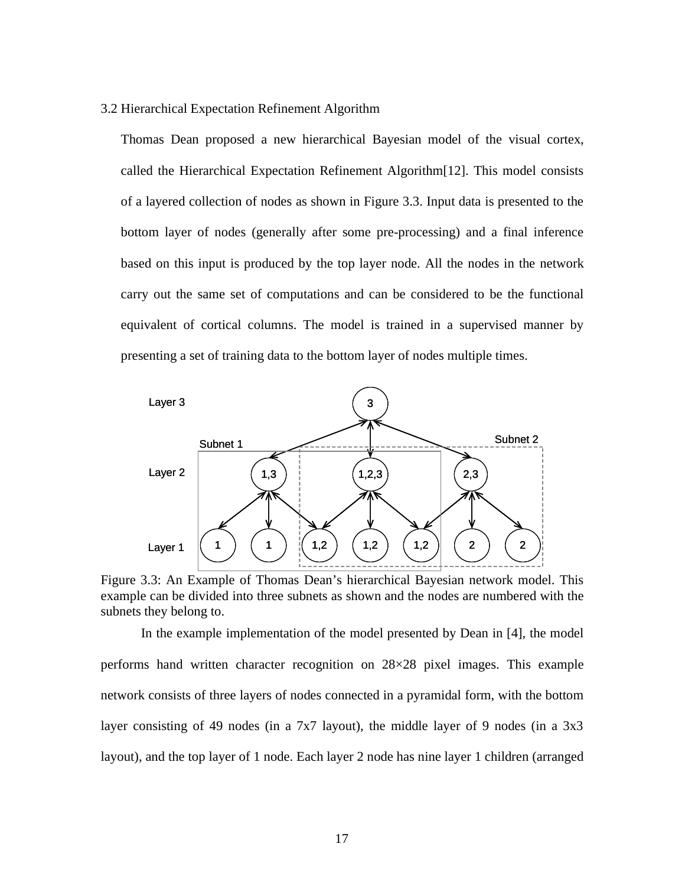### 3.2 Hierarchical Expectation Refinement Algorithm

Thomas Dean proposed a new hierarchical Bayesian model of the visual cortex, called the Hierarchical Expectation Refinement Algorithm[12]. This model consists of a layered collection of nodes as shown in Figure 3.3. Input data is presented to the bottom layer of nodes (generally after some pre-processing) and a final inference based on this input is produced by the top layer node. All the nodes in the network carry out the same set of computations and can be considered to be the functional equivalent of cortical columns. The model is trained in a supervised manner by presenting a set of training data to the bottom layer of nodes multiple times.

Figure 3.3: An Example of Thomas Dean's hierarchical Bayesian network model. This example can be divided into three subnets as shown and the nodes are numbered with the subnets they belong to.

In the example implementation of the model presented by Dean in [4], the model performs hand written character recognition on 28×28 pixel images. This example network consists of three layers of nodes connected in a pyramidal form, with the bottom layer consisting of 49 nodes (in a 7x7 layout), the middle layer of 9 nodes (in a 3x3 layout), and the top layer of 1 node. Each layer 2 node has nine layer 1 children (arranged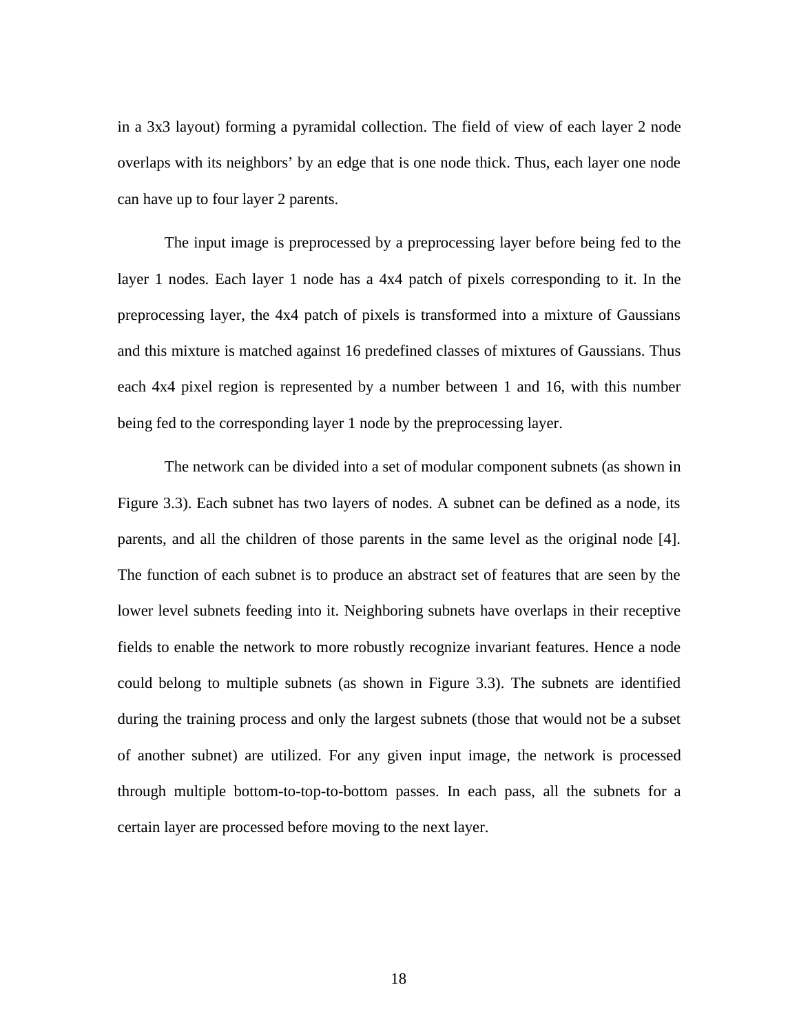in a 3x3 layout) forming a pyramidal collection. The field of view of each layer 2 node overlaps with its neighbors' by an edge that is one node thick. Thus, each layer one node can have up to four layer 2 parents.

The input image is preprocessed by a preprocessing layer before being fed to the layer 1 nodes. Each layer 1 node has a 4x4 patch of pixels corresponding to it. In the preprocessing layer, the 4x4 patch of pixels is transformed into a mixture of Gaussians and this mixture is matched against 16 predefined classes of mixtures of Gaussians. Thus each 4x4 pixel region is represented by a number between 1 and 16, with this number being fed to the corresponding layer 1 node by the preprocessing layer.

The network can be divided into a set of modular component subnets (as shown in Figure 3.3). Each subnet has two layers of nodes. A subnet can be defined as a node, its parents, and all the children of those parents in the same level as the original node [4]. The function of each subnet is to produce an abstract set of features that are seen by the lower level subnets feeding into it. Neighboring subnets have overlaps in their receptive fields to enable the network to more robustly recognize invariant features. Hence a node could belong to multiple subnets (as shown in Figure 3.3). The subnets are identified during the training process and only the largest subnets (those that would not be a subset of another subnet) are utilized. For any given input image, the network is processed through multiple bottom-to-top-to-bottom passes. In each pass, all the subnets for a certain layer are processed before moving to the next layer.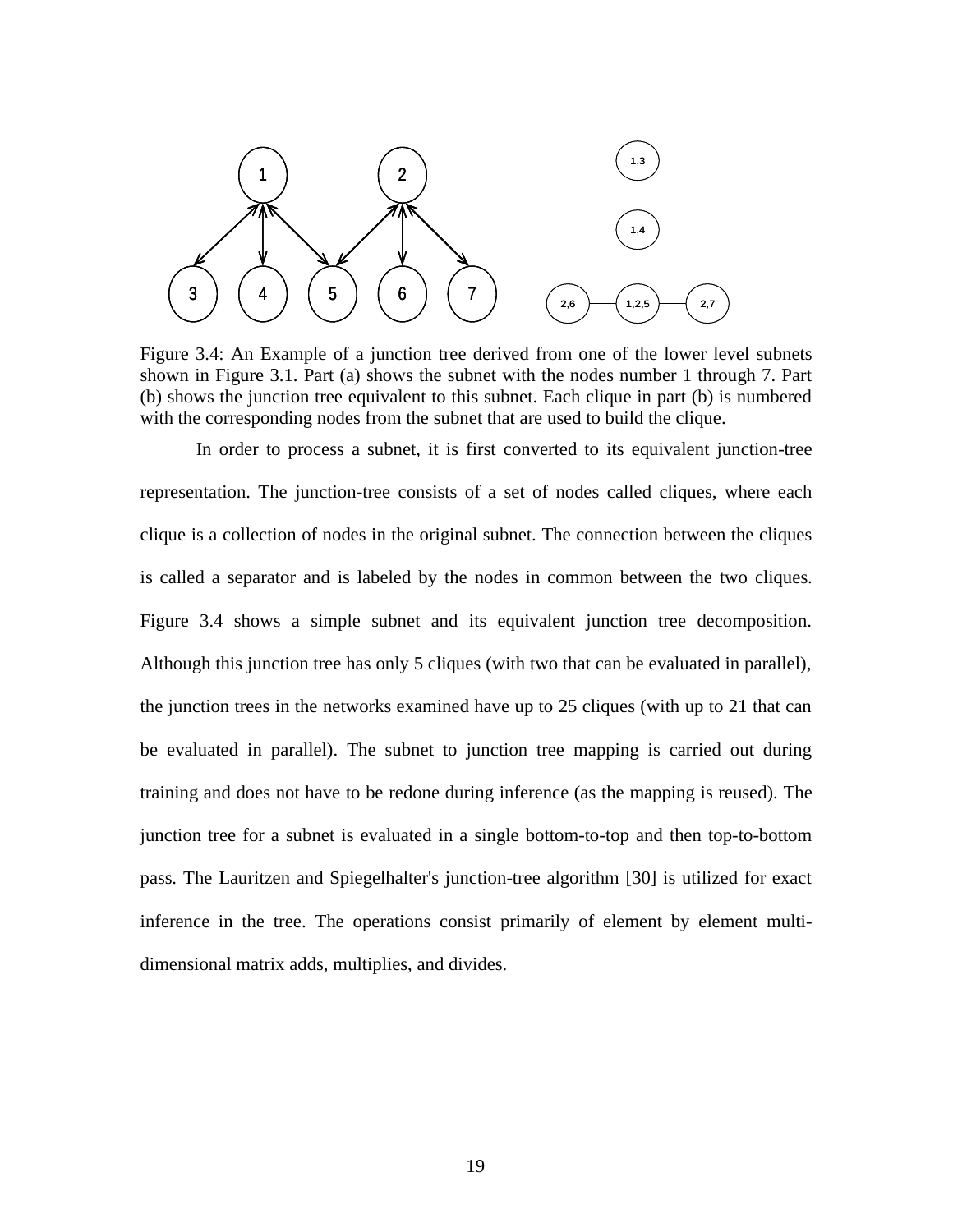Figure 3.4: An Example of a junction tree derived from one of the lower level subnets shown in Figure 3.1. Part (a) shows the subnet with the nodes number 1 through 7. Part (b) shows the junction tree equivalent to this subnet. Each clique in part (b) is numbered with the corresponding nodes from the subnet that are used to build the clique.

In order to process a subnet, it is first converted to its equivalent junction-tree representation. The junction-tree consists of a set of nodes called cliques, where each clique is a collection of nodes in the original subnet. The connection between the cliques is called a separator and is labeled by the nodes in common between the two cliques. Figure 3.4 shows a simple subnet and its equivalent junction tree decomposition. Although this junction tree has only 5 cliques (with two that can be evaluated in parallel), the junction trees in the networks examined have up to 25 cliques (with up to 21 that can be evaluated in parallel). The subnet to junction tree mapping is carried out during training and does not have to be redone during inference (as the mapping is reused). The junction tree for a subnet is evaluated in a single bottom-to-top and then top-to-bottom pass. The Lauritzen and Spiegelhalter's junction-tree algorithm [30] is utilized for exact inference in the tree. The operations consist primarily of element by element multi-dimensional matrix adds, multiplies, and divides.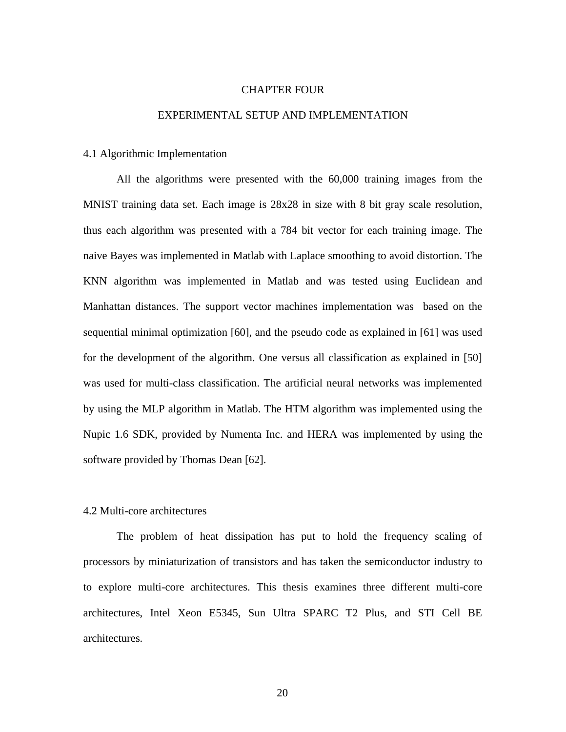# CHAPTER FOUR

# EXPERIMENTAL SETUP AND IMPLEMENTATION

## 4.1 Algorithmic Implementation

All the algorithms were presented with the 60,000 training images from the MNIST training data set. Each image is 28x28 in size with 8 bit gray scale resolution, thus each algorithm was presented with a 784 bit vector for each training image. The naive Bayes was implemented in Matlab with Laplace smoothing to avoid distortion. The KNN algorithm was implemented in Matlab and was tested using Euclidean and Manhattan distances. The support vector machines implementation was based on the sequential minimal optimization [60], and the pseudo code as explained in [61] was used for the development of the algorithm. One versus all classification as explained in [50] was used for multi-class classification. The artificial neural networks was implemented by using the MLP algorithm in Matlab. The HTM algorithm was implemented using the Nupic 1.6 SDK, provided by Numenta Inc. and HERA was implemented by using the software provided by Thomas Dean [62].

## 4.2 Multi-core architectures

The problem of heat dissipation has put to hold the frequency scaling of processors by miniaturization of transistors and has taken the semiconductor industry to to explore multi-core architectures. This thesis examines three different multi-core architectures, Intel Xeon E5345, Sun Ultra SPARC T2 Plus, and STI Cell BE architectures.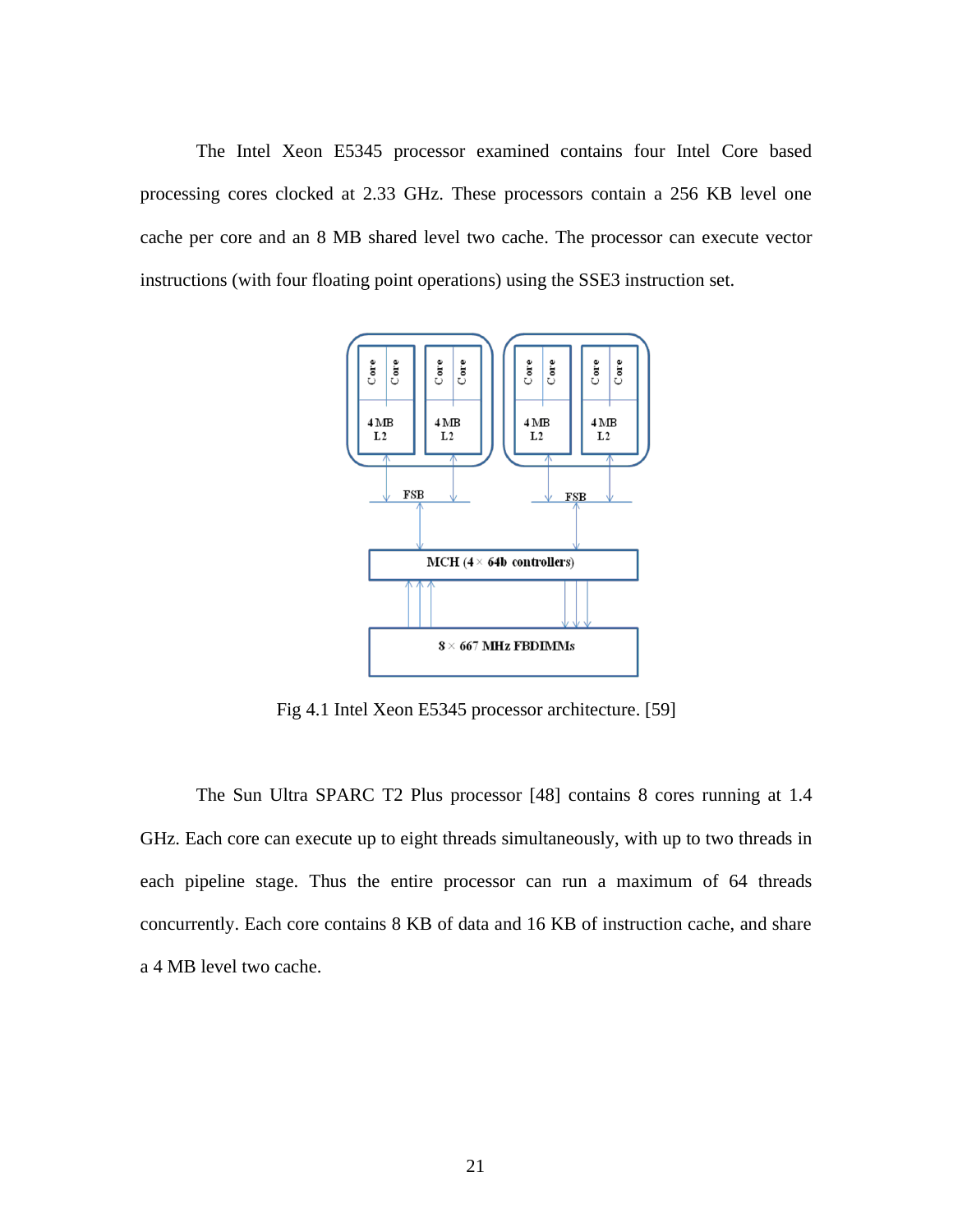The Intel Xeon E5345 processor examined contains four Intel Core based processing cores clocked at 2.33 GHz. These processors contain a 256 KB level one cache per core and an 8 MB shared level two cache. The processor can execute vector instructions (with four floating point operations) using the SSE3 instruction set.

Fig 4.1 Intel Xeon E5345 processor architecture. [59]

The Sun Ultra SPARC T2 Plus processor [48] contains 8 cores running at 1.4 GHz. Each core can execute up to eight threads simultaneously, with up to two threads in each pipeline stage. Thus the entire processor can run a maximum of 64 threads concurrently. Each core contains 8 KB of data and 16 KB of instruction cache, and share a 4 MB level two cache.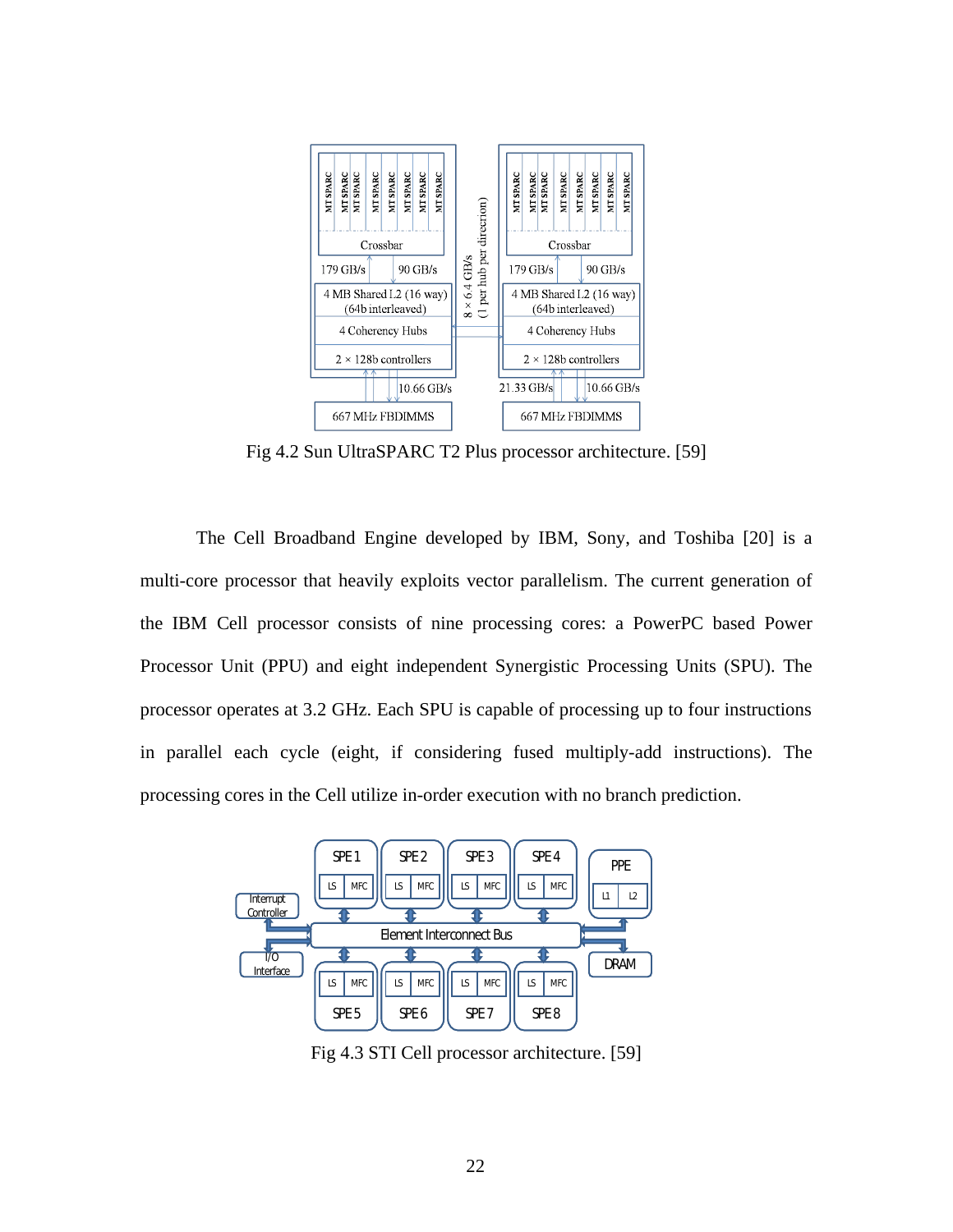Fig 4.2 Sun UltraSPARC T2 Plus processor architecture. [59]

The Cell Broadband Engine developed by IBM, Sony, and Toshiba [20] is a multi-core processor that heavily exploits vector parallelism. The current generation of the IBM Cell processor consists of nine processing cores: a PowerPC based Power Processor Unit (PPU) and eight independent Synergistic Processing Units (SPU). The processor operates at 3.2 GHz. Each SPU is capable of processing up to four instructions in parallel each cycle (eight, if considering fused multiply-add instructions). The processing cores in the Cell utilize in-order execution with no branch prediction.

Fig 4.3 STI Cell processor architecture. [59]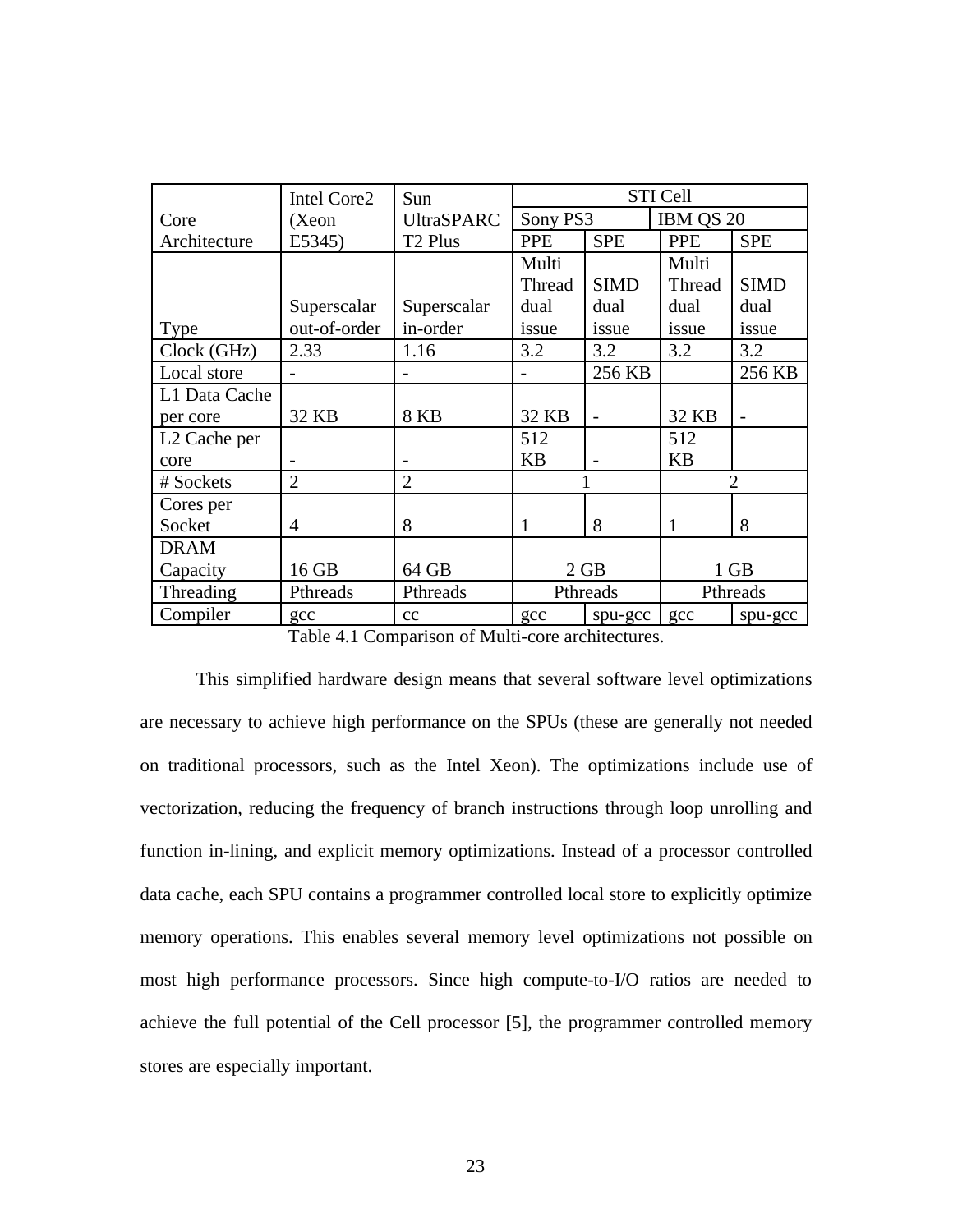| Core Architecture | Intel Core2 (Xeon E5345) | Sun UltraSPARC T2 Plus | STI Cell | | | |
|---|---|---|---|---|---|---|
| | | | Sony PS3 | | IBM QS 20 | |
| | | | PPE | SPE | PPE | SPE |
| Type | Superscalar out-of-order | Superscalar in-order | Multi Thread dual issue | SIMD dual issue | Multi Thread dual issue | SIMD dual issue |
| Clock (GHz) | 2.33 | 1.16 | 3.2 | 3.2 | 3.2 | 3.2 |
| Local store | - | - | - | 256 KB | | 256 KB |
| L1 Data Cache per core | 32 KB | 8 KB | 32 KB | - | 32 KB | - |
| L2 Cache per core | - | - | 512 KB | - | 512 KB | |
| # Sockets | 2 | 2 | 1 | | 2 | |
| Cores per Socket | 4 | 8 | 1 | 8 | 1 | 8 |
| DRAM Capacity | 16 GB | 64 GB | 2 GB | | 1 GB | |
| Threading | Pthreads | Pthreads | Pthreads | | Pthreads | |
| Compiler | gcc | cc | gcc | spu-gcc | gcc | spu-gcc |

Table 4.1 Comparison of Multi-core architectures.

This simplified hardware design means that several software level optimizations are necessary to achieve high performance on the SPUs (these are generally not needed on traditional processors, such as the Intel Xeon). The optimizations include use of vectorization, reducing the frequency of branch instructions through loop unrolling and function in-lining, and explicit memory optimizations. Instead of a processor controlled data cache, each SPU contains a programmer controlled local store to explicitly optimize memory operations. This enables several memory level optimizations not possible on most high performance processors. Since high compute-to-I/O ratios are needed to achieve the full potential of the Cell processor [5], the programmer controlled memory stores are especially important.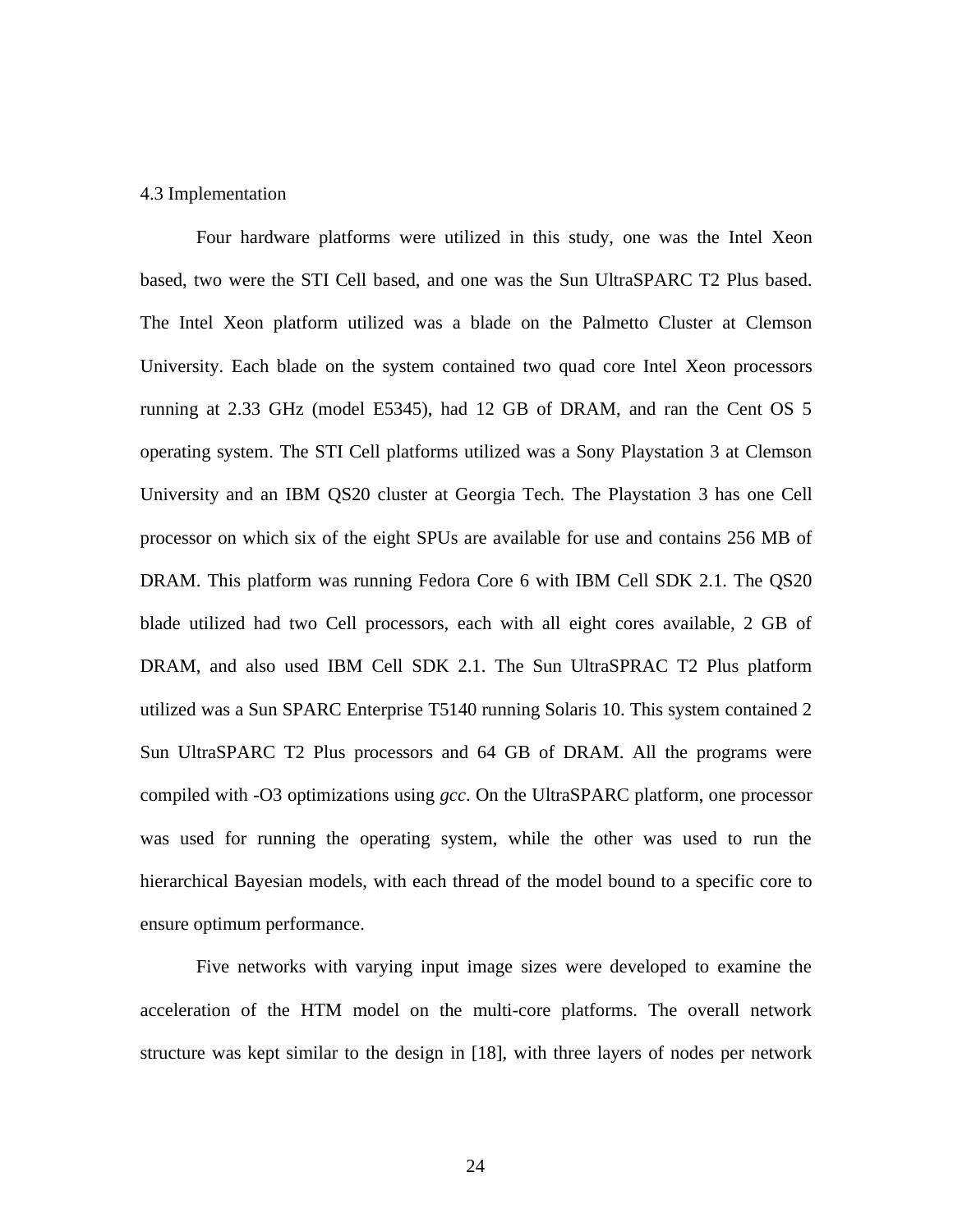### 4.3 Implementation

Four hardware platforms were utilized in this study, one was the Intel Xeon based, two were the STI Cell based, and one was the Sun UltraSPARC T2 Plus based. The Intel Xeon platform utilized was a blade on the Palmetto Cluster at Clemson University. Each blade on the system contained two quad core Intel Xeon processors running at 2.33 GHz (model E5345), had 12 GB of DRAM, and ran the Cent OS 5 operating system. The STI Cell platforms utilized was a Sony Playstation 3 at Clemson University and an IBM QS20 cluster at Georgia Tech. The Playstation 3 has one Cell processor on which six of the eight SPUs are available for use and contains 256 MB of DRAM. This platform was running Fedora Core 6 with IBM Cell SDK 2.1. The QS20 blade utilized had two Cell processors, each with all eight cores available, 2 GB of DRAM, and also used IBM Cell SDK 2.1. The Sun UltraSPRAC T2 Plus platform utilized was a Sun SPARC Enterprise T5140 running Solaris 10. This system contained 2 Sun UltraSPARC T2 Plus processors and 64 GB of DRAM. All the programs were compiled with -O3 optimizations using *gcc*. On the UltraSPARC platform, one processor was used for running the operating system, while the other was used to run the hierarchical Bayesian models, with each thread of the model bound to a specific core to ensure optimum performance.

Five networks with varying input image sizes were developed to examine the acceleration of the HTM model on the multi-core platforms. The overall network structure was kept similar to the design in [18], with three layers of nodes per network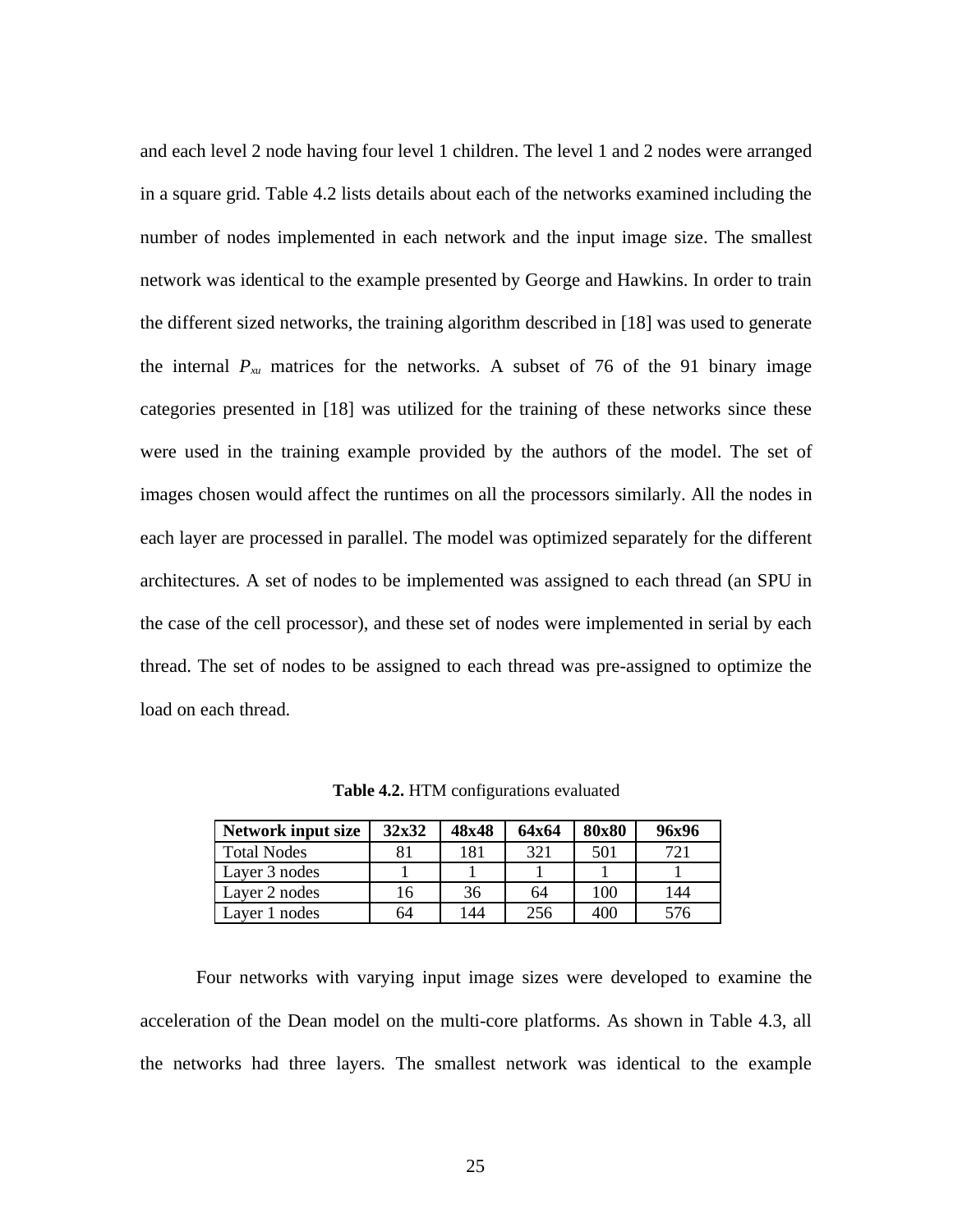and each level 2 node having four level 1 children. The level 1 and 2 nodes were arranged in a square grid. Table 4.2 lists details about each of the networks examined including the number of nodes implemented in each network and the input image size. The smallest network was identical to the example presented by George and Hawkins. In order to train the different sized networks, the training algorithm described in [18] was used to generate the internal $P_{xu}$ matrices for the networks. A subset of 76 of the 91 binary image categories presented in [18] was utilized for the training of these networks since these were used in the training example provided by the authors of the model. The set of images chosen would affect the runtimes on all the processors similarly. All the nodes in each layer are processed in parallel. The model was optimized separately for the different architectures. A set of nodes to be implemented was assigned to each thread (an SPU in the case of the cell processor), and these set of nodes were implemented in serial by each thread. The set of nodes to be assigned to each thread was pre-assigned to optimize the load on each thread.

**Table 4.2.** HTM configurations evaluated

| **Network input size** | **32x32** | **48x48** | **64x64** | **80x80** | **96x96** |
|---|---|---|---|---|---|
| Total Nodes | 81 | 181 | 321 | 501 | 721 |
| Layer 3 nodes | 1 | 1 | 1 | 1 | 1 |
| Layer 2 nodes | 16 | 36 | 64 | 100 | 144 |
| Layer 1 nodes | 64 | 144 | 256 | 400 | 576 |

Four networks with varying input image sizes were developed to examine the acceleration of the Dean model on the multi-core platforms. As shown in Table 4.3, all the networks had three layers. The smallest network was identical to the example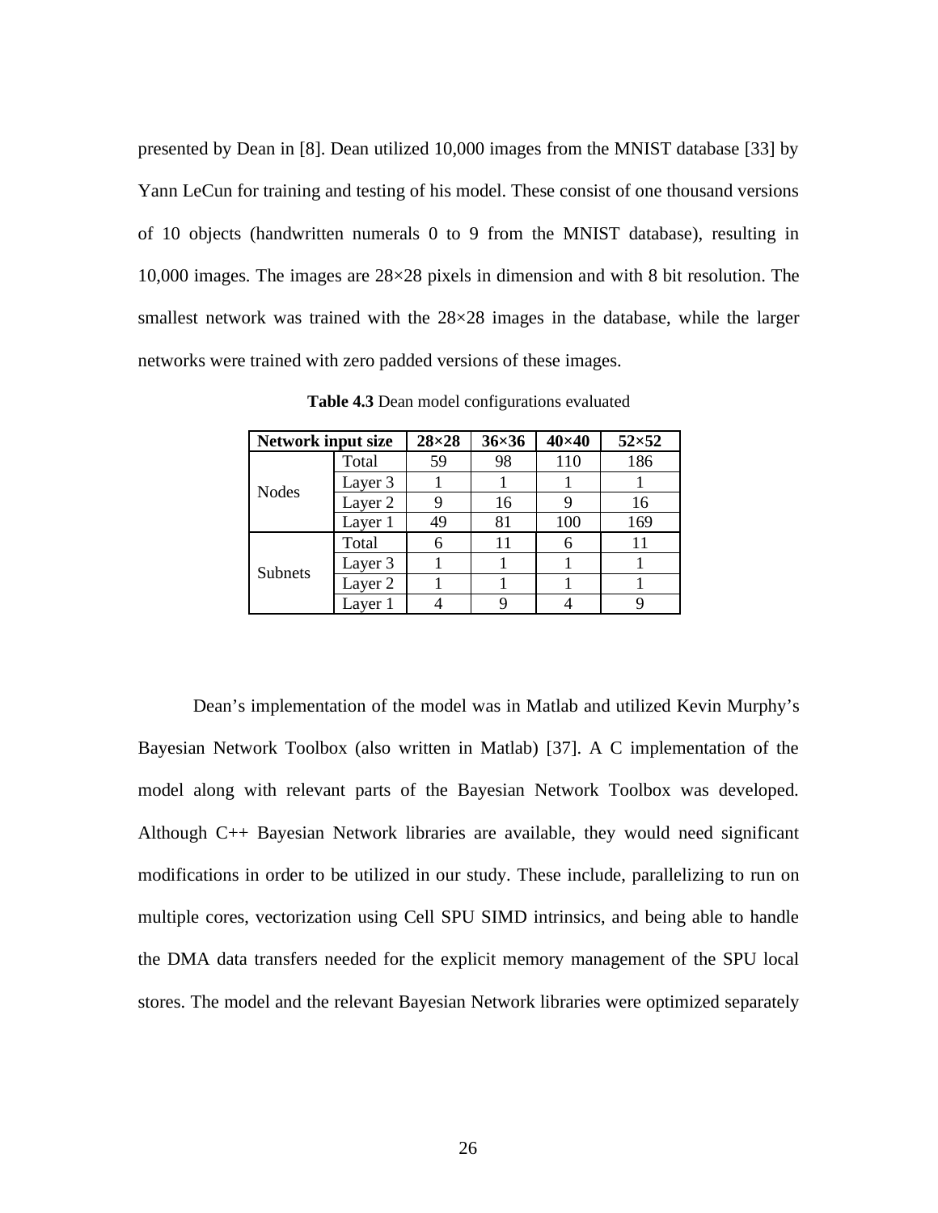presented by Dean in [8]. Dean utilized 10,000 images from the MNIST database [33] by Yann LeCun for training and testing of his model. These consist of one thousand versions of 10 objects (handwritten numerals 0 to 9 from the MNIST database), resulting in 10,000 images. The images are 28×28 pixels in dimension and with 8 bit resolution. The smallest network was trained with the 28×28 images in the database, while the larger networks were trained with zero padded versions of these images.

**Table 4.3** Dean model configurations evaluated

| Network input size | | 28×28 | 36×36 | 40×40 | 52×52 |
|---|---|---|---|---|---|
| Nodes | Total | 59 | 98 | 110 | 186 |
| | Layer 3 | 1 | 1 | 1 | 1 |
| | Layer 2 | 9 | 16 | 9 | 16 |
| | Layer 1 | 49 | 81 | 100 | 169 |
| Subnets | Total | 6 | 11 | 6 | 11 |
| | Layer 3 | 1 | 1 | 1 | 1 |
| | Layer 2 | 1 | 1 | 1 | 1 |
| | Layer 1 | 4 | 9 | 4 | 9 |

Dean's implementation of the model was in Matlab and utilized Kevin Murphy's Bayesian Network Toolbox (also written in Matlab) [37]. A C implementation of the model along with relevant parts of the Bayesian Network Toolbox was developed. Although C++ Bayesian Network libraries are available, they would need significant modifications in order to be utilized in our study. These include, parallelizing to run on multiple cores, vectorization using Cell SPU SIMD intrinsics, and being able to handle the DMA data transfers needed for the explicit memory management of the SPU local stores. The model and the relevant Bayesian Network libraries were optimized separately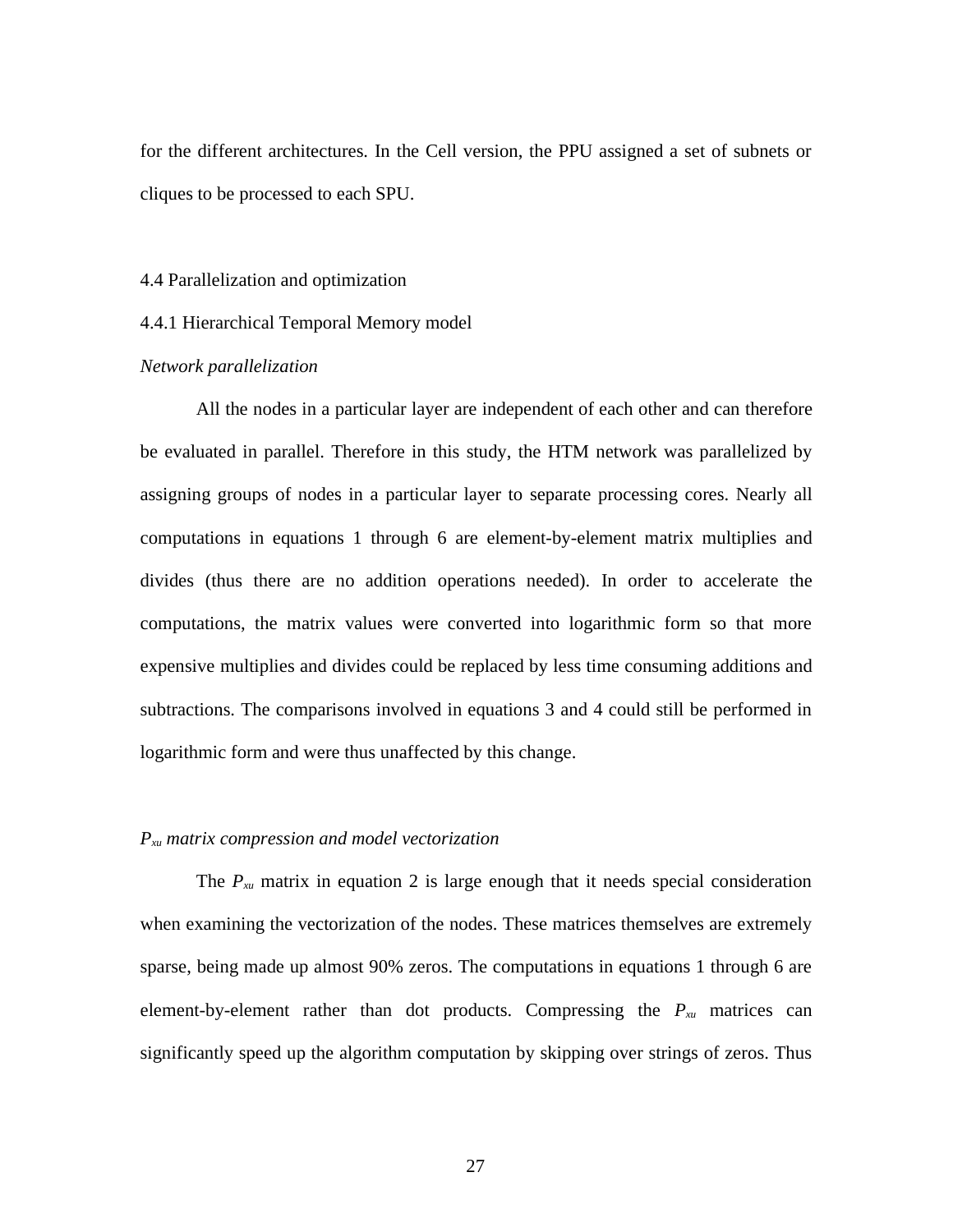for the different architectures. In the Cell version, the PPU assigned a set of subnets or cliques to be processed to each SPU.

## 4.4 Parallelization and optimization

### 4.4.1 Hierarchical Temporal Memory model

*Network parallelization*

All the nodes in a particular layer are independent of each other and can therefore be evaluated in parallel. Therefore in this study, the HTM network was parallelized by assigning groups of nodes in a particular layer to separate processing cores. Nearly all computations in equations 1 through 6 are element-by-element matrix multiplies and divides (thus there are no addition operations needed). In order to accelerate the computations, the matrix values were converted into logarithmic form so that more expensive multiplies and divides could be replaced by less time consuming additions and subtractions. The comparisons involved in equations 3 and 4 could still be performed in logarithmic form and were thus unaffected by this change.

*$P_{xu}$ matrix compression and model vectorization*

The $P_{xu}$ matrix in equation 2 is large enough that it needs special consideration when examining the vectorization of the nodes. These matrices themselves are extremely sparse, being made up almost 90% zeros. The computations in equations 1 through 6 are element-by-element rather than dot products. Compressing the $P_{xu}$ matrices can significantly speed up the algorithm computation by skipping over strings of zeros. Thus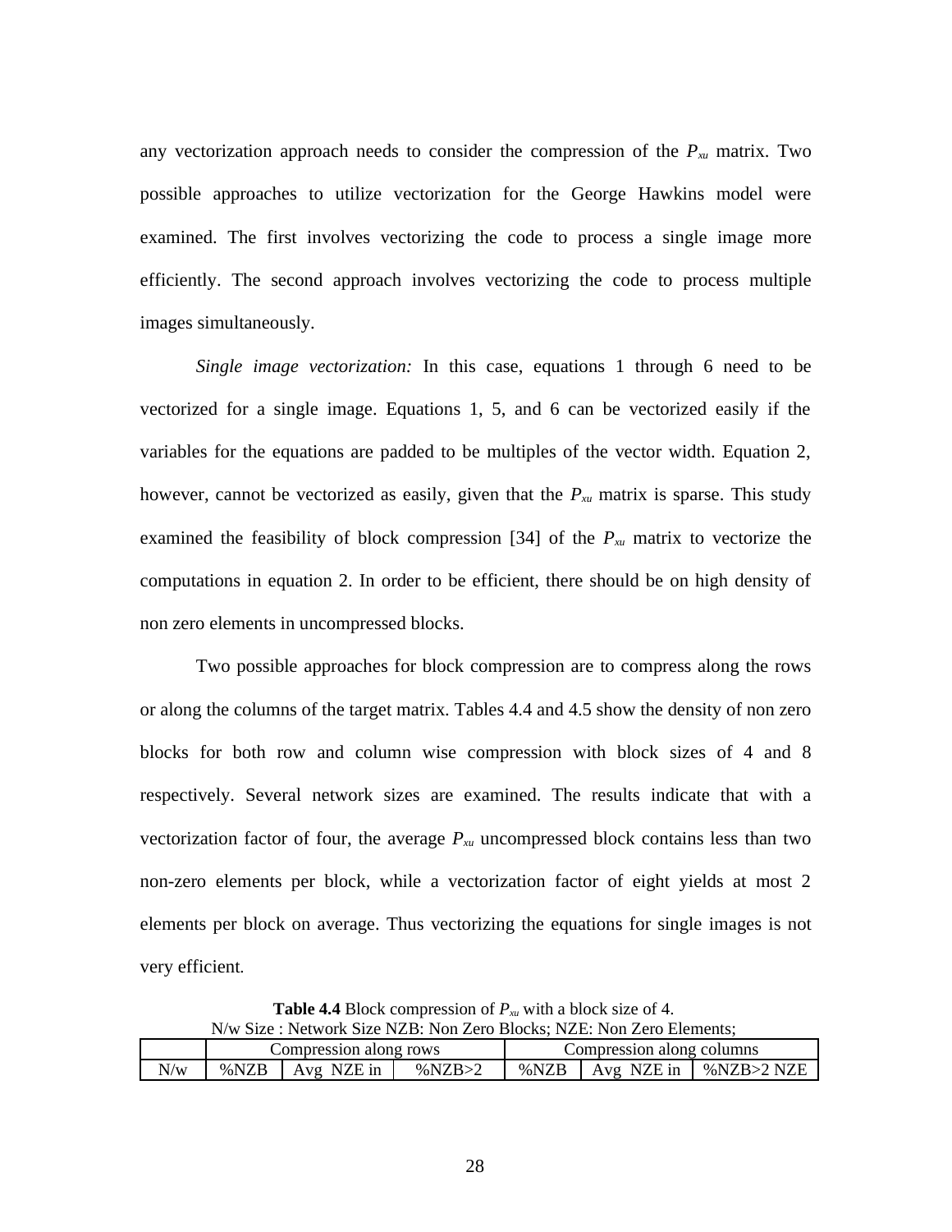any vectorization approach needs to consider the compression of the $P_{xu}$ matrix. Two possible approaches to utilize vectorization for the George Hawkins model were examined. The first involves vectorizing the code to process a single image more efficiently. The second approach involves vectorizing the code to process multiple images simultaneously.

*Single image vectorization:* In this case, equations 1 through 6 need to be vectorized for a single image. Equations 1, 5, and 6 can be vectorized easily if the variables for the equations are padded to be multiples of the vector width. Equation 2, however, cannot be vectorized as easily, given that the $P_{xu}$ matrix is sparse. This study examined the feasibility of block compression [34] of the $P_{xu}$ matrix to vectorize the computations in equation 2. In order to be efficient, there should be on high density of non zero elements in uncompressed blocks.

Two possible approaches for block compression are to compress along the rows or along the columns of the target matrix. Tables 4.4 and 4.5 show the density of non zero blocks for both row and column wise compression with block sizes of 4 and 8 respectively. Several network sizes are examined. The results indicate that with a vectorization factor of four, the average $P_{xu}$ uncompressed block contains less than two non-zero elements per block, while a vectorization factor of eight yields at most 2 elements per block on average. Thus vectorizing the equations for single images is not very efficient.

**Table 4.4** Block compression of $P_{xu}$ with a block size of 4.
N/w Size : Network Size NZB: Non Zero Blocks; NZE: Non Zero Elements;

| | Compression along rows | | | Compression along columns | | |
|---|---|---|---|---|---|---|
| N/w | %NZB | Avg NZE in | %NZB>2 | %NZB | Avg NZE in | %NZB>2 NZE |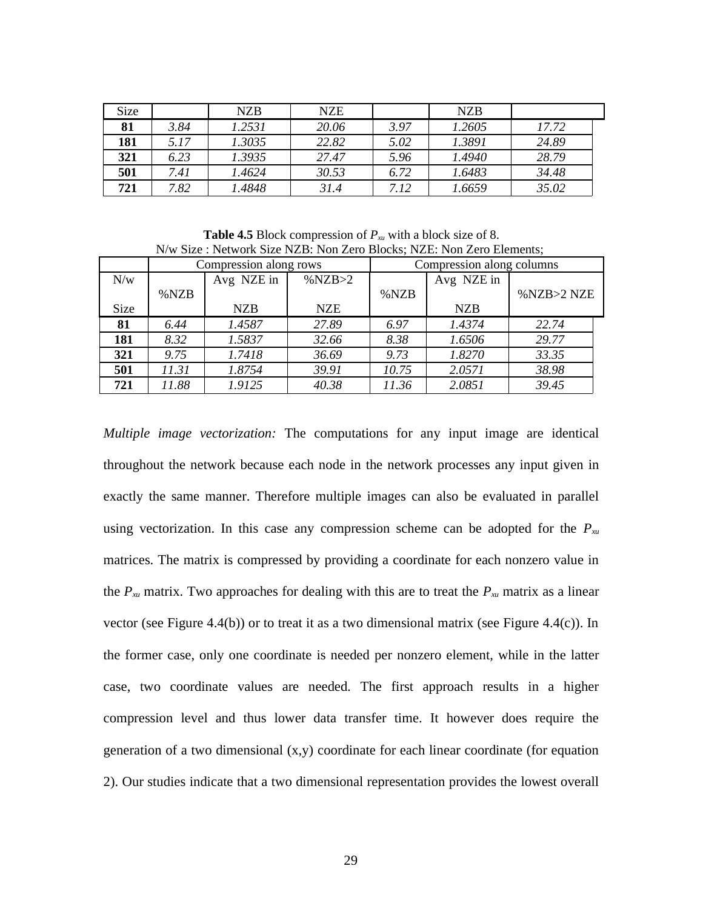| Size | | NZB | NZE | | NZB | |
|---|---|---|---|---|---|---|
| **81** | *3.84* | *1.2531* | *20.06* | *3.97* | *1.2605* | *17.72* |
| **181** | *5.17* | *1.3035* | *22.82* | *5.02* | *1.3891* | *24.89* |
| **321** | *6.23* | *1.3935* | *27.47* | *5.96* | *1.4940* | *28.79* |
| **501** | *7.41* | *1.4624* | *30.53* | *6.72* | *1.6483* | *34.48* |
| **721** | *7.82* | *1.4848* | *31.4* | *7.12* | *1.6659* | *35.02* |

**Table 4.5** Block compression of $P_{xu}$ with a block size of 8.
N/w Size : Network Size NZB: Non Zero Blocks; NZE: Non Zero Elements;

| | Compression along rows | | | Compression along columns | | |
|---|---|---|---|---|---|---|
| N/w Size | %NZB | Avg NZE in NZB | %NZB>2 NZE | %NZB | Avg NZE in NZB | %NZB>2 NZE |
| **81** | *6.44* | *1.4587* | *27.89* | *6.97* | *1.4374* | *22.74* |
| **181** | *8.32* | *1.5837* | *32.66* | *8.38* | *1.6506* | *29.77* |
| **321** | *9.75* | *1.7418* | *36.69* | *9.73* | *1.8270* | *33.35* |
| **501** | *11.31* | *1.8754* | *39.91* | *10.75* | *2.0571* | *38.98* |
| **721** | *11.88* | *1.9125* | *40.38* | *11.36* | *2.0851* | *39.45* |

*Multiple image vectorization:* The computations for any input image are identical throughout the network because each node in the network processes any input given in exactly the same manner. Therefore multiple images can also be evaluated in parallel using vectorization. In this case any compression scheme can be adopted for the $P_{xu}$ matrices. The matrix is compressed by providing a coordinate for each nonzero value in the $P_{xu}$ matrix. Two approaches for dealing with this are to treat the $P_{xu}$ matrix as a linear vector (see Figure 4.4(b)) or to treat it as a two dimensional matrix (see Figure 4.4(c)). In the former case, only one coordinate is needed per nonzero element, while in the latter case, two coordinate values are needed. The first approach results in a higher compression level and thus lower data transfer time. It however does require the generation of a two dimensional (x,y) coordinate for each linear coordinate (for equation 2). Our studies indicate that a two dimensional representation provides the lowest overall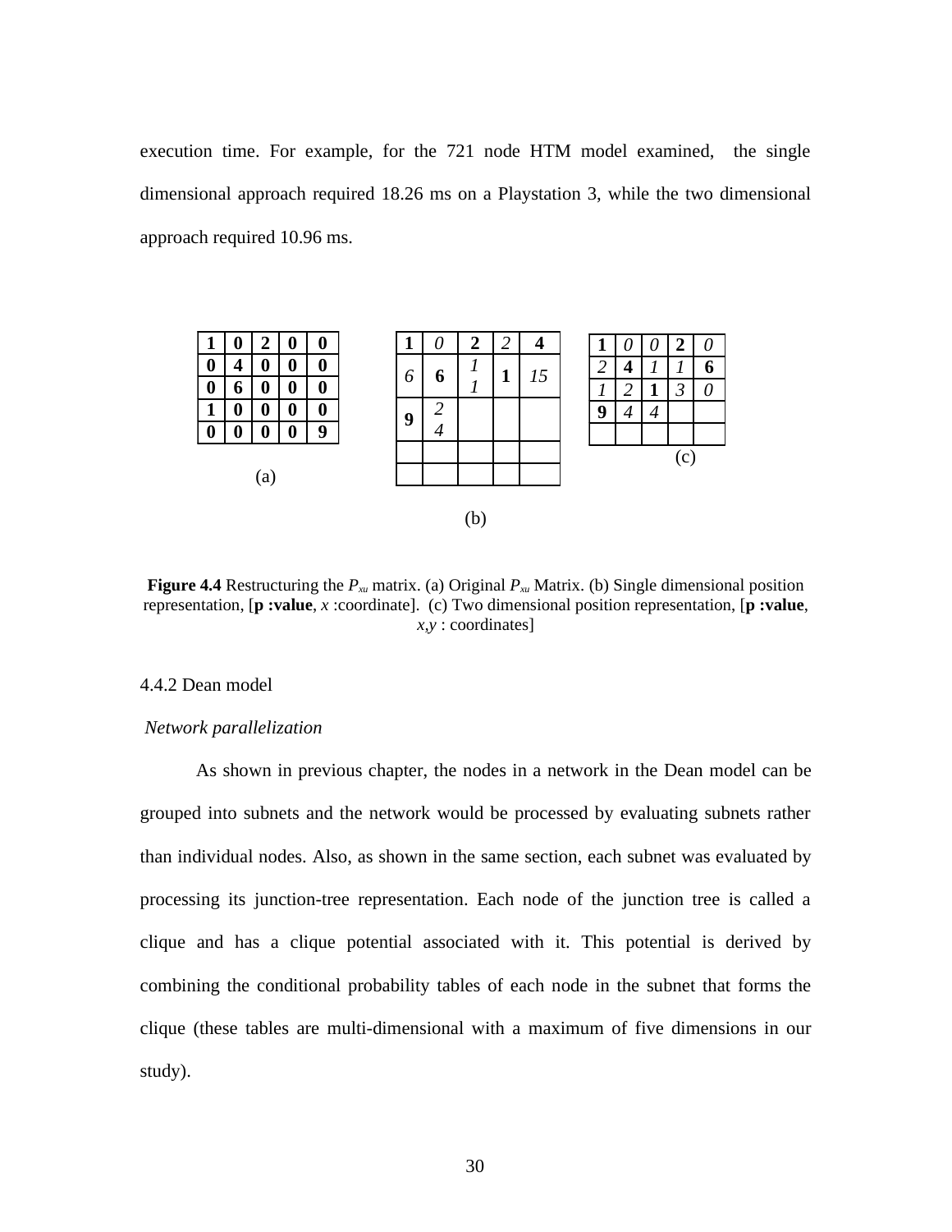execution time. For example, for the 721 node HTM model examined, the single dimensional approach required 18.26 ms on a Playstation 3, while the two dimensional approach required 10.96 ms.

(a)

| **1** | **0** | **2** | **0** | **0** |
|---|---|---|---|---|
| **0** | **4** | **0** | **0** | **0** |
| **0** | **6** | **0** | **0** | **0** |
| **1** | **0** | **0** | **0** | **0** |
| **0** | **0** | **0** | **0** | **9** |

(b)

| **1** | *0* | **2** | *2* | **4** |
|---|---|---|---|---|
| *6* | **6** | *11* | **1** | *15* |
| **9** | *24* | | | |
| | | | | |
| | | | | |

(c)

| **1** | *0* | *0* | **2** | *0* |
|---|---|---|---|---|
| *2* | **4** | *1* | *1* | **6** |
| *1* | *2* | **1** | *3* | *0* |
| **9** | *4* | *4* | | |
| | | | | |

**Figure 4.4** Restructuring the $P_{xu}$ matrix. (a) Original $P_{xu}$ Matrix. (b) Single dimensional position representation, [**p :value**, *x* :coordinate]. (c) Two dimensional position representation, [**p :value**, *x,y* : coordinates]

4.4.2 Dean model

*Network parallelization*

As shown in previous chapter, the nodes in a network in the Dean model can be grouped into subnets and the network would be processed by evaluating subnets rather than individual nodes. Also, as shown in the same section, each subnet was evaluated by processing its junction-tree representation. Each node of the junction tree is called a clique and has a clique potential associated with it. This potential is derived by combining the conditional probability tables of each node in the subnet that forms the clique (these tables are multi-dimensional with a maximum of five dimensions in our study).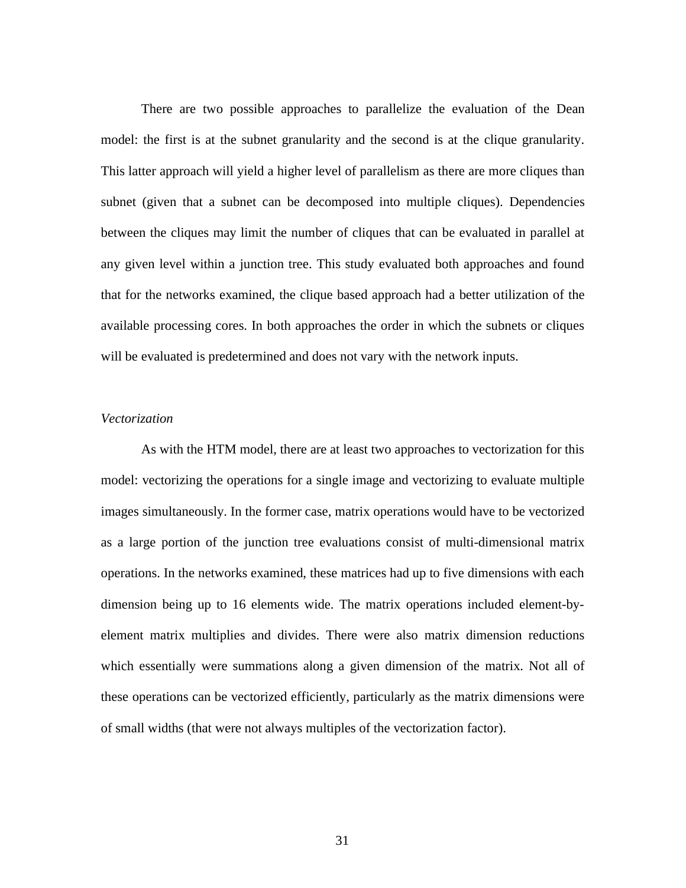There are two possible approaches to parallelize the evaluation of the Dean model: the first is at the subnet granularity and the second is at the clique granularity. This latter approach will yield a higher level of parallelism as there are more cliques than subnet (given that a subnet can be decomposed into multiple cliques). Dependencies between the cliques may limit the number of cliques that can be evaluated in parallel at any given level within a junction tree. This study evaluated both approaches and found that for the networks examined, the clique based approach had a better utilization of the available processing cores. In both approaches the order in which the subnets or cliques will be evaluated is predetermined and does not vary with the network inputs.

*Vectorization*

As with the HTM model, there are at least two approaches to vectorization for this model: vectorizing the operations for a single image and vectorizing to evaluate multiple images simultaneously. In the former case, matrix operations would have to be vectorized as a large portion of the junction tree evaluations consist of multi-dimensional matrix operations. In the networks examined, these matrices had up to five dimensions with each dimension being up to 16 elements wide. The matrix operations included element-by-element matrix multiplies and divides. There were also matrix dimension reductions which essentially were summations along a given dimension of the matrix. Not all of these operations can be vectorized efficiently, particularly as the matrix dimensions were of small widths (that were not always multiples of the vectorization factor).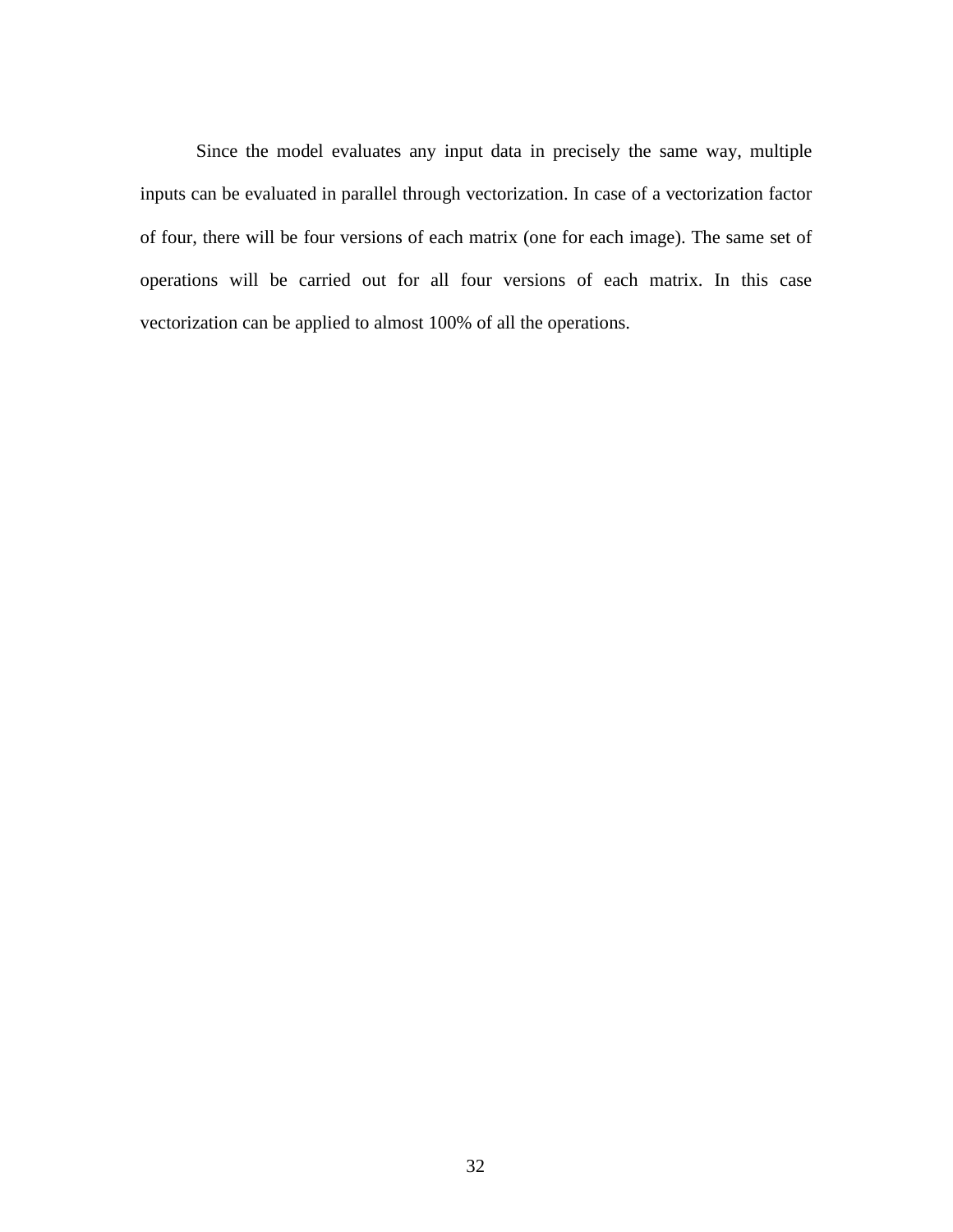Since the model evaluates any input data in precisely the same way, multiple inputs can be evaluated in parallel through vectorization. In case of a vectorization factor of four, there will be four versions of each matrix (one for each image). The same set of operations will be carried out for all four versions of each matrix. In this case vectorization can be applied to almost 100% of all the operations.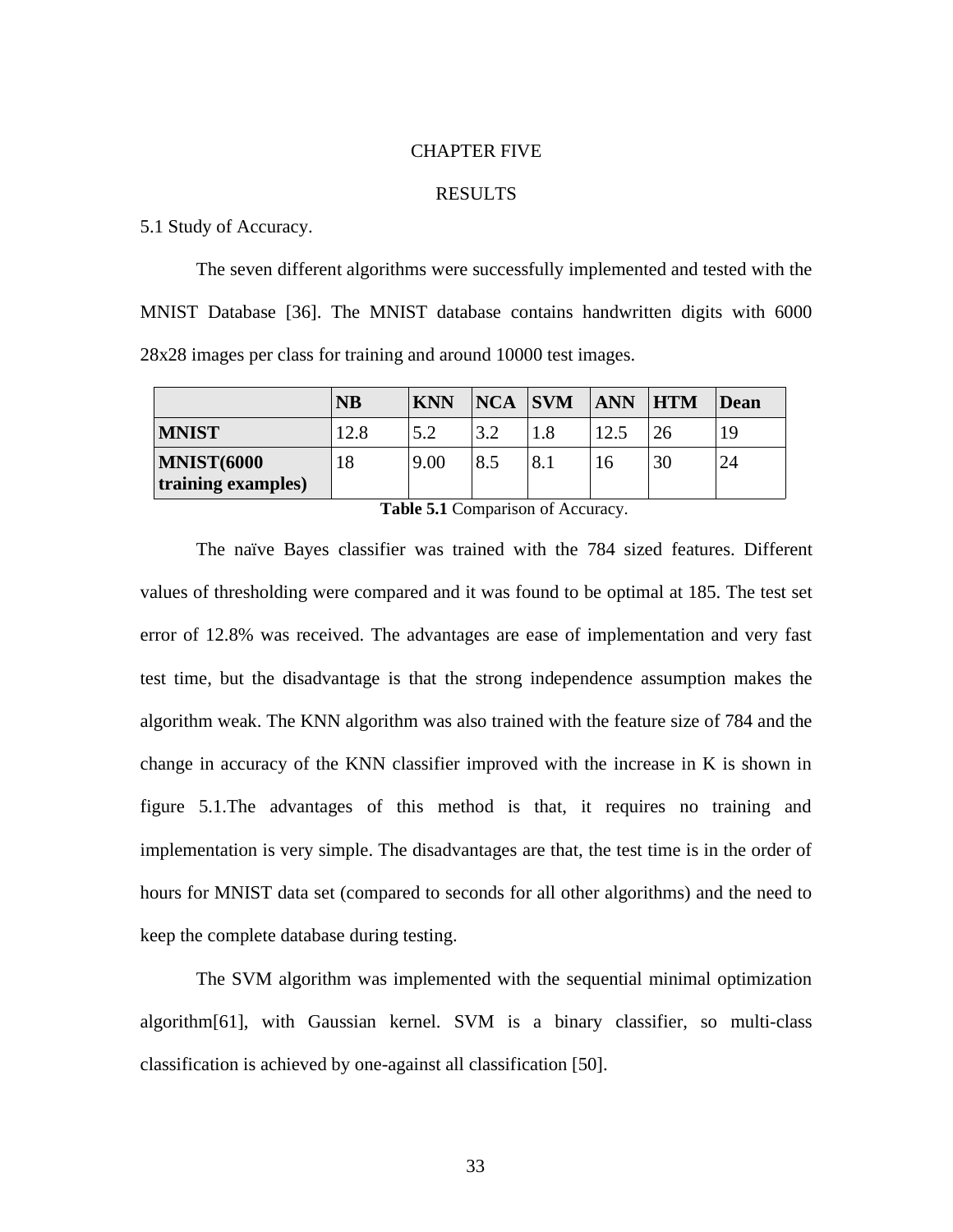# CHAPTER FIVE

## RESULTS

### 5.1 Study of Accuracy.

The seven different algorithms were successfully implemented and tested with the MNIST Database [36]. The MNIST database contains handwritten digits with 6000 28x28 images per class for training and around 10000 test images.

| | **NB** | **KNN** | **NCA** | **SVM** | **ANN** | **HTM** | **Dean** |
|---|---|---|---|---|---|---|---|
| **MNIST** | 12.8 | 5.2 | 3.2 | 1.8 | 12.5 | 26 | 19 |
| **MNIST(6000 training examples)** | 18 | 9.00 | 8.5 | 8.1 | 16 | 30 | 24 |

**Table 5.1** Comparison of Accuracy.

The naïve Bayes classifier was trained with the 784 sized features. Different values of thresholding were compared and it was found to be optimal at 185. The test set error of 12.8% was received. The advantages are ease of implementation and very fast test time, but the disadvantage is that the strong independence assumption makes the algorithm weak. The KNN algorithm was also trained with the feature size of 784 and the change in accuracy of the KNN classifier improved with the increase in K is shown in figure 5.1.The advantages of this method is that, it requires no training and implementation is very simple. The disadvantages are that, the test time is in the order of hours for MNIST data set (compared to seconds for all other algorithms) and the need to keep the complete database during testing.

The SVM algorithm was implemented with the sequential minimal optimization algorithm[61], with Gaussian kernel. SVM is a binary classifier, so multi-class classification is achieved by one-against all classification [50].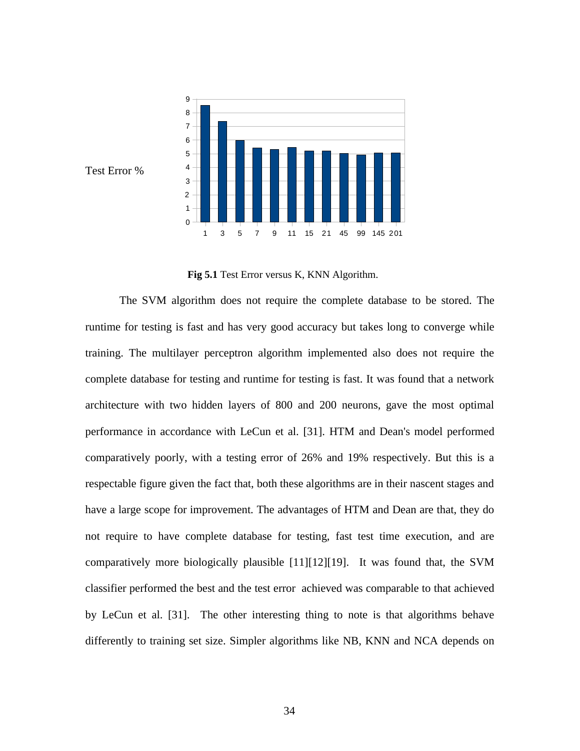Test Error %

**Fig 5.1** Test Error versus K, KNN Algorithm.

The SVM algorithm does not require the complete database to be stored. The runtime for testing is fast and has very good accuracy but takes long to converge while training. The multilayer perceptron algorithm implemented also does not require the complete database for testing and runtime for testing is fast. It was found that a network architecture with two hidden layers of 800 and 200 neurons, gave the most optimal performance in accordance with LeCun et al. [31]. HTM and Dean's model performed comparatively poorly, with a testing error of 26% and 19% respectively. But this is a respectable figure given the fact that, both these algorithms are in their nascent stages and have a large scope for improvement. The advantages of HTM and Dean are that, they do not require to have complete database for testing, fast test time execution, and are comparatively more biologically plausible [11][12][19]. It was found that, the SVM classifier performed the best and the test error achieved was comparable to that achieved by LeCun et al. [31]. The other interesting thing to note is that algorithms behave differently to training set size. Simpler algorithms like NB, KNN and NCA depends on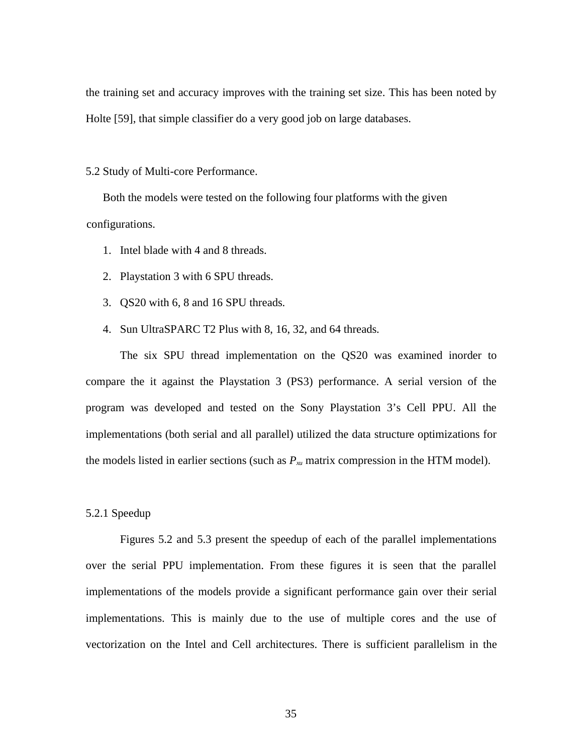the training set and accuracy improves with the training set size. This has been noted by Holte [59], that simple classifier do a very good job on large databases.

## 5.2 Study of Multi-core Performance.

Both the models were tested on the following four platforms with the given configurations.

1. Intel blade with 4 and 8 threads.
2. Playstation 3 with 6 SPU threads.
3. QS20 with 6, 8 and 16 SPU threads.
4. Sun UltraSPARC T2 Plus with 8, 16, 32, and 64 threads.

The six SPU thread implementation on the QS20 was examined inorder to compare the it against the Playstation 3 (PS3) performance. A serial version of the program was developed and tested on the Sony Playstation 3's Cell PPU. All the implementations (both serial and all parallel) utilized the data structure optimizations for the models listed in earlier sections (such as $P_{xu}$ matrix compression in the HTM model).

### 5.2.1 Speedup

Figures 5.2 and 5.3 present the speedup of each of the parallel implementations over the serial PPU implementation. From these figures it is seen that the parallel implementations of the models provide a significant performance gain over their serial implementations. This is mainly due to the use of multiple cores and the use of vectorization on the Intel and Cell architectures. There is sufficient parallelism in the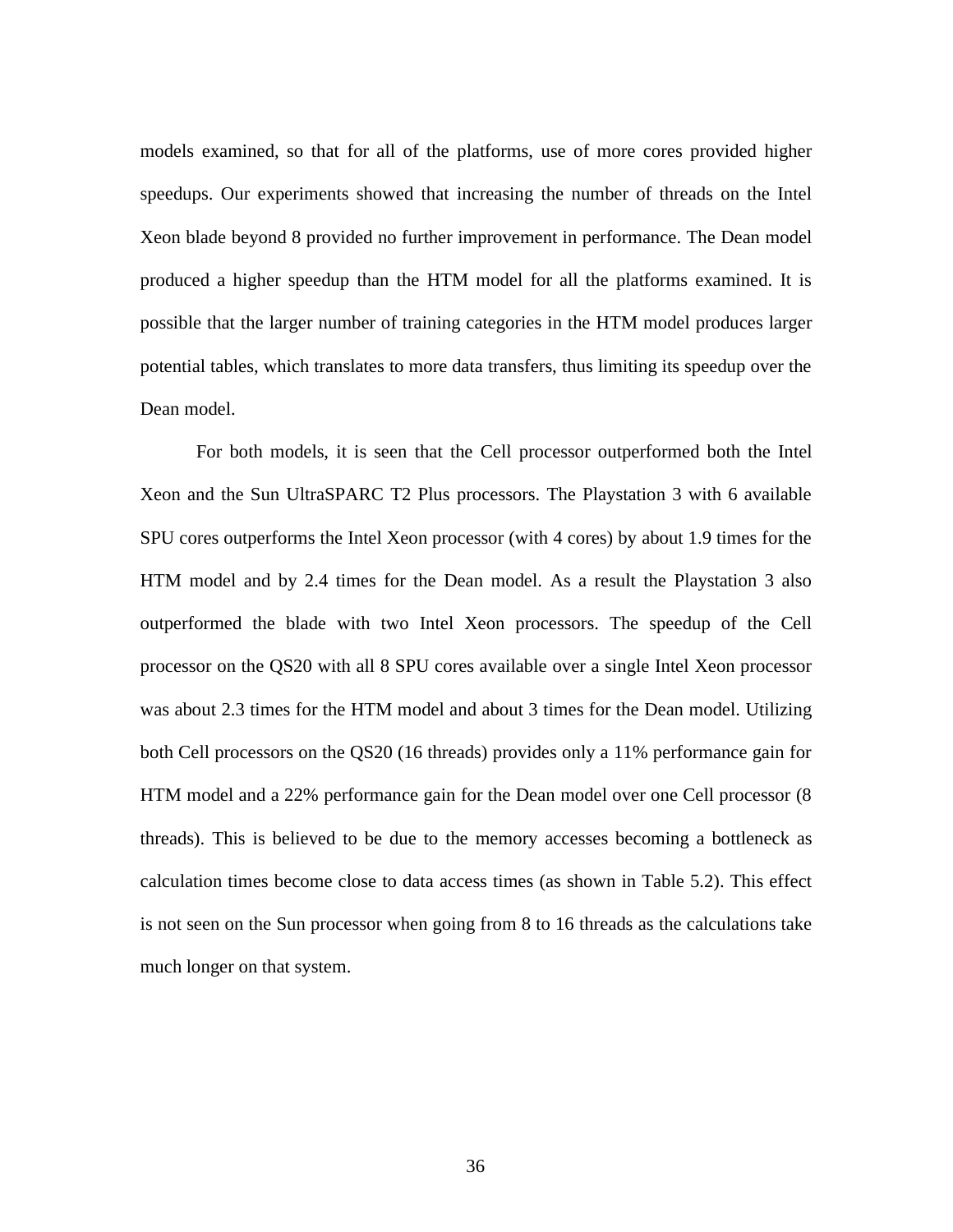models examined, so that for all of the platforms, use of more cores provided higher speedups. Our experiments showed that increasing the number of threads on the Intel Xeon blade beyond 8 provided no further improvement in performance. The Dean model produced a higher speedup than the HTM model for all the platforms examined. It is possible that the larger number of training categories in the HTM model produces larger potential tables, which translates to more data transfers, thus limiting its speedup over the Dean model.

For both models, it is seen that the Cell processor outperformed both the Intel Xeon and the Sun UltraSPARC T2 Plus processors. The Playstation 3 with 6 available SPU cores outperforms the Intel Xeon processor (with 4 cores) by about 1.9 times for the HTM model and by 2.4 times for the Dean model. As a result the Playstation 3 also outperformed the blade with two Intel Xeon processors. The speedup of the Cell processor on the QS20 with all 8 SPU cores available over a single Intel Xeon processor was about 2.3 times for the HTM model and about 3 times for the Dean model. Utilizing both Cell processors on the QS20 (16 threads) provides only a 11% performance gain for HTM model and a 22% performance gain for the Dean model over one Cell processor (8 threads). This is believed to be due to the memory accesses becoming a bottleneck as calculation times become close to data access times (as shown in Table 5.2). This effect is not seen on the Sun processor when going from 8 to 16 threads as the calculations take much longer on that system.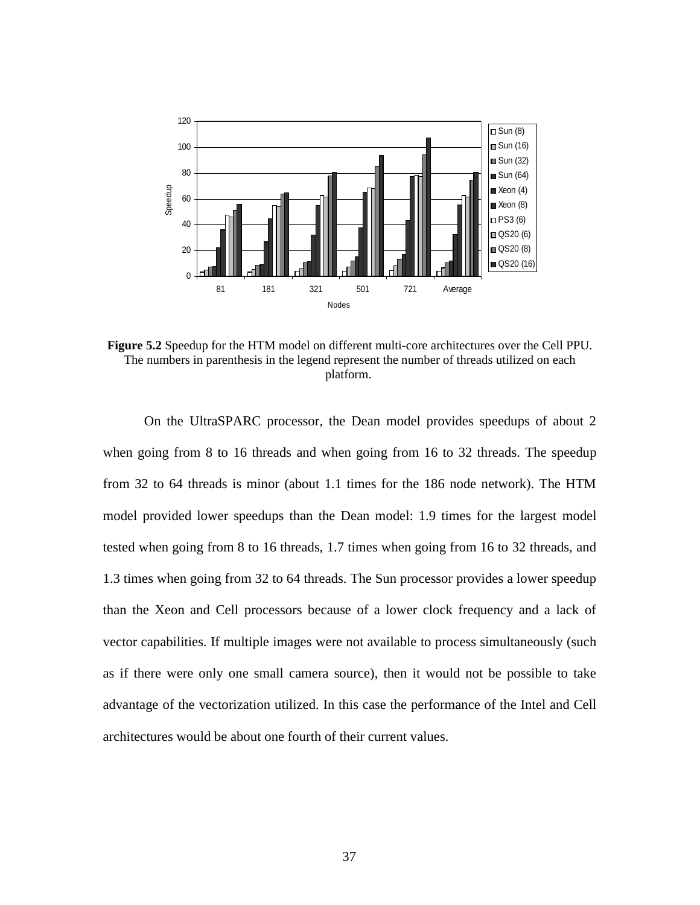**Figure 5.2** Speedup for the HTM model on different multi-core architectures over the Cell PPU. The numbers in parenthesis in the legend represent the number of threads utilized on each platform.

On the UltraSPARC processor, the Dean model provides speedups of about 2 when going from 8 to 16 threads and when going from 16 to 32 threads. The speedup from 32 to 64 threads is minor (about 1.1 times for the 186 node network). The HTM model provided lower speedups than the Dean model: 1.9 times for the largest model tested when going from 8 to 16 threads, 1.7 times when going from 16 to 32 threads, and 1.3 times when going from 32 to 64 threads. The Sun processor provides a lower speedup than the Xeon and Cell processors because of a lower clock frequency and a lack of vector capabilities. If multiple images were not available to process simultaneously (such as if there were only one small camera source), then it would not be possible to take advantage of the vectorization utilized. In this case the performance of the Intel and Cell architectures would be about one fourth of their current values.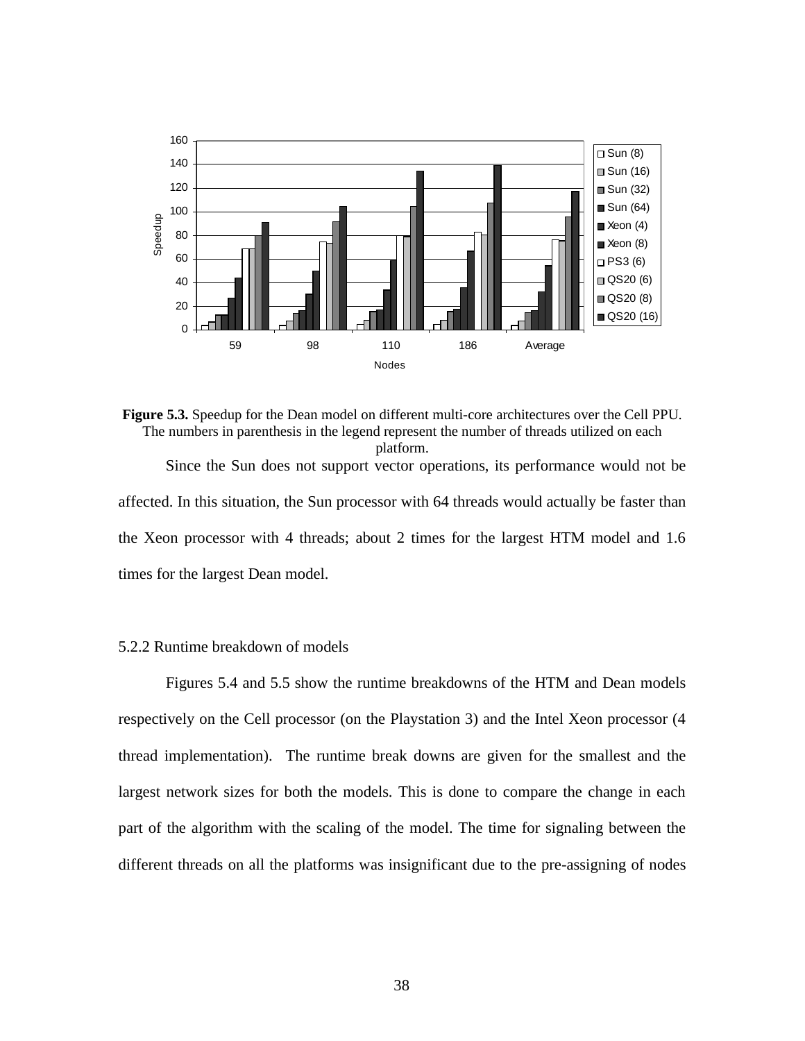**Figure 5.3.** Speedup for the Dean model on different multi-core architectures over the Cell PPU. The numbers in parenthesis in the legend represent the number of threads utilized on each platform.

Since the Sun does not support vector operations, its performance would not be affected. In this situation, the Sun processor with 64 threads would actually be faster than the Xeon processor with 4 threads; about 2 times for the largest HTM model and 1.6 times for the largest Dean model.

### 5.2.2 Runtime breakdown of models

Figures 5.4 and 5.5 show the runtime breakdowns of the HTM and Dean models respectively on the Cell processor (on the Playstation 3) and the Intel Xeon processor (4 thread implementation). The runtime break downs are given for the smallest and the largest network sizes for both the models. This is done to compare the change in each part of the algorithm with the scaling of the model. The time for signaling between the different threads on all the platforms was insignificant due to the pre-assigning of nodes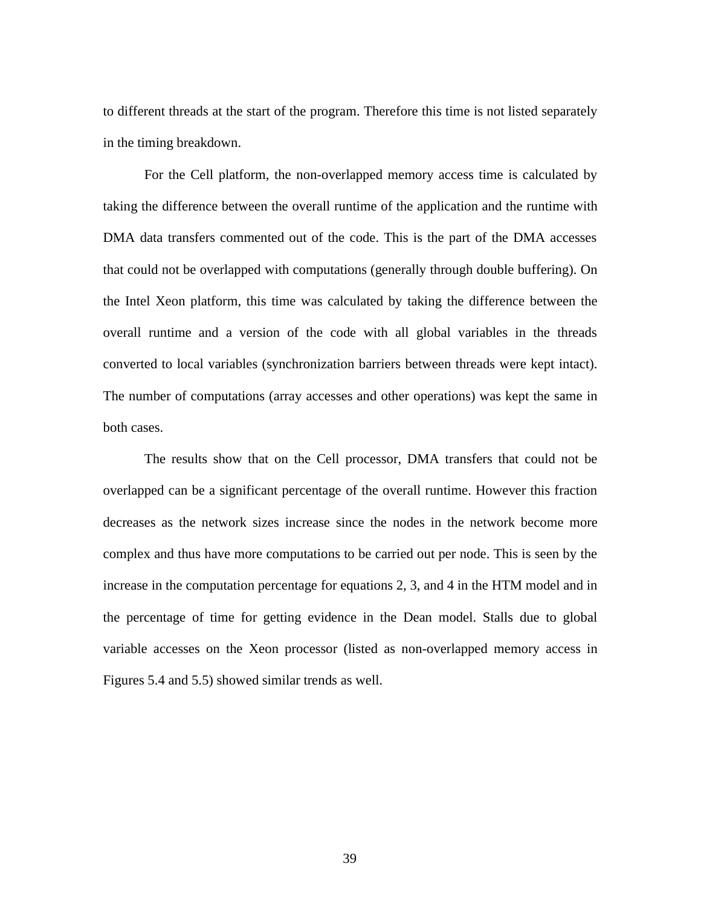to different threads at the start of the program. Therefore this time is not listed separately in the timing breakdown.

For the Cell platform, the non-overlapped memory access time is calculated by taking the difference between the overall runtime of the application and the runtime with DMA data transfers commented out of the code. This is the part of the DMA accesses that could not be overlapped with computations (generally through double buffering). On the Intel Xeon platform, this time was calculated by taking the difference between the overall runtime and a version of the code with all global variables in the threads converted to local variables (synchronization barriers between threads were kept intact). The number of computations (array accesses and other operations) was kept the same in both cases.

The results show that on the Cell processor, DMA transfers that could not be overlapped can be a significant percentage of the overall runtime. However this fraction decreases as the network sizes increase since the nodes in the network become more complex and thus have more computations to be carried out per node. This is seen by the increase in the computation percentage for equations 2, 3, and 4 in the HTM model and in the percentage of time for getting evidence in the Dean model. Stalls due to global variable accesses on the Xeon processor (listed as non-overlapped memory access in Figures 5.4 and 5.5) showed similar trends as well.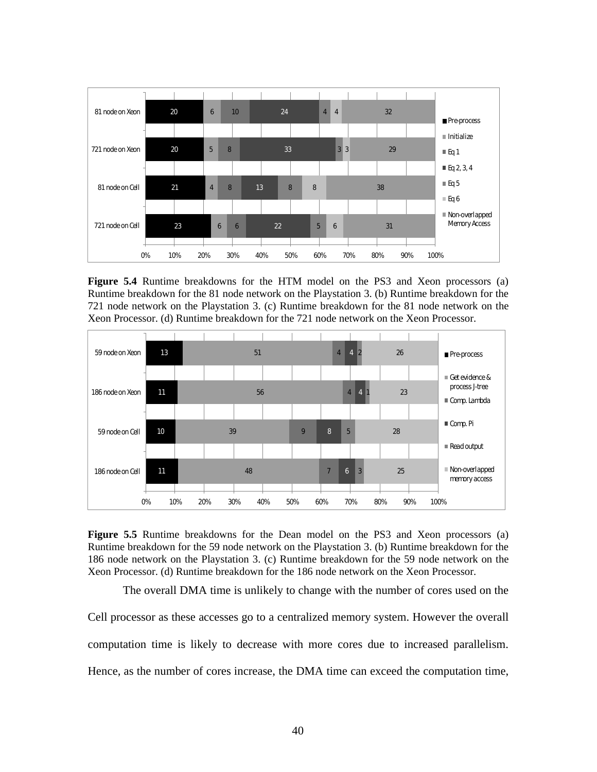| | Pre-process | Initialize | Eq 1 | Eq 2, 3, 4 | Eq 5 | Eq 6 | Non-overlapped Memory Access |
|---|---|---|---|---|---|---|---|
| 81 node on Xeon | 20 | 6 | 10 | 24 | 4 | 4 | 32 |
| 721 node on Xeon | 20 | 5 | 8 | 33 | 3 | 3 | 29 |
| 81 node on Cell | 21 | 4 | 8 | 13 | 8 | 8 | 38 |
| 721 node on Cell | 23 | 6 | 6 | 22 | 5 | 6 | 31 |

**Figure 5.4** Runtime breakdowns for the HTM model on the PS3 and Xeon processors (a) Runtime breakdown for the 81 node network on the Playstation 3. (b) Runtime breakdown for the 721 node network on the Playstation 3. (c) Runtime breakdown for the 81 node network on the Xeon Processor. (d) Runtime breakdown for the 721 node network on the Xeon Processor.

| | Pre-process | Get evidence & process J-tree | Comp. Lambda | Comp. Pi | Read output | Non-overlapped memory access |
|---|---|---|---|---|---|---|
| 59 node on Xeon | 13 | 51 | 4 | 4 | 2 | 26 |
| 186 node on Xeon | 11 | 56 | 4 | 4 | 1 | 23 |
| 59 node on Cell | 10 | 39 | 9 | 8 | 5 | 28 |
| 186 node on Cell | 11 | 48 | 7 | 6 | 3 | 25 |

**Figure 5.5** Runtime breakdowns for the Dean model on the PS3 and Xeon processors (a) Runtime breakdown for the 59 node network on the Playstation 3. (b) Runtime breakdown for the 186 node network on the Playstation 3. (c) Runtime breakdown for the 59 node network on the Xeon Processor. (d) Runtime breakdown for the 186 node network on the Xeon Processor.

The overall DMA time is unlikely to change with the number of cores used on the Cell processor as these accesses go to a centralized memory system. However the overall computation time is likely to decrease with more cores due to increased parallelism. Hence, as the number of cores increase, the DMA time can exceed the computation time,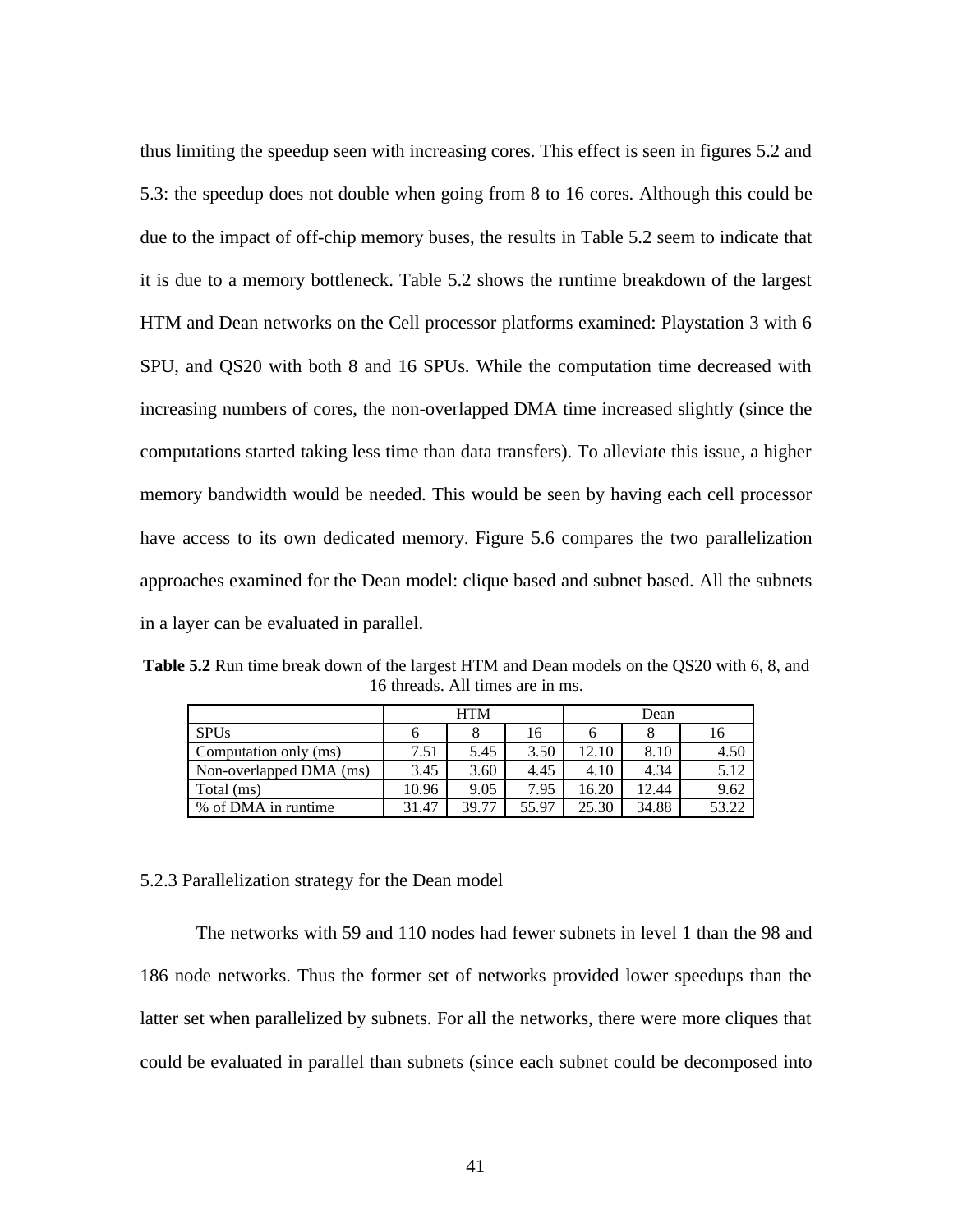thus limiting the speedup seen with increasing cores. This effect is seen in figures 5.2 and 5.3: the speedup does not double when going from 8 to 16 cores. Although this could be due to the impact of off-chip memory buses, the results in Table 5.2 seem to indicate that it is due to a memory bottleneck. Table 5.2 shows the runtime breakdown of the largest HTM and Dean networks on the Cell processor platforms examined: Playstation 3 with 6 SPU, and QS20 with both 8 and 16 SPUs. While the computation time decreased with increasing numbers of cores, the non-overlapped DMA time increased slightly (since the computations started taking less time than data transfers). To alleviate this issue, a higher memory bandwidth would be needed. This would be seen by having each cell processor have access to its own dedicated memory. Figure 5.6 compares the two parallelization approaches examined for the Dean model: clique based and subnet based. All the subnets in a layer can be evaluated in parallel.

**Table 5.2** Run time break down of the largest HTM and Dean models on the QS20 with 6, 8, and 16 threads. All times are in ms.

| | HTM | | | Dean | | |
|---|---|---|---|---|---|---|
| SPUs | 6 | 8 | 16 | 6 | 8 | 16 |
| Computation only (ms) | 7.51 | 5.45 | 3.50 | 12.10 | 8.10 | 4.50 |
| Non-overlapped DMA (ms) | 3.45 | 3.60 | 4.45 | 4.10 | 4.34 | 5.12 |
| Total (ms) | 10.96 | 9.05 | 7.95 | 16.20 | 12.44 | 9.62 |
| % of DMA in runtime | 31.47 | 39.77 | 55.97 | 25.30 | 34.88 | 53.22 |

### 5.2.3 Parallelization strategy for the Dean model

The networks with 59 and 110 nodes had fewer subnets in level 1 than the 98 and 186 node networks. Thus the former set of networks provided lower speedups than the latter set when parallelized by subnets. For all the networks, there were more cliques that could be evaluated in parallel than subnets (since each subnet could be decomposed into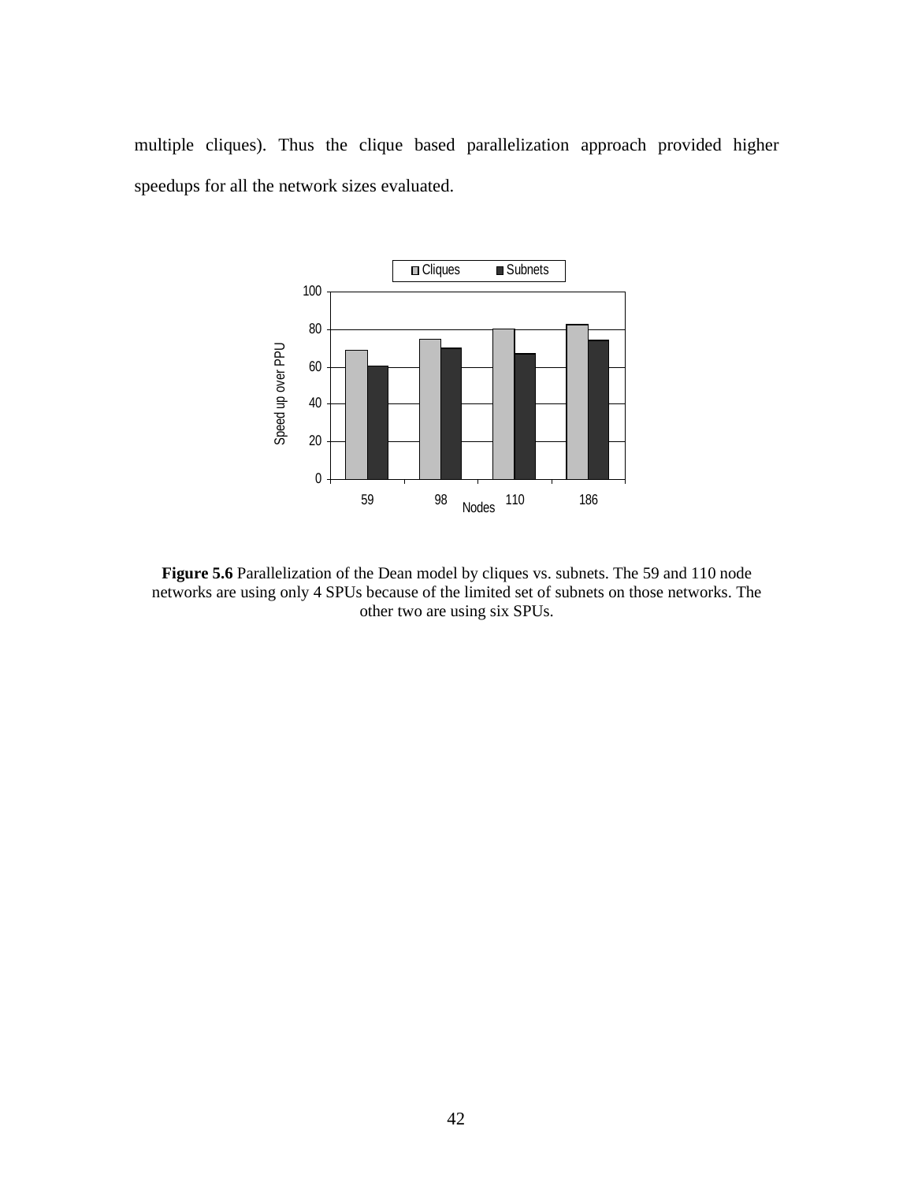multiple cliques). Thus the clique based parallelization approach provided higher speedups for all the network sizes evaluated.

**Figure 5.6** Parallelization of the Dean model by cliques vs. subnets. The 59 and 110 node networks are using only 4 SPUs because of the limited set of subnets on those networks. The other two are using six SPUs.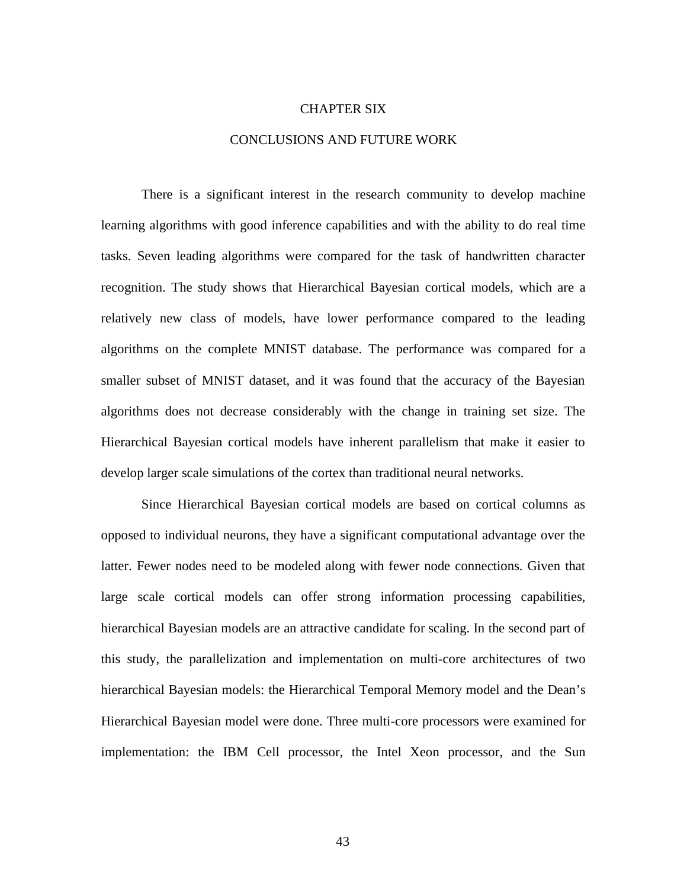# CHAPTER SIX

## CONCLUSIONS AND FUTURE WORK

There is a significant interest in the research community to develop machine learning algorithms with good inference capabilities and with the ability to do real time tasks. Seven leading algorithms were compared for the task of handwritten character recognition. The study shows that Hierarchical Bayesian cortical models, which are a relatively new class of models, have lower performance compared to the leading algorithms on the complete MNIST database. The performance was compared for a smaller subset of MNIST dataset, and it was found that the accuracy of the Bayesian algorithms does not decrease considerably with the change in training set size. The Hierarchical Bayesian cortical models have inherent parallelism that make it easier to develop larger scale simulations of the cortex than traditional neural networks.

Since Hierarchical Bayesian cortical models are based on cortical columns as opposed to individual neurons, they have a significant computational advantage over the latter. Fewer nodes need to be modeled along with fewer node connections. Given that large scale cortical models can offer strong information processing capabilities, hierarchical Bayesian models are an attractive candidate for scaling. In the second part of this study, the parallelization and implementation on multi-core architectures of two hierarchical Bayesian models: the Hierarchical Temporal Memory model and the Dean's Hierarchical Bayesian model were done. Three multi-core processors were examined for implementation: the IBM Cell processor, the Intel Xeon processor, and the Sun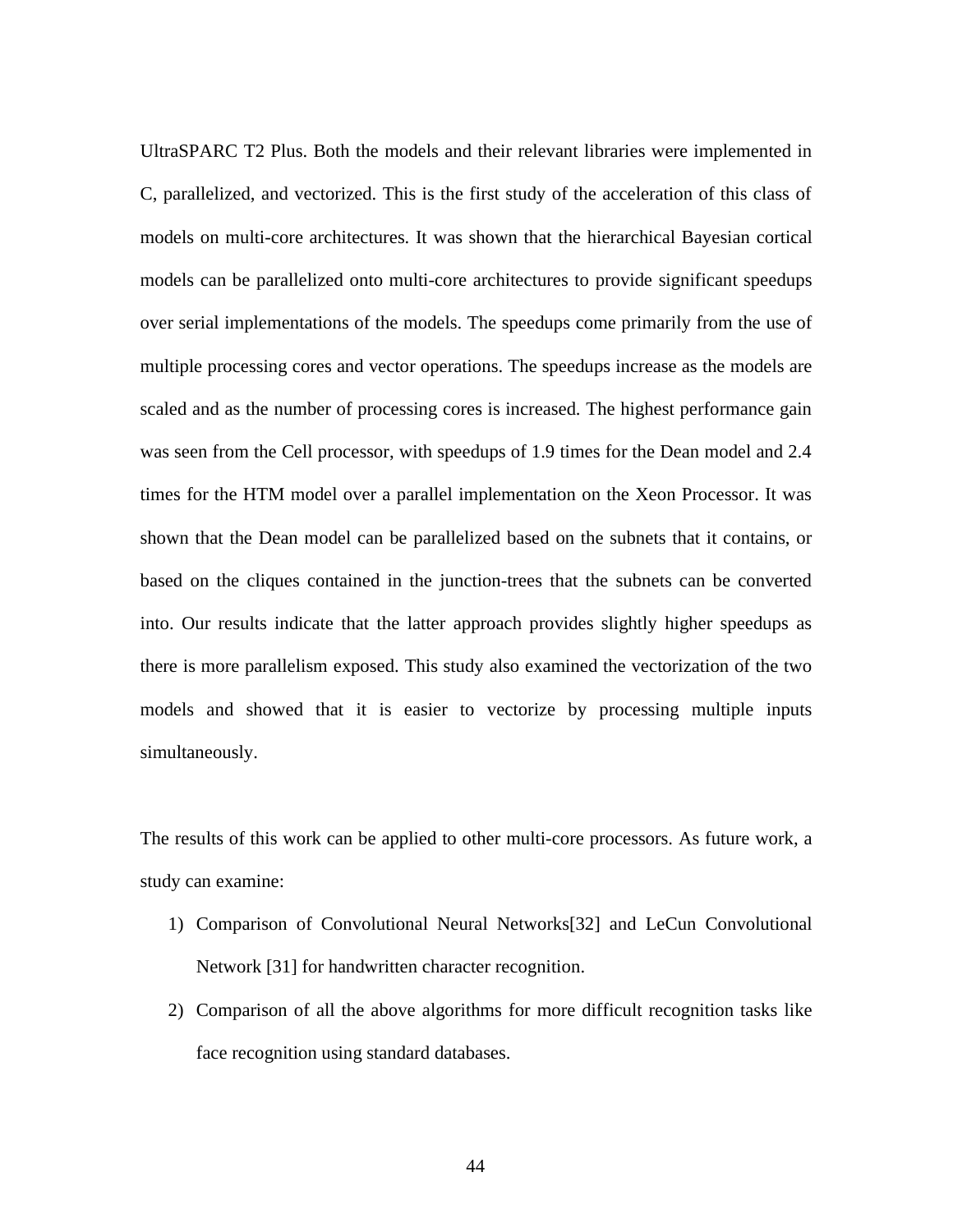UltraSPARC T2 Plus. Both the models and their relevant libraries were implemented in C, parallelized, and vectorized. This is the first study of the acceleration of this class of models on multi-core architectures. It was shown that the hierarchical Bayesian cortical models can be parallelized onto multi-core architectures to provide significant speedups over serial implementations of the models. The speedups come primarily from the use of multiple processing cores and vector operations. The speedups increase as the models are scaled and as the number of processing cores is increased. The highest performance gain was seen from the Cell processor, with speedups of 1.9 times for the Dean model and 2.4 times for the HTM model over a parallel implementation on the Xeon Processor. It was shown that the Dean model can be parallelized based on the subnets that it contains, or based on the cliques contained in the junction-trees that the subnets can be converted into. Our results indicate that the latter approach provides slightly higher speedups as there is more parallelism exposed. This study also examined the vectorization of the two models and showed that it is easier to vectorize by processing multiple inputs simultaneously.

The results of this work can be applied to other multi-core processors. As future work, a study can examine:

1) Comparison of Convolutional Neural Networks[32] and LeCun Convolutional Network [31] for handwritten character recognition.
2) Comparison of all the above algorithms for more difficult recognition tasks like face recognition using standard databases.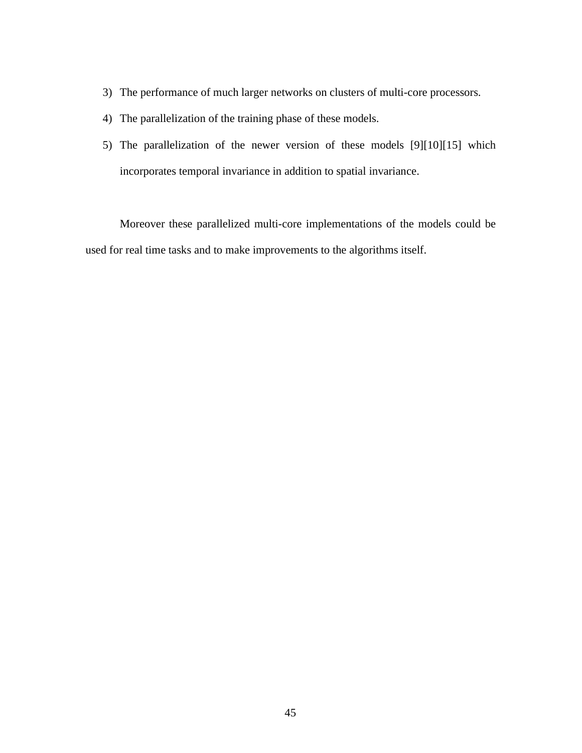3) The performance of much larger networks on clusters of multi-core processors.
4) The parallelization of the training phase of these models.
5) The parallelization of the newer version of these models [9][10][15] which incorporates temporal invariance in addition to spatial invariance.

Moreover these parallelized multi-core implementations of the models could be used for real time tasks and to make improvements to the algorithms itself.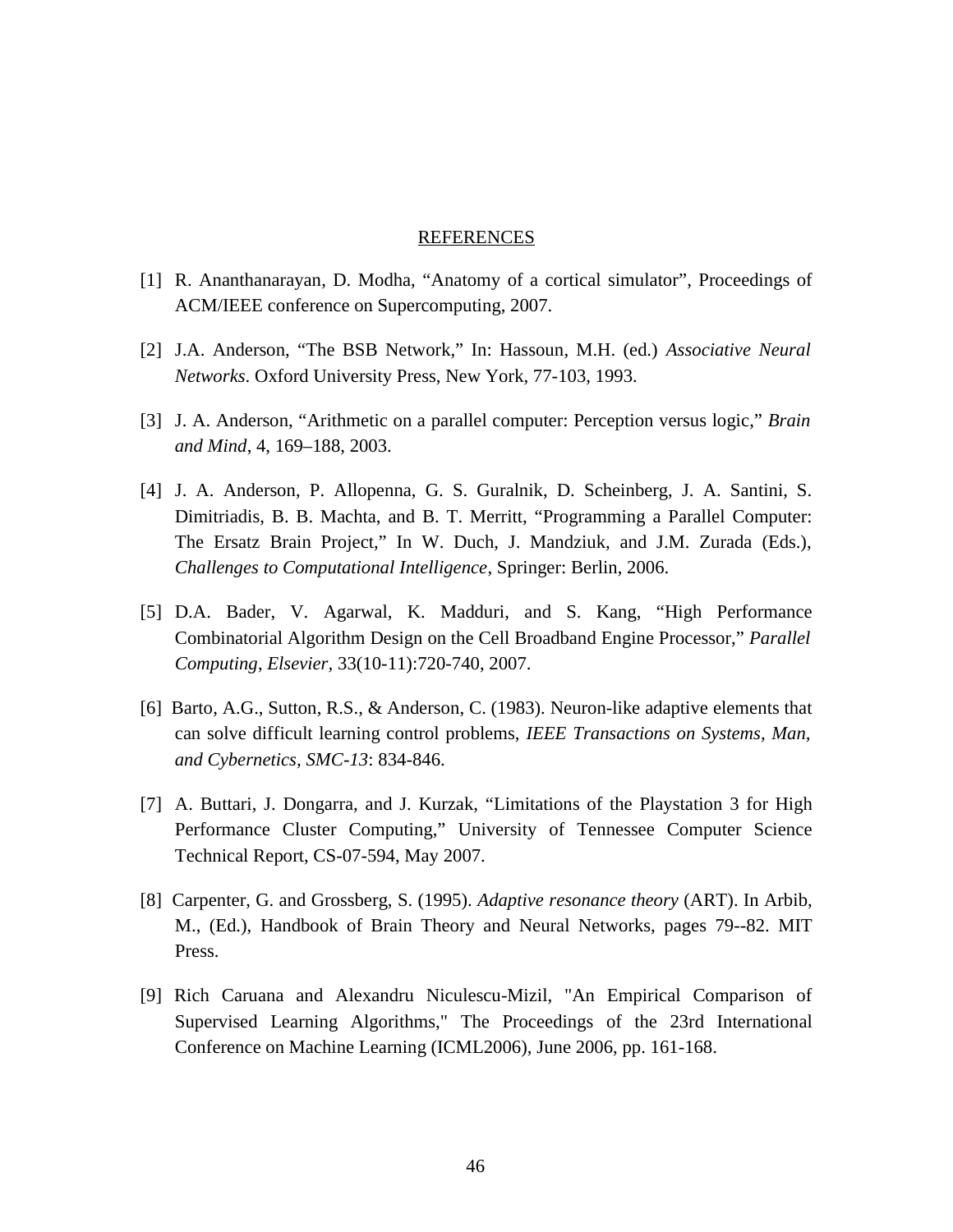# REFERENCES

[1] R. Ananthanarayan, D. Modha, “Anatomy of a cortical simulator”, Proceedings of ACM/IEEE conference on Supercomputing, 2007.

[2] J.A. Anderson, “The BSB Network,” In: Hassoun, M.H. (ed.) *Associative Neural Networks*. Oxford University Press, New York, 77-103, 1993.

[3] J. A. Anderson, “Arithmetic on a parallel computer: Perception versus logic,” *Brain and Mind*, 4, 169–188, 2003.

[4] J. A. Anderson, P. Allopenna, G. S. Guralnik, D. Scheinberg, J. A. Santini, S. Dimitriadis, B. B. Machta, and B. T. Merritt, “Programming a Parallel Computer: The Ersatz Brain Project,” In W. Duch, J. Mandziuk, and J.M. Zurada (Eds.), *Challenges to Computational Intelligence*, Springer: Berlin, 2006.

[5] D.A. Bader, V. Agarwal, K. Madduri, and S. Kang, “High Performance Combinatorial Algorithm Design on the Cell Broadband Engine Processor,” *Parallel Computing*, *Elsevier*, 33(10-11):720-740, 2007.

[6] Barto, A.G., Sutton, R.S., & Anderson, C. (1983). Neuron-like adaptive elements that can solve difficult learning control problems, *IEEE Transactions on Systems, Man, and Cybernetics, SMC-13*: 834-846.

[7] A. Buttari, J. Dongarra, and J. Kurzak, “Limitations of the Playstation 3 for High Performance Cluster Computing,” University of Tennessee Computer Science Technical Report, CS-07-594, May 2007.

[8] Carpenter, G. and Grossberg, S. (1995). *Adaptive resonance theory* (ART). In Arbib, M., (Ed.), Handbook of Brain Theory and Neural Networks, pages 79--82. MIT Press.

[9] Rich Caruana and Alexandru Niculescu-Mizil, "An Empirical Comparison of Supervised Learning Algorithms," The Proceedings of the 23rd International Conference on Machine Learning (ICML2006), June 2006, pp. 161-168.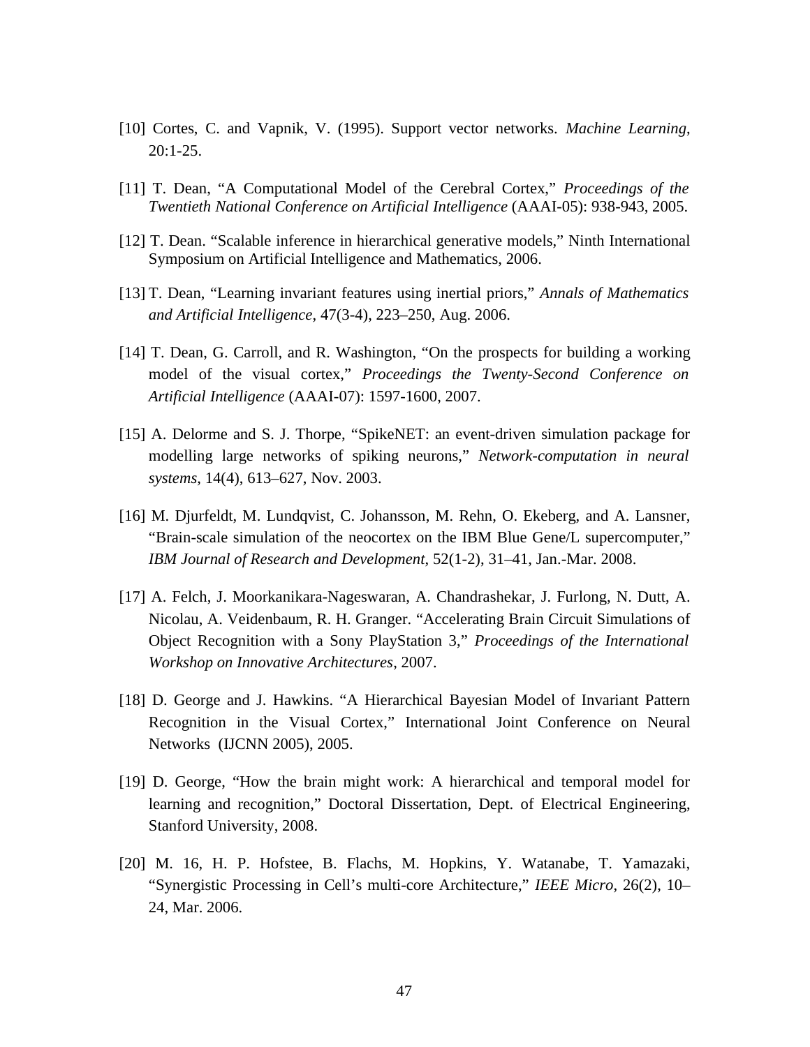[10] Cortes, C. and Vapnik, V. (1995). Support vector networks. *Machine Learning*, 20:1-25.

[11] T. Dean, "A Computational Model of the Cerebral Cortex," *Proceedings of the Twentieth National Conference on Artificial Intelligence* (AAAI-05): 938-943, 2005.

[12] T. Dean. "Scalable inference in hierarchical generative models," Ninth International Symposium on Artificial Intelligence and Mathematics, 2006.

[13] T. Dean, "Learning invariant features using inertial priors," *Annals of Mathematics and Artificial Intelligence*, 47(3-4), 223–250, Aug. 2006.

[14] T. Dean, G. Carroll, and R. Washington, "On the prospects for building a working model of the visual cortex," *Proceedings the Twenty-Second Conference on Artificial Intelligence* (AAAI-07): 1597-1600, 2007.

[15] A. Delorme and S. J. Thorpe, "SpikeNET: an event-driven simulation package for modelling large networks of spiking neurons," *Network-computation in neural systems*, 14(4), 613–627, Nov. 2003.

[16] M. Djurfeldt, M. Lundqvist, C. Johansson, M. Rehn, O. Ekeberg, and A. Lansner, "Brain-scale simulation of the neocortex on the IBM Blue Gene/L supercomputer," *IBM Journal of Research and Development*, 52(1-2), 31–41, Jan.-Mar. 2008.

[17] A. Felch, J. Moorkanikara-Nageswaran, A. Chandrashekar, J. Furlong, N. Dutt, A. Nicolau, A. Veidenbaum, R. H. Granger. "Accelerating Brain Circuit Simulations of Object Recognition with a Sony PlayStation 3," *Proceedings of the International Workshop on Innovative Architectures*, 2007.

[18] D. George and J. Hawkins. "A Hierarchical Bayesian Model of Invariant Pattern Recognition in the Visual Cortex," International Joint Conference on Neural Networks (IJCNN 2005), 2005.

[19] D. George, "How the brain might work: A hierarchical and temporal model for learning and recognition," Doctoral Dissertation, Dept. of Electrical Engineering, Stanford University, 2008.

[20] M. 16, H. P. Hofstee, B. Flachs, M. Hopkins, Y. Watanabe, T. Yamazaki, "Synergistic Processing in Cell's multi-core Architecture," *IEEE Micro*, 26(2), 10–24, Mar. 2006.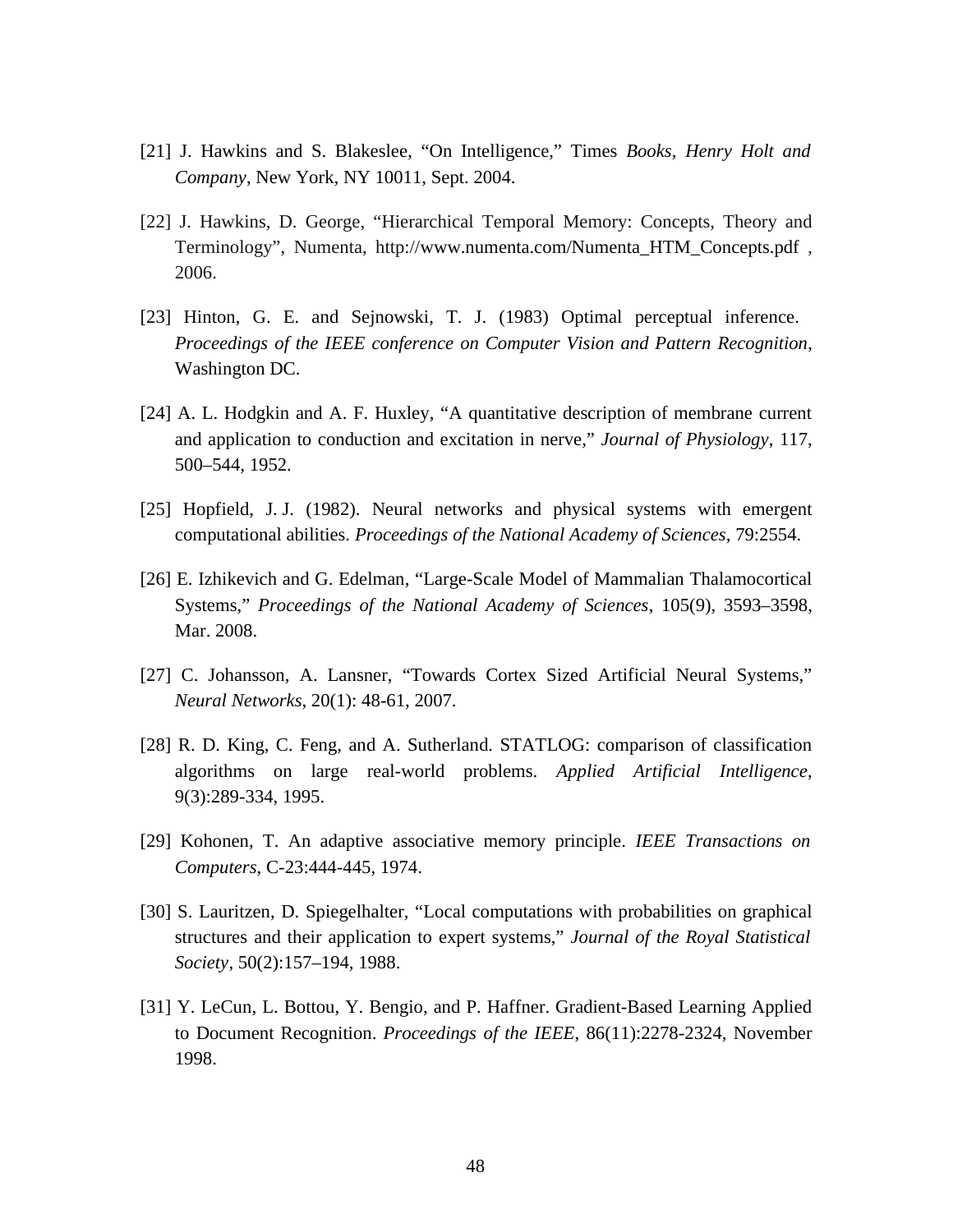[21] J. Hawkins and S. Blakeslee, "On Intelligence," Times *Books, Henry Holt and Company*, New York, NY 10011, Sept. 2004.

[22] J. Hawkins, D. George, "Hierarchical Temporal Memory: Concepts, Theory and Terminology", Numenta, http://www.numenta.com/Numenta_HTM_Concepts.pdf , 2006.

[23] Hinton, G. E. and Sejnowski, T. J. (1983) Optimal perceptual inference. *Proceedings of the IEEE conference on Computer Vision and Pattern Recognition*, Washington DC.

[24] A. L. Hodgkin and A. F. Huxley, "A quantitative description of membrane current and application to conduction and excitation in nerve," *Journal of Physiology*, 117, 500–544, 1952.

[25] Hopfield, J. J. (1982). Neural networks and physical systems with emergent computational abilities. *Proceedings of the National Academy of Sciences*, 79:2554.

[26] E. Izhikevich and G. Edelman, "Large-Scale Model of Mammalian Thalamocortical Systems," *Proceedings of the National Academy of Sciences*, 105(9), 3593–3598, Mar. 2008.

[27] C. Johansson, A. Lansner, "Towards Cortex Sized Artificial Neural Systems," *Neural Networks*, 20(1): 48-61, 2007.

[28] R. D. King, C. Feng, and A. Sutherland. STATLOG: comparison of classification algorithms on large real-world problems. *Applied Artificial Intelligence*, 9(3):289-334, 1995.

[29] Kohonen, T. An adaptive associative memory principle. *IEEE Transactions on Computers*, C-23:444-445, 1974.

[30] S. Lauritzen, D. Spiegelhalter, "Local computations with probabilities on graphical structures and their application to expert systems," *Journal of the Royal Statistical Society*, 50(2):157–194, 1988.

[31] Y. LeCun, L. Bottou, Y. Bengio, and P. Haffner. Gradient-Based Learning Applied to Document Recognition. *Proceedings of the IEEE*, 86(11):2278-2324, November 1998.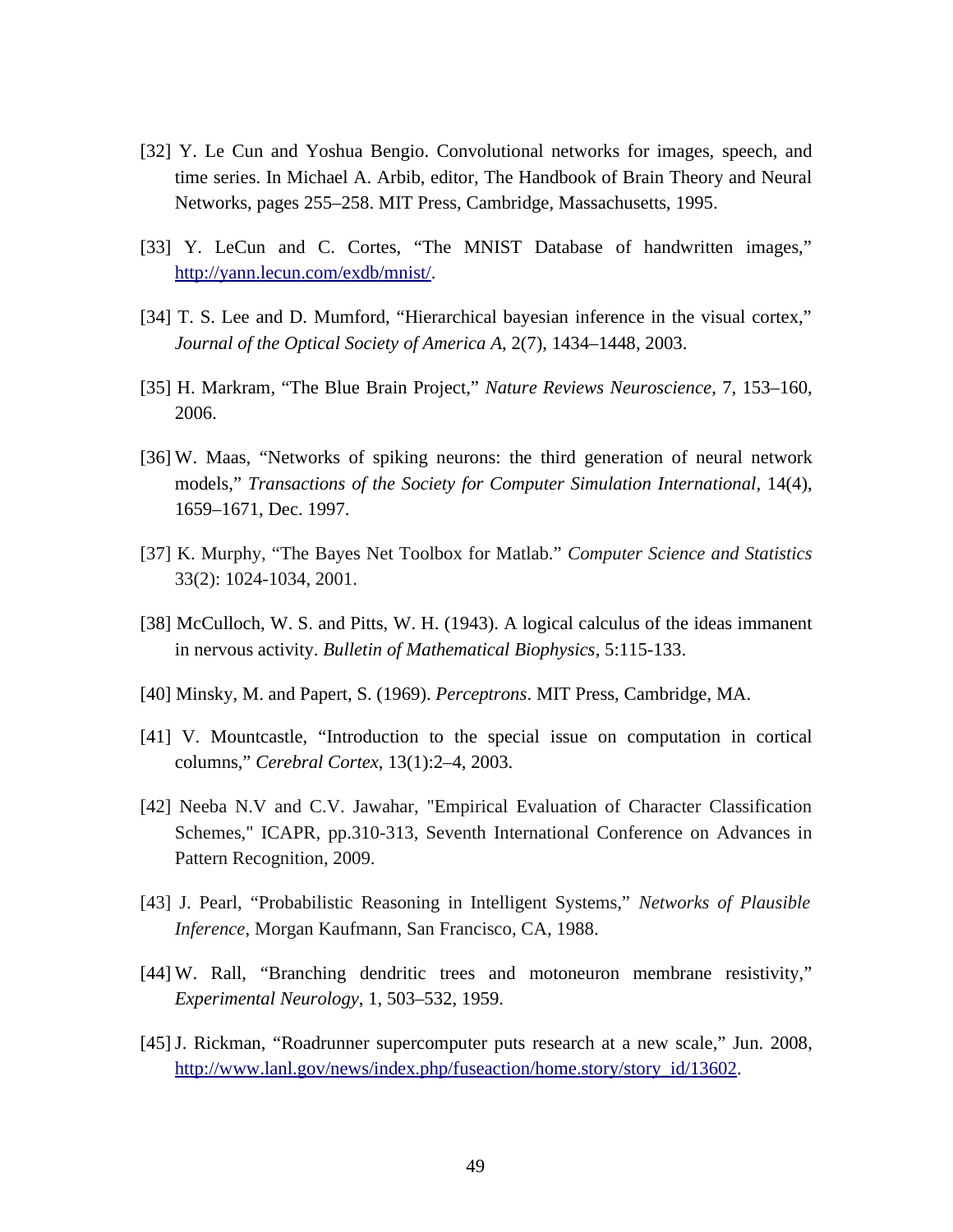[32] Y. Le Cun and Yoshua Bengio. Convolutional networks for images, speech, and time series. In Michael A. Arbib, editor, The Handbook of Brain Theory and Neural Networks, pages 255–258. MIT Press, Cambridge, Massachusetts, 1995.

[33] Y. LeCun and C. Cortes, "The MNIST Database of handwritten images," http://yann.lecun.com/exdb/mnist/.

[34] T. S. Lee and D. Mumford, "Hierarchical bayesian inference in the visual cortex," *Journal of the Optical Society of America A*, 2(7), 1434–1448, 2003.

[35] H. Markram, "The Blue Brain Project," *Nature Reviews Neuroscience*, 7, 153–160, 2006.

[36] W. Maas, "Networks of spiking neurons: the third generation of neural network models," *Transactions of the Society for Computer Simulation International*, 14(4), 1659–1671, Dec. 1997.

[37] K. Murphy, "The Bayes Net Toolbox for Matlab." *Computer Science and Statistics* 33(2): 1024-1034, 2001.

[38] McCulloch, W. S. and Pitts, W. H. (1943). A logical calculus of the ideas immanent in nervous activity. *Bulletin of Mathematical Biophysics*, 5:115-133.

[40] Minsky, M. and Papert, S. (1969). *Perceptrons*. MIT Press, Cambridge, MA.

[41] V. Mountcastle, "Introduction to the special issue on computation in cortical columns," *Cerebral Cortex*, 13(1):2–4, 2003.

[42] Neeba N.V and C.V. Jawahar, "Empirical Evaluation of Character Classification Schemes," ICAPR, pp.310-313, Seventh International Conference on Advances in Pattern Recognition, 2009.

[43] J. Pearl, "Probabilistic Reasoning in Intelligent Systems," *Networks of Plausible Inference*, Morgan Kaufmann, San Francisco, CA, 1988.

[44] W. Rall, "Branching dendritic trees and motoneuron membrane resistivity," *Experimental Neurology*, 1, 503–532, 1959.

[45] J. Rickman, "Roadrunner supercomputer puts research at a new scale," Jun. 2008, http://www.lanl.gov/news/index.php/fuseaction/home.story/story_id/13602.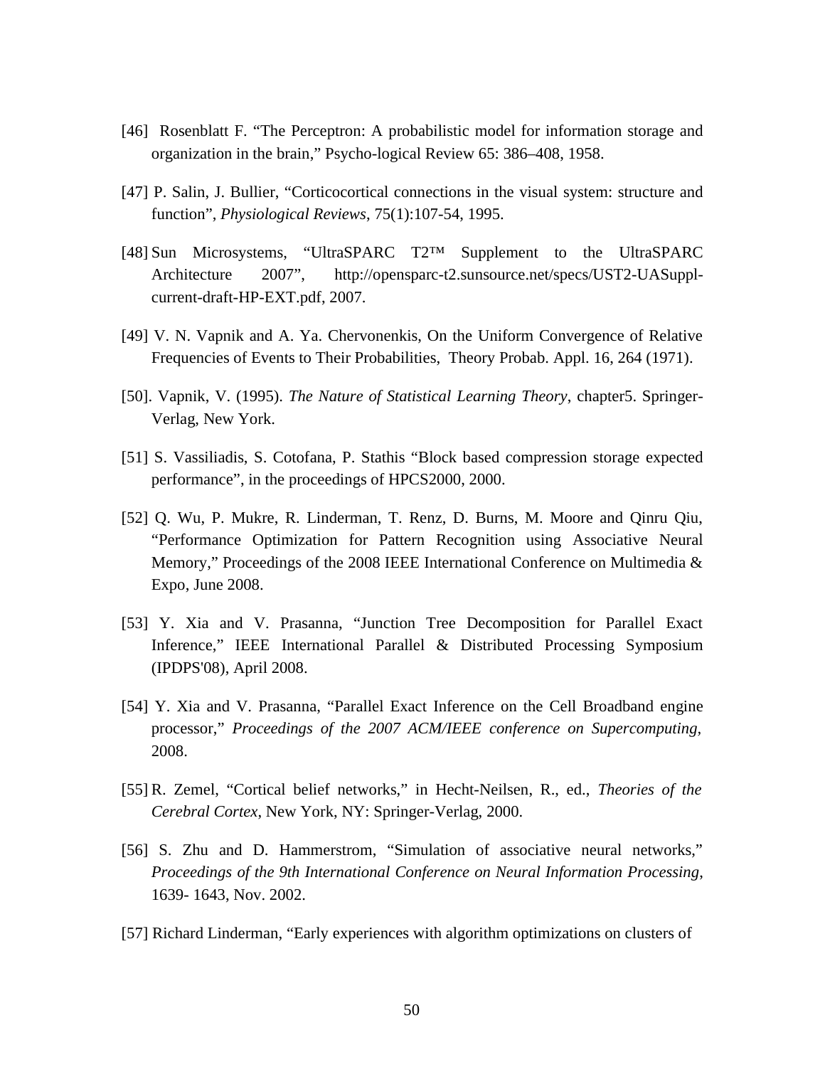[46]  Rosenblatt F. “The Perceptron: A probabilistic model for information storage and organization in the brain,” Psycho-logical Review 65: 386–408, 1958.

[47] P. Salin, J. Bullier, “Corticocortical connections in the visual system: structure and function”, *Physiological Reviews*, 75(1):107-54, 1995.

[48] Sun Microsystems, “UltraSPARC T2™ Supplement to the UltraSPARC Architecture 2007”, http://opensparc-t2.sunsource.net/specs/UST2-UASuppl-current-draft-HP-EXT.pdf, 2007.

[49] V. N. Vapnik and A. Ya. Chervonenkis, On the Uniform Convergence of Relative Frequencies of Events to Their Probabilities,  Theory Probab. Appl. 16, 264 (1971).

[50]. Vapnik, V. (1995). *The Nature of Statistical Learning Theory*, chapter5. Springer-Verlag, New York.

[51] S. Vassiliadis, S. Cotofana, P. Stathis “Block based compression storage expected performance”, in the proceedings of HPCS2000, 2000.

[52] Q. Wu, P. Mukre, R. Linderman, T. Renz, D. Burns, M. Moore and Qinru Qiu, “Performance Optimization for Pattern Recognition using Associative Neural Memory,” Proceedings of the 2008 IEEE International Conference on Multimedia & Expo, June 2008.

[53] Y. Xia and V. Prasanna, “Junction Tree Decomposition for Parallel Exact Inference,” IEEE International Parallel & Distributed Processing Symposium (IPDPS'08), April 2008.

[54] Y. Xia and V. Prasanna, “Parallel Exact Inference on the Cell Broadband engine processor,” *Proceedings of the 2007 ACM/IEEE conference on Supercomputing*, 2008.

[55] R. Zemel, “Cortical belief networks,” in Hecht-Neilsen, R., ed., *Theories of the Cerebral Cortex*, New York, NY: Springer-Verlag, 2000.

[56] S. Zhu and D. Hammerstrom, “Simulation of associative neural networks,” *Proceedings of the 9th International Conference on Neural Information Processing*, 1639- 1643, Nov. 2002.

[57] Richard Linderman, “Early experiences with algorithm optimizations on clusters of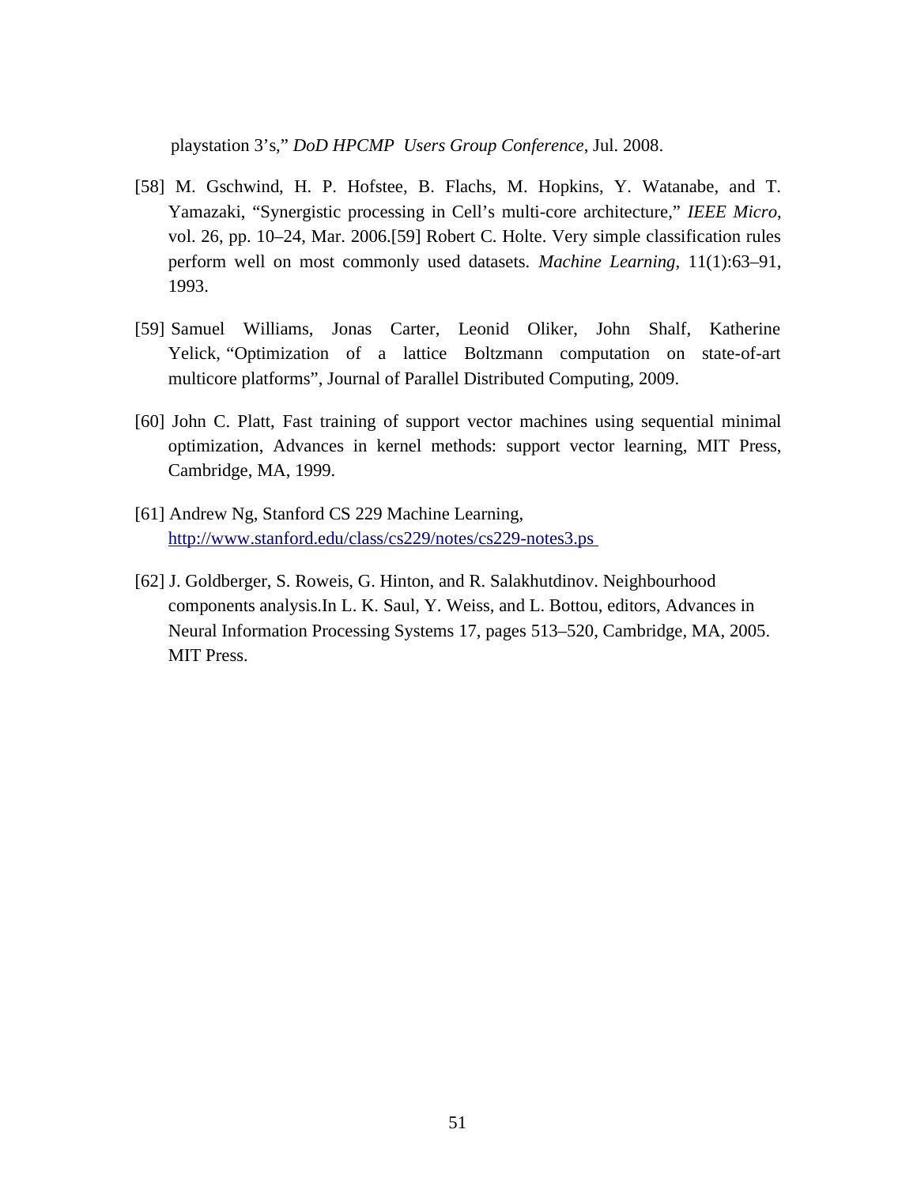playstation 3's," *DoD HPCMP Users Group Conference*, Jul. 2008.

[58] M. Gschwind, H. P. Hofstee, B. Flachs, M. Hopkins, Y. Watanabe, and T. Yamazaki, "Synergistic processing in Cell's multi-core architecture," *IEEE Micro*, vol. 26, pp. 10–24, Mar. 2006.[59] Robert C. Holte. Very simple classification rules perform well on most commonly used datasets. *Machine Learning*, 11(1):63–91, 1993.

[59] Samuel Williams, Jonas Carter, Leonid Oliker, John Shalf, Katherine Yelick, "Optimization of a lattice Boltzmann computation on state-of-art multicore platforms", Journal of Parallel Distributed Computing, 2009.

[60] John C. Platt, Fast training of support vector machines using sequential minimal optimization, Advances in kernel methods: support vector learning, MIT Press, Cambridge, MA, 1999.

[61] Andrew Ng, Stanford CS 229 Machine Learning, http://www.stanford.edu/class/cs229/notes/cs229-notes3.ps

[62] J. Goldberger, S. Roweis, G. Hinton, and R. Salakhutdinov. Neighbourhood components analysis.In L. K. Saul, Y. Weiss, and L. Bottou, editors, Advances in Neural Information Processing Systems 17, pages 513–520, Cambridge, MA, 2005. MIT Press.